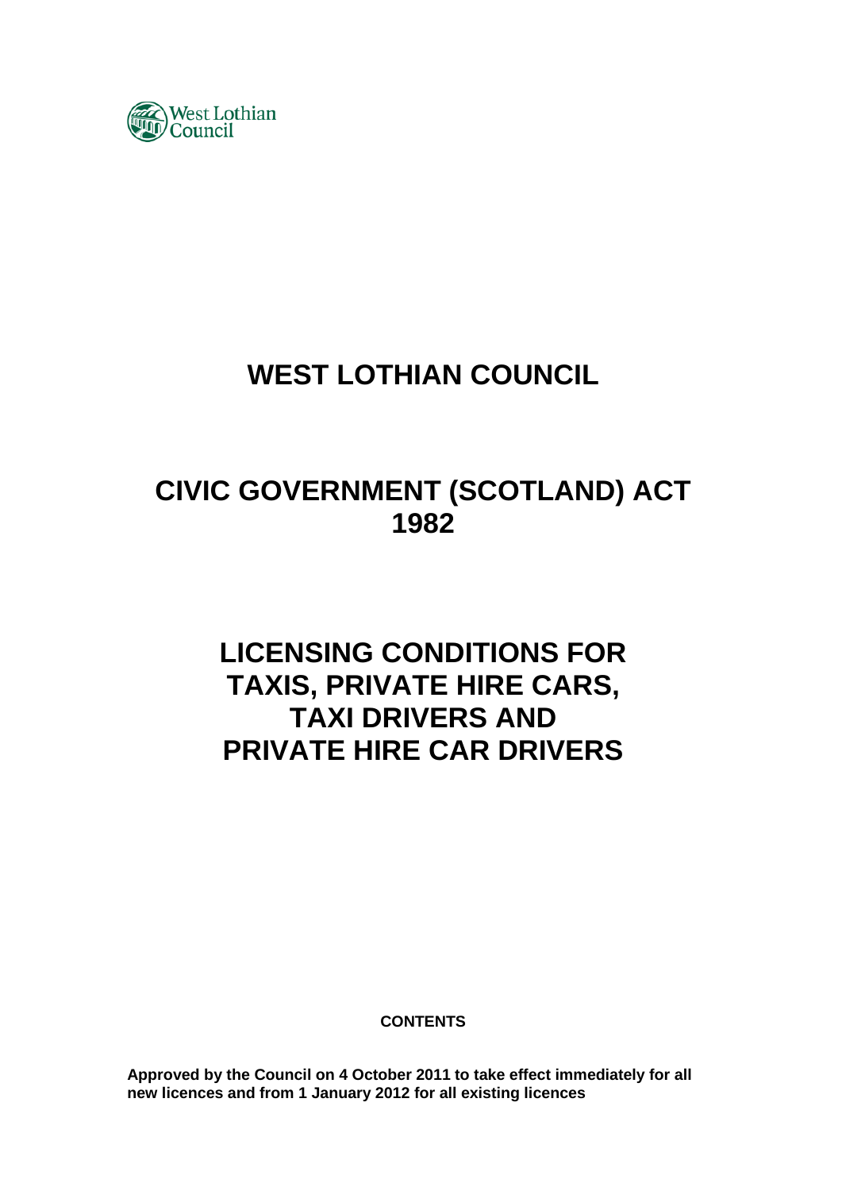West Lothian Council

# WEST LOTHIAN COUNCIL

# CIVIC GOVERNMENT (SCOTLAND) ACT 1982

# LICENSING CONDITIONS FOR TAXIS, PRIVATE HIRE CARS, TAXI DRIVERS AND PRIVATE HIRE CAR DRIVERS

**CONTENTS**

**Approved by the Council on 4 October 2011 to take effect immediately for all new licences and from 1 January 2012 for all existing licences**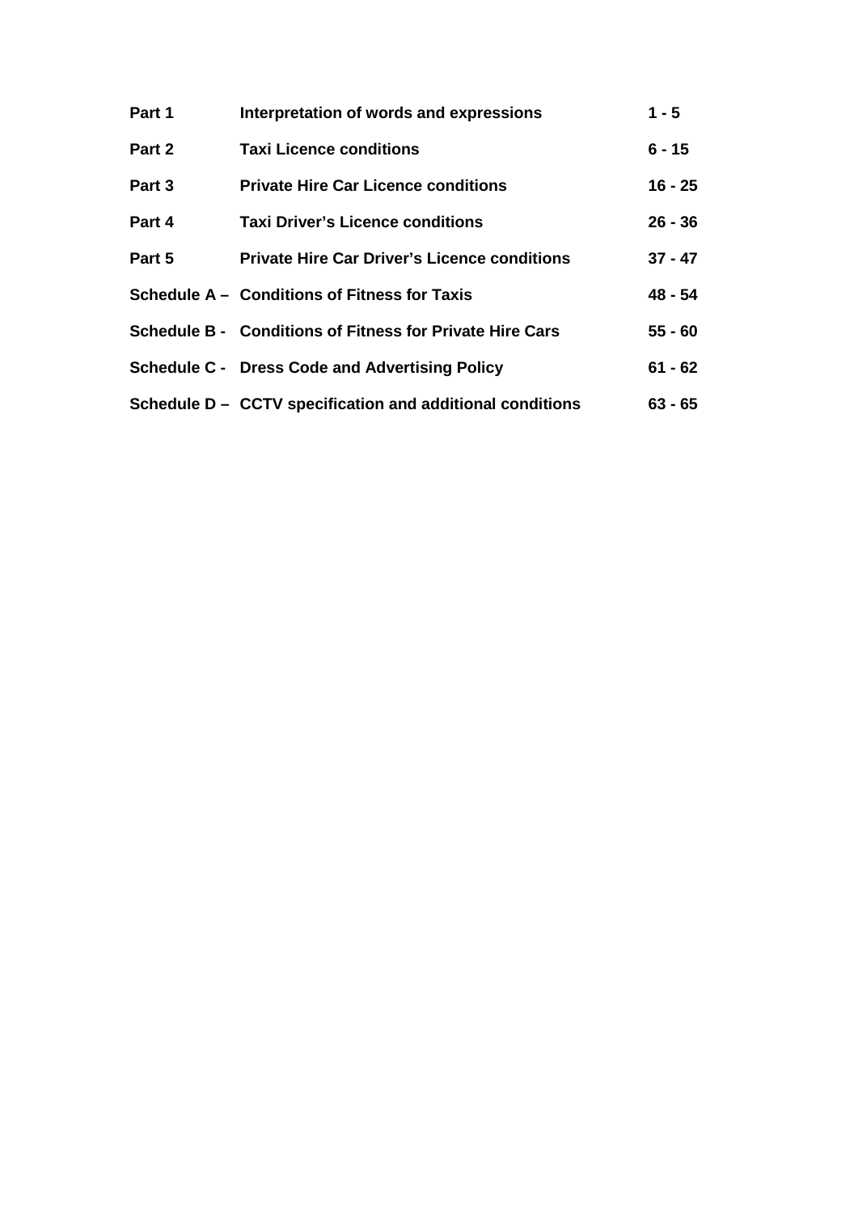| | | |
|---|---|---|
| **Part 1** | **Interpretation of words and expressions** | **1 - 5** |
| **Part 2** | **Taxi Licence conditions** | **6 - 15** |
| **Part 3** | **Private Hire Car Licence conditions** | **16 - 25** |
| **Part 4** | **Taxi Driver's Licence conditions** | **26 - 36** |
| **Part 5** | **Private Hire Car Driver's Licence conditions** | **37 - 47** |
| **Schedule A –** | **Conditions of Fitness for Taxis** | **48 - 54** |
| **Schedule B -** | **Conditions of Fitness for Private Hire Cars** | **55 - 60** |
| **Schedule C -** | **Dress Code and Advertising Policy** | **61 - 62** |
| **Schedule D –** | **CCTV specification and additional conditions** | **63 - 65** |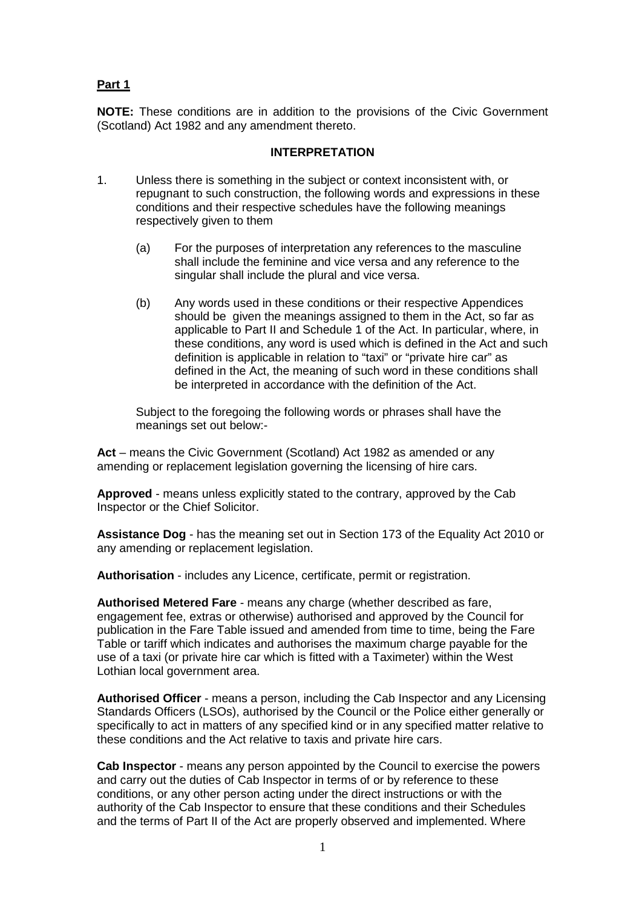**Part 1**

**NOTE:** These conditions are in addition to the provisions of the Civic Government (Scotland) Act 1982 and any amendment thereto.

**INTERPRETATION**

1. Unless there is something in the subject or context inconsistent with, or repugnant to such construction, the following words and expressions in these conditions and their respective schedules have the following meanings respectively given to them

   (a) For the purposes of interpretation any references to the masculine shall include the feminine and vice versa and any reference to the singular shall include the plural and vice versa.

   (b) Any words used in these conditions or their respective Appendices should be given the meanings assigned to them in the Act, so far as applicable to Part II and Schedule 1 of the Act. In particular, where, in these conditions, any word is used which is defined in the Act and such definition is applicable in relation to "taxi" or "private hire car" as defined in the Act, the meaning of such word in these conditions shall be interpreted in accordance with the definition of the Act.

   Subject to the foregoing the following words or phrases shall have the meanings set out below:-

**Act** – means the Civic Government (Scotland) Act 1982 as amended or any amending or replacement legislation governing the licensing of hire cars.

**Approved** - means unless explicitly stated to the contrary, approved by the Cab Inspector or the Chief Solicitor.

**Assistance Dog** - has the meaning set out in Section 173 of the Equality Act 2010 or any amending or replacement legislation.

**Authorisation** - includes any Licence, certificate, permit or registration.

**Authorised Metered Fare** - means any charge (whether described as fare, engagement fee, extras or otherwise) authorised and approved by the Council for publication in the Fare Table issued and amended from time to time, being the Fare Table or tariff which indicates and authorises the maximum charge payable for the use of a taxi (or private hire car which is fitted with a Taximeter) within the West Lothian local government area.

**Authorised Officer** - means a person, including the Cab Inspector and any Licensing Standards Officers (LSOs), authorised by the Council or the Police either generally or specifically to act in matters of any specified kind or in any specified matter relative to these conditions and the Act relative to taxis and private hire cars.

**Cab Inspector** - means any person appointed by the Council to exercise the powers and carry out the duties of Cab Inspector in terms of or by reference to these conditions, or any other person acting under the direct instructions or with the authority of the Cab Inspector to ensure that these conditions and their Schedules and the terms of Part II of the Act are properly observed and implemented. Where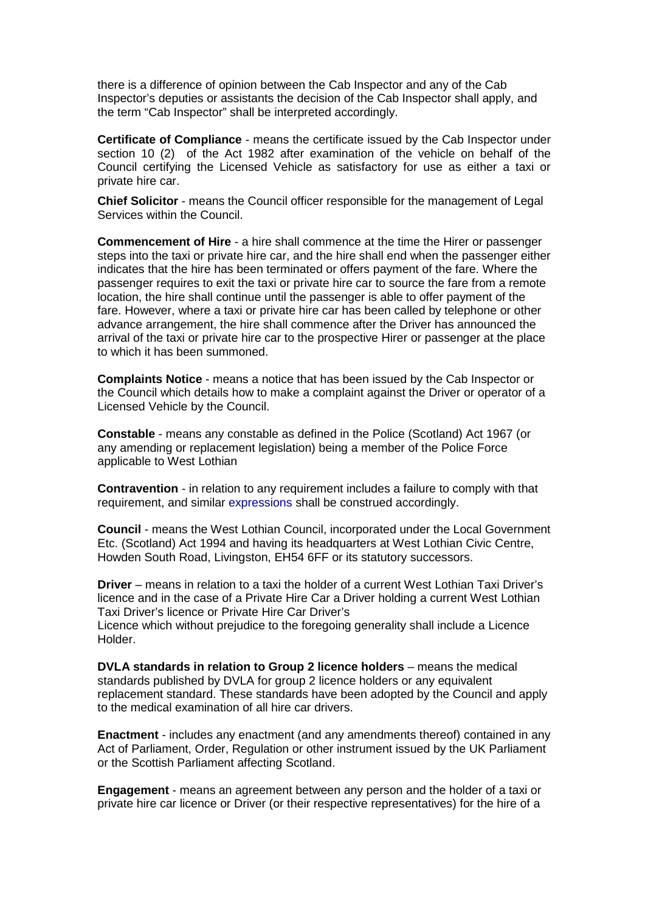there is a difference of opinion between the Cab Inspector and any of the Cab Inspector's deputies or assistants the decision of the Cab Inspector shall apply, and the term "Cab Inspector" shall be interpreted accordingly.

**Certificate of Compliance** - means the certificate issued by the Cab Inspector under section 10 (2) of the Act 1982 after examination of the vehicle on behalf of the Council certifying the Licensed Vehicle as satisfactory for use as either a taxi or private hire car.

**Chief Solicitor** - means the Council officer responsible for the management of Legal Services within the Council.

**Commencement of Hire** - a hire shall commence at the time the Hirer or passenger steps into the taxi or private hire car, and the hire shall end when the passenger either indicates that the hire has been terminated or offers payment of the fare. Where the passenger requires to exit the taxi or private hire car to source the fare from a remote location, the hire shall continue until the passenger is able to offer payment of the fare. However, where a taxi or private hire car has been called by telephone or other advance arrangement, the hire shall commence after the Driver has announced the arrival of the taxi or private hire car to the prospective Hirer or passenger at the place to which it has been summoned.

**Complaints Notice** - means a notice that has been issued by the Cab Inspector or the Council which details how to make a complaint against the Driver or operator of a Licensed Vehicle by the Council.

**Constable** - means any constable as defined in the Police (Scotland) Act 1967 (or any amending or replacement legislation) being a member of the Police Force applicable to West Lothian

**Contravention** - in relation to any requirement includes a failure to comply with that requirement, and similar expressions shall be construed accordingly.

**Council** - means the West Lothian Council, incorporated under the Local Government Etc. (Scotland) Act 1994 and having its headquarters at West Lothian Civic Centre, Howden South Road, Livingston, EH54 6FF or its statutory successors.

**Driver** – means in relation to a taxi the holder of a current West Lothian Taxi Driver's licence and in the case of a Private Hire Car a Driver holding a current West Lothian Taxi Driver's licence or Private Hire Car Driver's Licence which without prejudice to the foregoing generality shall include a Licence Holder.

**DVLA standards in relation to Group 2 licence holders** – means the medical standards published by DVLA for group 2 licence holders or any equivalent replacement standard. These standards have been adopted by the Council and apply to the medical examination of all hire car drivers.

**Enactment** - includes any enactment (and any amendments thereof) contained in any Act of Parliament, Order, Regulation or other instrument issued by the UK Parliament or the Scottish Parliament affecting Scotland.

**Engagement** - means an agreement between any person and the holder of a taxi or private hire car licence or Driver (or their respective representatives) for the hire of a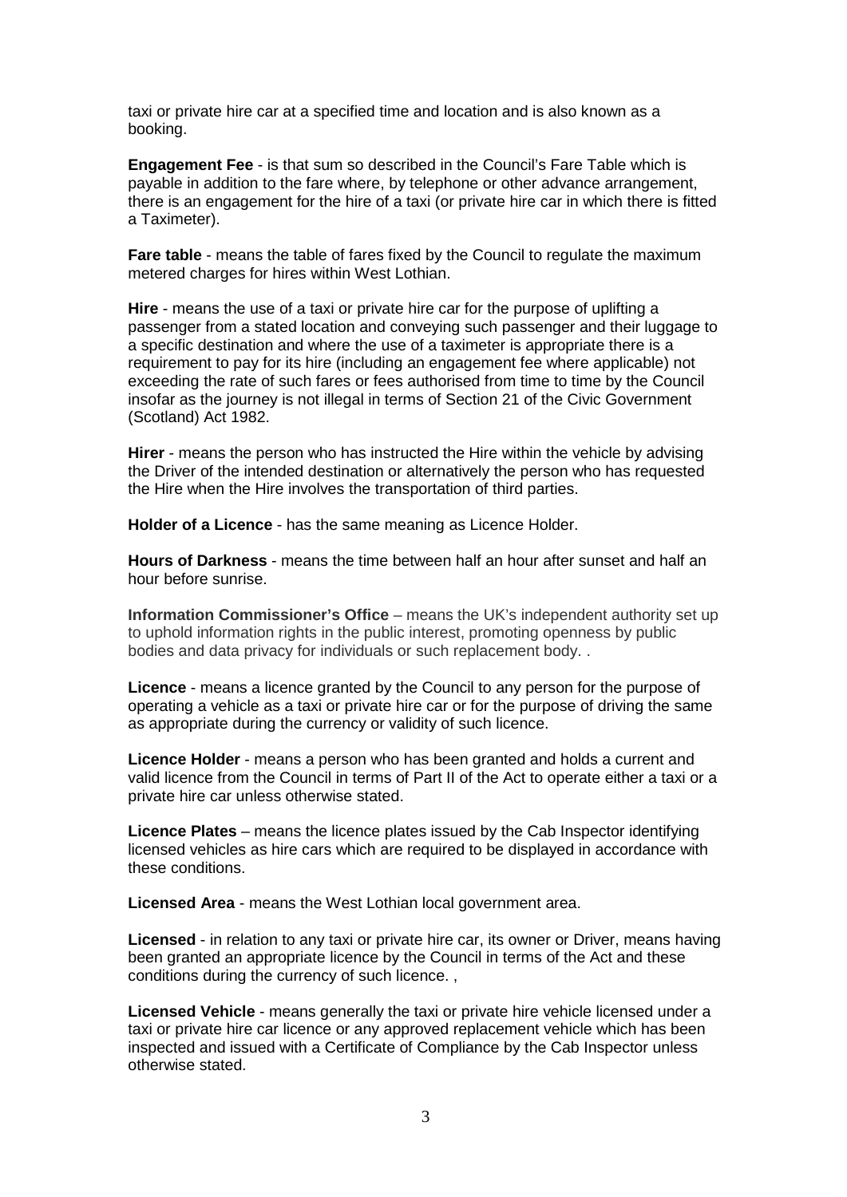taxi or private hire car at a specified time and location and is also known as a booking.

**Engagement Fee** - is that sum so described in the Council's Fare Table which is payable in addition to the fare where, by telephone or other advance arrangement, there is an engagement for the hire of a taxi (or private hire car in which there is fitted a Taximeter).

**Fare table** - means the table of fares fixed by the Council to regulate the maximum metered charges for hires within West Lothian.

**Hire** - means the use of a taxi or private hire car for the purpose of uplifting a passenger from a stated location and conveying such passenger and their luggage to a specific destination and where the use of a taximeter is appropriate there is a requirement to pay for its hire (including an engagement fee where applicable) not exceeding the rate of such fares or fees authorised from time to time by the Council insofar as the journey is not illegal in terms of Section 21 of the Civic Government (Scotland) Act 1982.

**Hirer** - means the person who has instructed the Hire within the vehicle by advising the Driver of the intended destination or alternatively the person who has requested the Hire when the Hire involves the transportation of third parties.

**Holder of a Licence** - has the same meaning as Licence Holder.

**Hours of Darkness** - means the time between half an hour after sunset and half an hour before sunrise.

**Information Commissioner's Office** – means the UK's independent authority set up to uphold information rights in the public interest, promoting openness by public bodies and data privacy for individuals or such replacement body. .

**Licence** - means a licence granted by the Council to any person for the purpose of operating a vehicle as a taxi or private hire car or for the purpose of driving the same as appropriate during the currency or validity of such licence.

**Licence Holder** - means a person who has been granted and holds a current and valid licence from the Council in terms of Part II of the Act to operate either a taxi or a private hire car unless otherwise stated.

**Licence Plates** – means the licence plates issued by the Cab Inspector identifying licensed vehicles as hire cars which are required to be displayed in accordance with these conditions.

**Licensed Area** - means the West Lothian local government area.

**Licensed** - in relation to any taxi or private hire car, its owner or Driver, means having been granted an appropriate licence by the Council in terms of the Act and these conditions during the currency of such licence. ,

**Licensed Vehicle** - means generally the taxi or private hire vehicle licensed under a taxi or private hire car licence or any approved replacement vehicle which has been inspected and issued with a Certificate of Compliance by the Cab Inspector unless otherwise stated.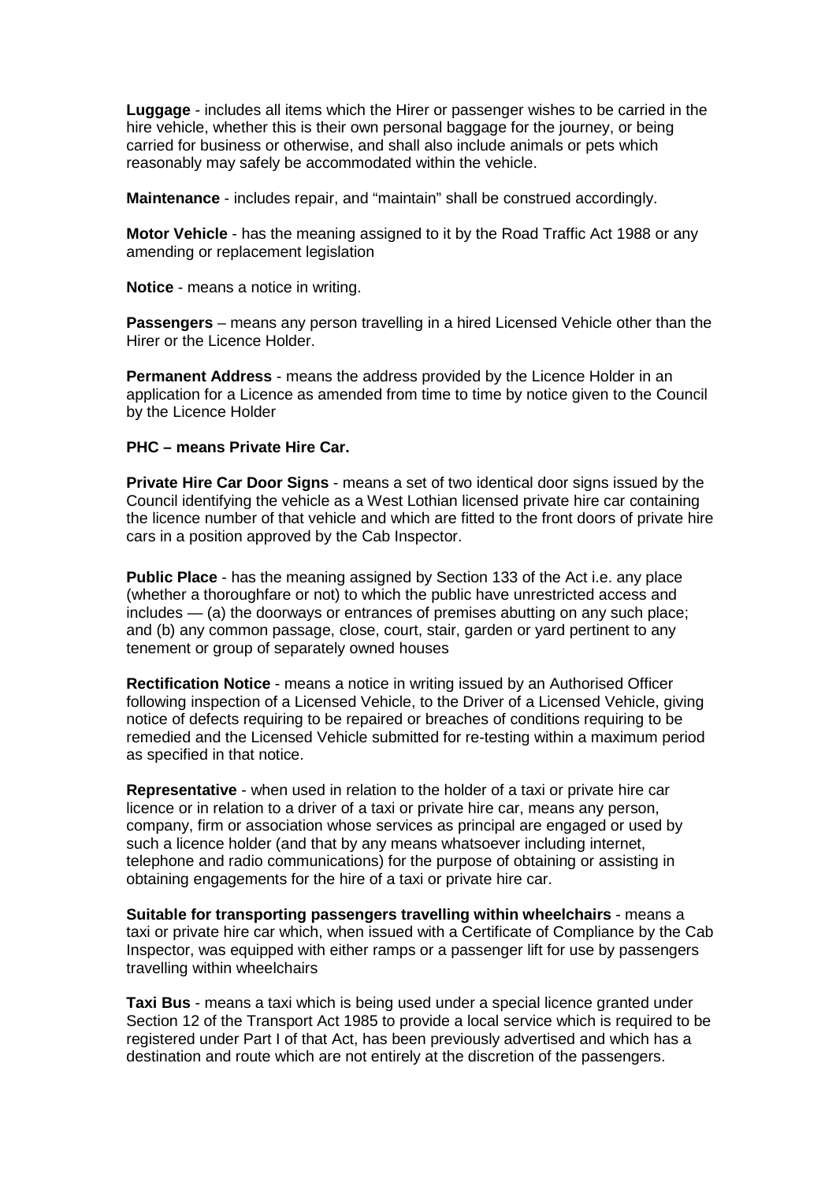**Luggage** - includes all items which the Hirer or passenger wishes to be carried in the hire vehicle, whether this is their own personal baggage for the journey, or being carried for business or otherwise, and shall also include animals or pets which reasonably may safely be accommodated within the vehicle.

**Maintenance** - includes repair, and "maintain" shall be construed accordingly.

**Motor Vehicle** - has the meaning assigned to it by the Road Traffic Act 1988 or any amending or replacement legislation

**Notice** - means a notice in writing.

**Passengers** – means any person travelling in a hired Licensed Vehicle other than the Hirer or the Licence Holder.

**Permanent Address** - means the address provided by the Licence Holder in an application for a Licence as amended from time to time by notice given to the Council by the Licence Holder

**PHC – means Private Hire Car.**

**Private Hire Car Door Signs** - means a set of two identical door signs issued by the Council identifying the vehicle as a West Lothian licensed private hire car containing the licence number of that vehicle and which are fitted to the front doors of private hire cars in a position approved by the Cab Inspector.

**Public Place** - has the meaning assigned by Section 133 of the Act i.e. any place (whether a thoroughfare or not) to which the public have unrestricted access and includes — (a) the doorways or entrances of premises abutting on any such place; and (b) any common passage, close, court, stair, garden or yard pertinent to any tenement or group of separately owned houses

**Rectification Notice** - means a notice in writing issued by an Authorised Officer following inspection of a Licensed Vehicle, to the Driver of a Licensed Vehicle, giving notice of defects requiring to be repaired or breaches of conditions requiring to be remedied and the Licensed Vehicle submitted for re-testing within a maximum period as specified in that notice.

**Representative** - when used in relation to the holder of a taxi or private hire car licence or in relation to a driver of a taxi or private hire car, means any person, company, firm or association whose services as principal are engaged or used by such a licence holder (and that by any means whatsoever including internet, telephone and radio communications) for the purpose of obtaining or assisting in obtaining engagements for the hire of a taxi or private hire car.

**Suitable for transporting passengers travelling within wheelchairs** - means a taxi or private hire car which, when issued with a Certificate of Compliance by the Cab Inspector, was equipped with either ramps or a passenger lift for use by passengers travelling within wheelchairs

**Taxi Bus** - means a taxi which is being used under a special licence granted under Section 12 of the Transport Act 1985 to provide a local service which is required to be registered under Part I of that Act, has been previously advertised and which has a destination and route which are not entirely at the discretion of the passengers.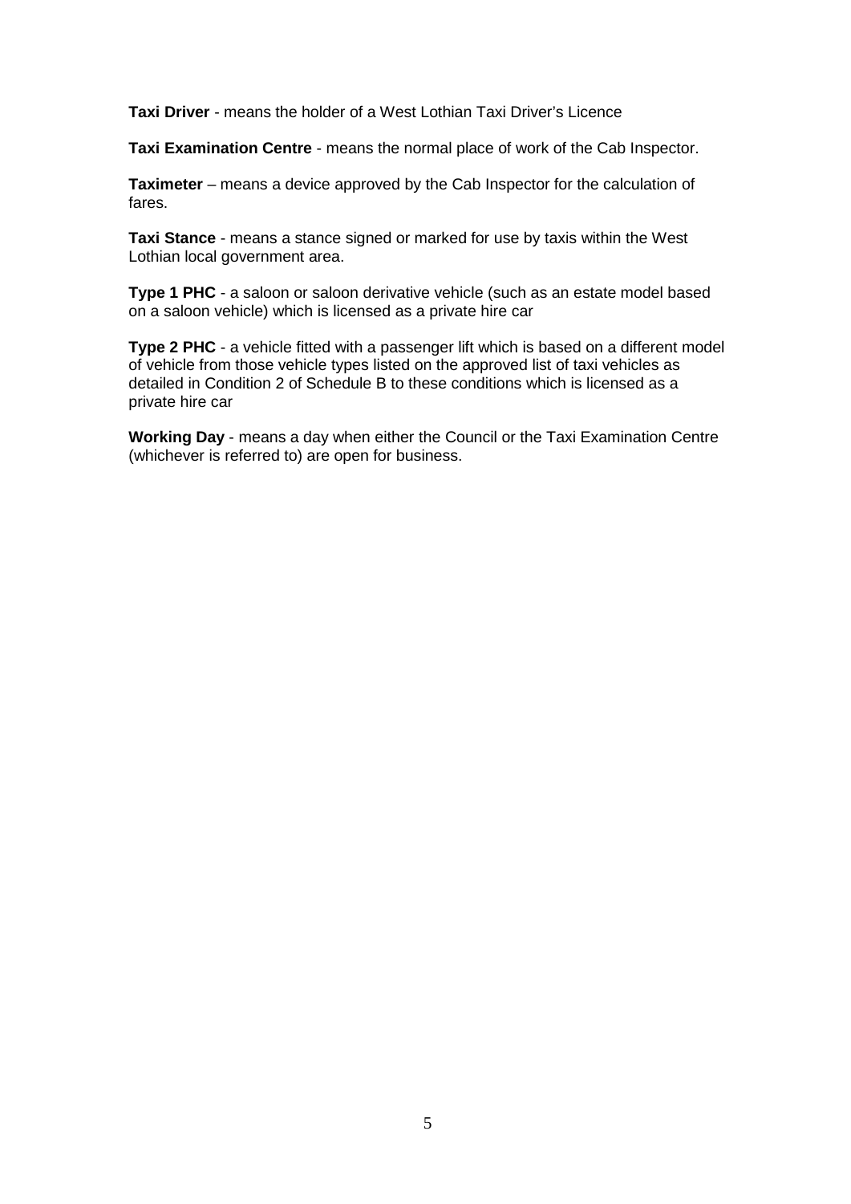**Taxi Driver** - means the holder of a West Lothian Taxi Driver's Licence

**Taxi Examination Centre** - means the normal place of work of the Cab Inspector.

**Taximeter** – means a device approved by the Cab Inspector for the calculation of fares.

**Taxi Stance** - means a stance signed or marked for use by taxis within the West Lothian local government area.

**Type 1 PHC** - a saloon or saloon derivative vehicle (such as an estate model based on a saloon vehicle) which is licensed as a private hire car

**Type 2 PHC** - a vehicle fitted with a passenger lift which is based on a different model of vehicle from those vehicle types listed on the approved list of taxi vehicles as detailed in Condition 2 of Schedule B to these conditions which is licensed as a private hire car

**Working Day** - means a day when either the Council or the Taxi Examination Centre (whichever is referred to) are open for business.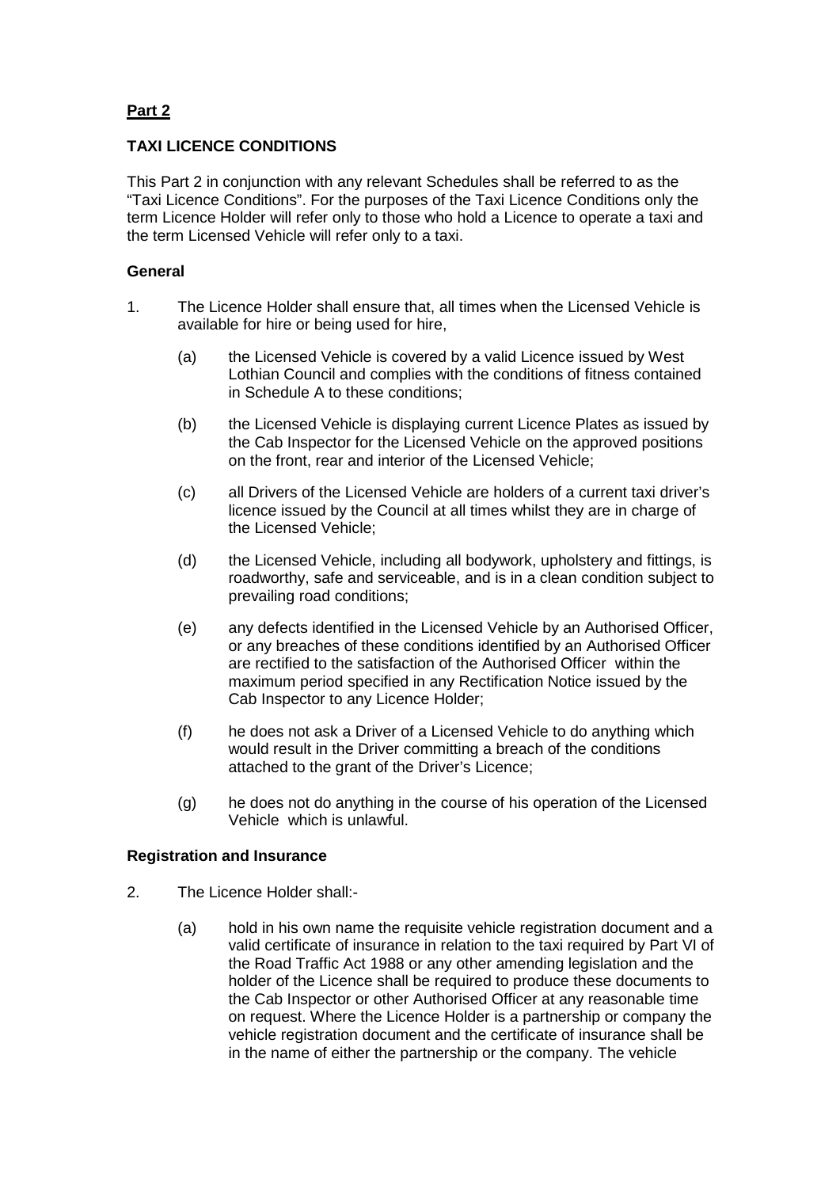**Part 2**

**TAXI LICENCE CONDITIONS**

This Part 2 in conjunction with any relevant Schedules shall be referred to as the "Taxi Licence Conditions". For the purposes of the Taxi Licence Conditions only the term Licence Holder will refer only to those who hold a Licence to operate a taxi and the term Licensed Vehicle will refer only to a taxi.

**General**

1. The Licence Holder shall ensure that, all times when the Licensed Vehicle is available for hire or being used for hire,

   (a) the Licensed Vehicle is covered by a valid Licence issued by West Lothian Council and complies with the conditions of fitness contained in Schedule A to these conditions;

   (b) the Licensed Vehicle is displaying current Licence Plates as issued by the Cab Inspector for the Licensed Vehicle on the approved positions on the front, rear and interior of the Licensed Vehicle;

   (c) all Drivers of the Licensed Vehicle are holders of a current taxi driver's licence issued by the Council at all times whilst they are in charge of the Licensed Vehicle;

   (d) the Licensed Vehicle, including all bodywork, upholstery and fittings, is roadworthy, safe and serviceable, and is in a clean condition subject to prevailing road conditions;

   (e) any defects identified in the Licensed Vehicle by an Authorised Officer, or any breaches of these conditions identified by an Authorised Officer are rectified to the satisfaction of the Authorised Officer within the maximum period specified in any Rectification Notice issued by the Cab Inspector to any Licence Holder;

   (f) he does not ask a Driver of a Licensed Vehicle to do anything which would result in the Driver committing a breach of the conditions attached to the grant of the Driver's Licence;

   (g) he does not do anything in the course of his operation of the Licensed Vehicle which is unlawful.

**Registration and Insurance**

2. The Licence Holder shall:-

   (a) hold in his own name the requisite vehicle registration document and a valid certificate of insurance in relation to the taxi required by Part VI of the Road Traffic Act 1988 or any other amending legislation and the holder of the Licence shall be required to produce these documents to the Cab Inspector or other Authorised Officer at any reasonable time on request. Where the Licence Holder is a partnership or company the vehicle registration document and the certificate of insurance shall be in the name of either the partnership or the company. The vehicle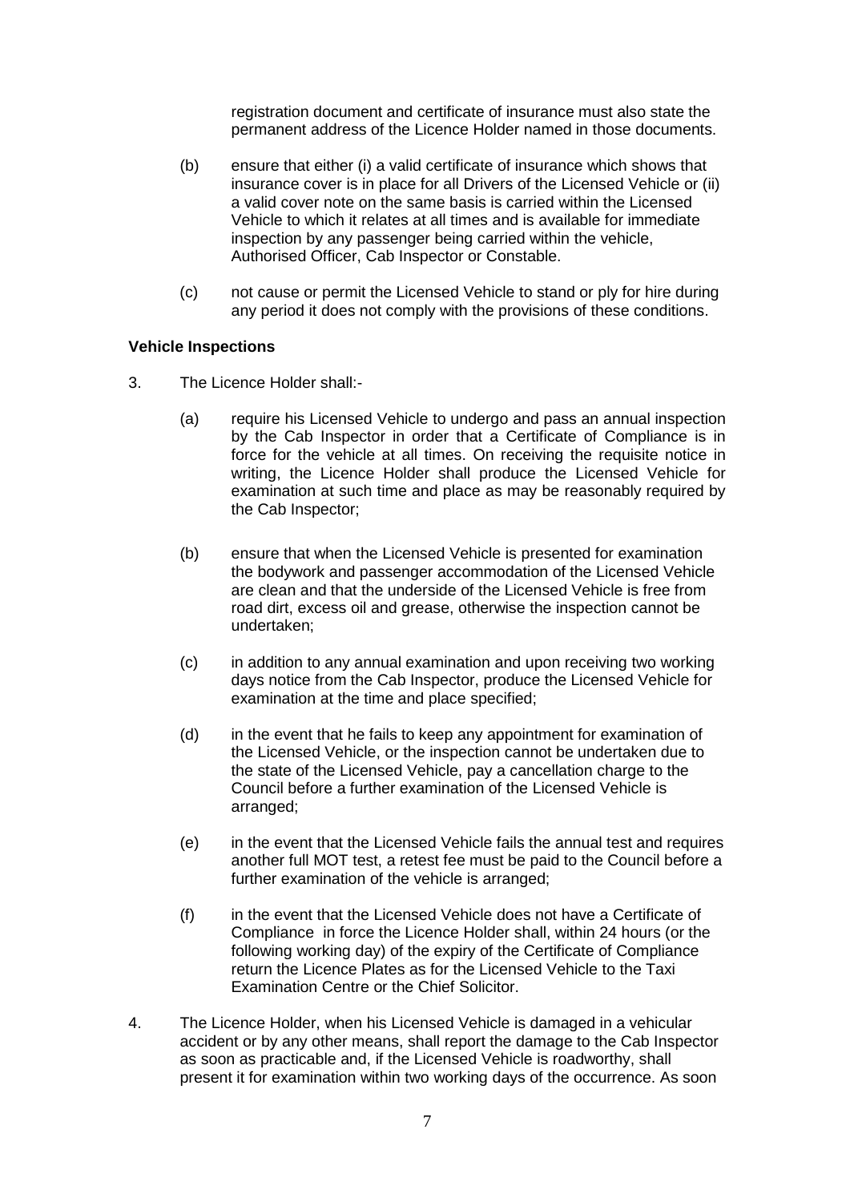registration document and certificate of insurance must also state the permanent address of the Licence Holder named in those documents.

(b) ensure that either (i) a valid certificate of insurance which shows that insurance cover is in place for all Drivers of the Licensed Vehicle or (ii) a valid cover note on the same basis is carried within the Licensed Vehicle to which it relates at all times and is available for immediate inspection by any passenger being carried within the vehicle, Authorised Officer, Cab Inspector or Constable.

(c) not cause or permit the Licensed Vehicle to stand or ply for hire during any period it does not comply with the provisions of these conditions.

**Vehicle Inspections**

3. The Licence Holder shall:-

(a) require his Licensed Vehicle to undergo and pass an annual inspection by the Cab Inspector in order that a Certificate of Compliance is in force for the vehicle at all times. On receiving the requisite notice in writing, the Licence Holder shall produce the Licensed Vehicle for examination at such time and place as may be reasonably required by the Cab Inspector;

(b) ensure that when the Licensed Vehicle is presented for examination the bodywork and passenger accommodation of the Licensed Vehicle are clean and that the underside of the Licensed Vehicle is free from road dirt, excess oil and grease, otherwise the inspection cannot be undertaken;

(c) in addition to any annual examination and upon receiving two working days notice from the Cab Inspector, produce the Licensed Vehicle for examination at the time and place specified;

(d) in the event that he fails to keep any appointment for examination of the Licensed Vehicle, or the inspection cannot be undertaken due to the state of the Licensed Vehicle, pay a cancellation charge to the Council before a further examination of the Licensed Vehicle is arranged;

(e) in the event that the Licensed Vehicle fails the annual test and requires another full MOT test, a retest fee must be paid to the Council before a further examination of the vehicle is arranged;

(f) in the event that the Licensed Vehicle does not have a Certificate of Compliance in force the Licence Holder shall, within 24 hours (or the following working day) of the expiry of the Certificate of Compliance return the Licence Plates as for the Licensed Vehicle to the Taxi Examination Centre or the Chief Solicitor.

4. The Licence Holder, when his Licensed Vehicle is damaged in a vehicular accident or by any other means, shall report the damage to the Cab Inspector as soon as practicable and, if the Licensed Vehicle is roadworthy, shall present it for examination within two working days of the occurrence. As soon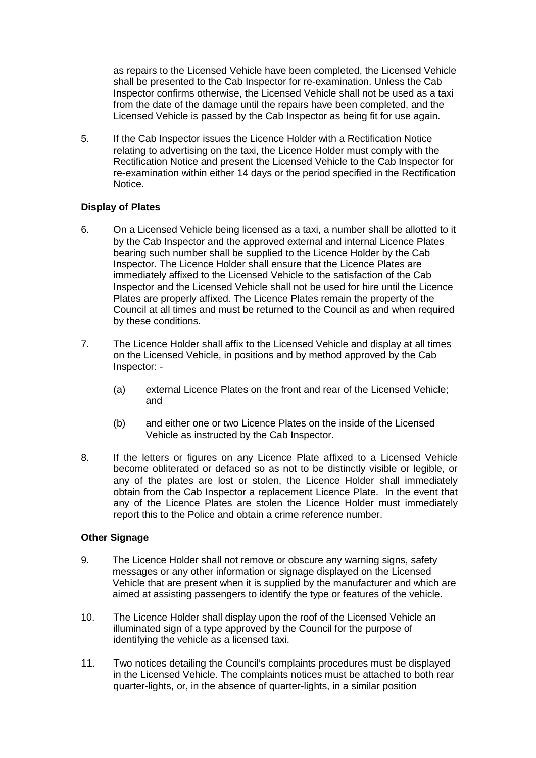as repairs to the Licensed Vehicle have been completed, the Licensed Vehicle shall be presented to the Cab Inspector for re-examination. Unless the Cab Inspector confirms otherwise, the Licensed Vehicle shall not be used as a taxi from the date of the damage until the repairs have been completed, and the Licensed Vehicle is passed by the Cab Inspector as being fit for use again.

5. If the Cab Inspector issues the Licence Holder with a Rectification Notice relating to advertising on the taxi, the Licence Holder must comply with the Rectification Notice and present the Licensed Vehicle to the Cab Inspector for re-examination within either 14 days or the period specified in the Rectification Notice.

**Display of Plates**

6. On a Licensed Vehicle being licensed as a taxi, a number shall be allotted to it by the Cab Inspector and the approved external and internal Licence Plates bearing such number shall be supplied to the Licence Holder by the Cab Inspector. The Licence Holder shall ensure that the Licence Plates are immediately affixed to the Licensed Vehicle to the satisfaction of the Cab Inspector and the Licensed Vehicle shall not be used for hire until the Licence Plates are properly affixed. The Licence Plates remain the property of the Council at all times and must be returned to the Council as and when required by these conditions.

7. The Licence Holder shall affix to the Licensed Vehicle and display at all times on the Licensed Vehicle, in positions and by method approved by the Cab Inspector: -

   (a) external Licence Plates on the front and rear of the Licensed Vehicle; and

   (b) and either one or two Licence Plates on the inside of the Licensed Vehicle as instructed by the Cab Inspector.

8. If the letters or figures on any Licence Plate affixed to a Licensed Vehicle become obliterated or defaced so as not to be distinctly visible or legible, or any of the plates are lost or stolen, the Licence Holder shall immediately obtain from the Cab Inspector a replacement Licence Plate. In the event that any of the Licence Plates are stolen the Licence Holder must immediately report this to the Police and obtain a crime reference number.

**Other Signage**

9. The Licence Holder shall not remove or obscure any warning signs, safety messages or any other information or signage displayed on the Licensed Vehicle that are present when it is supplied by the manufacturer and which are aimed at assisting passengers to identify the type or features of the vehicle.

10. The Licence Holder shall display upon the roof of the Licensed Vehicle an illuminated sign of a type approved by the Council for the purpose of identifying the vehicle as a licensed taxi.

11. Two notices detailing the Council's complaints procedures must be displayed in the Licensed Vehicle. The complaints notices must be attached to both rear quarter-lights, or, in the absence of quarter-lights, in a similar position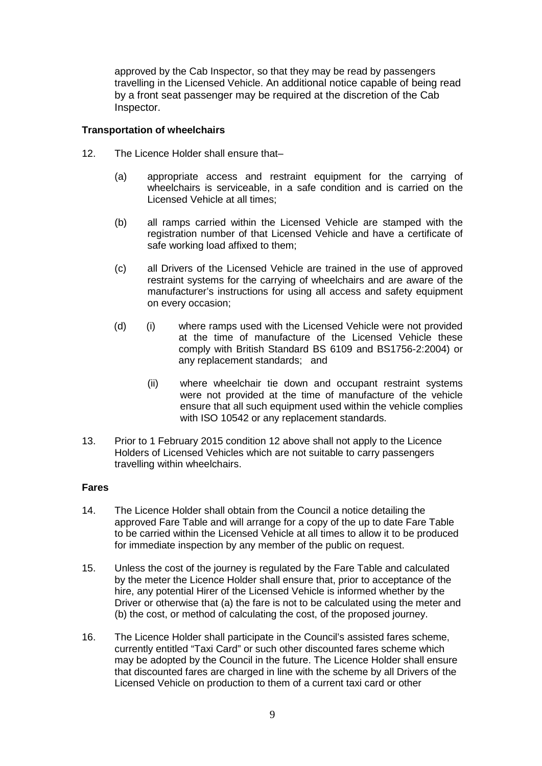approved by the Cab Inspector, so that they may be read by passengers travelling in the Licensed Vehicle. An additional notice capable of being read by a front seat passenger may be required at the discretion of the Cab Inspector.

**Transportation of wheelchairs**

12. The Licence Holder shall ensure that–

    (a) appropriate access and restraint equipment for the carrying of wheelchairs is serviceable, in a safe condition and is carried on the Licensed Vehicle at all times;

    (b) all ramps carried within the Licensed Vehicle are stamped with the registration number of that Licensed Vehicle and have a certificate of safe working load affixed to them;

    (c) all Drivers of the Licensed Vehicle are trained in the use of approved restraint systems for the carrying of wheelchairs and are aware of the manufacturer's instructions for using all access and safety equipment on every occasion;

    (d) (i) where ramps used with the Licensed Vehicle were not provided at the time of manufacture of the Licensed Vehicle these comply with British Standard BS 6109 and BS1756-2:2004) or any replacement standards; and

        (ii) where wheelchair tie down and occupant restraint systems were not provided at the time of manufacture of the vehicle ensure that all such equipment used within the vehicle complies with ISO 10542 or any replacement standards.

13. Prior to 1 February 2015 condition 12 above shall not apply to the Licence Holders of Licensed Vehicles which are not suitable to carry passengers travelling within wheelchairs.

**Fares**

14. The Licence Holder shall obtain from the Council a notice detailing the approved Fare Table and will arrange for a copy of the up to date Fare Table to be carried within the Licensed Vehicle at all times to allow it to be produced for immediate inspection by any member of the public on request.

15. Unless the cost of the journey is regulated by the Fare Table and calculated by the meter the Licence Holder shall ensure that, prior to acceptance of the hire, any potential Hirer of the Licensed Vehicle is informed whether by the Driver or otherwise that (a) the fare is not to be calculated using the meter and (b) the cost, or method of calculating the cost, of the proposed journey.

16. The Licence Holder shall participate in the Council's assisted fares scheme, currently entitled "Taxi Card" or such other discounted fares scheme which may be adopted by the Council in the future. The Licence Holder shall ensure that discounted fares are charged in line with the scheme by all Drivers of the Licensed Vehicle on production to them of a current taxi card or other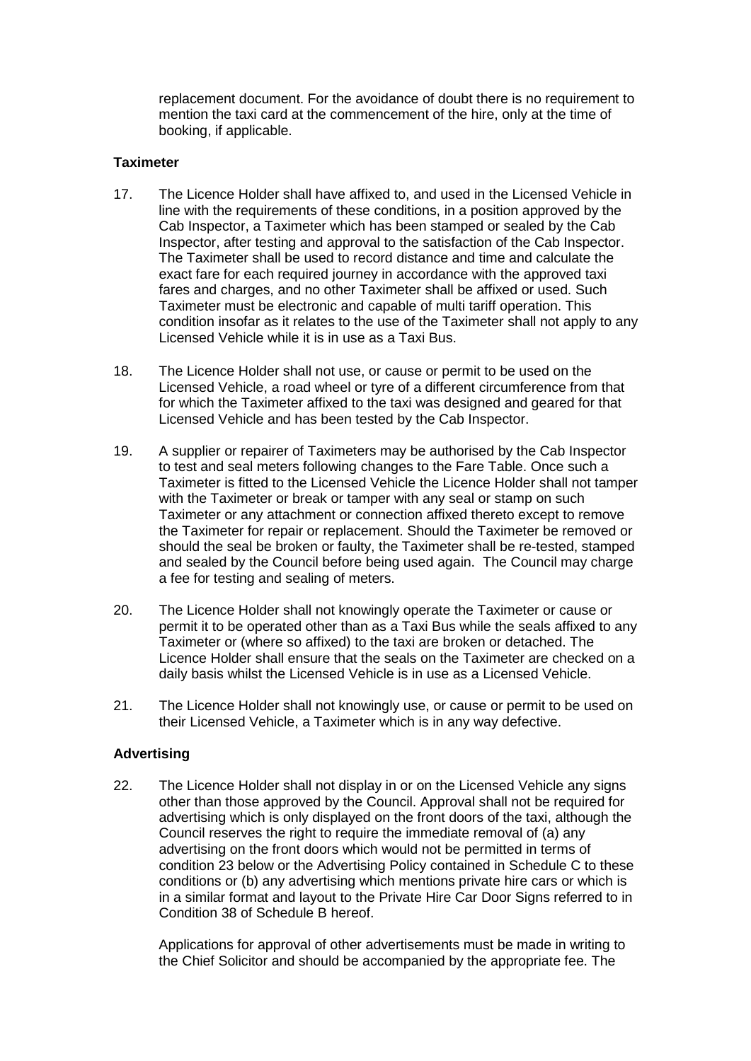replacement document. For the avoidance of doubt there is no requirement to mention the taxi card at the commencement of the hire, only at the time of booking, if applicable.

**Taximeter**

17. The Licence Holder shall have affixed to, and used in the Licensed Vehicle in line with the requirements of these conditions, in a position approved by the Cab Inspector, a Taximeter which has been stamped or sealed by the Cab Inspector, after testing and approval to the satisfaction of the Cab Inspector. The Taximeter shall be used to record distance and time and calculate the exact fare for each required journey in accordance with the approved taxi fares and charges, and no other Taximeter shall be affixed or used. Such Taximeter must be electronic and capable of multi tariff operation. This condition insofar as it relates to the use of the Taximeter shall not apply to any Licensed Vehicle while it is in use as a Taxi Bus.

18. The Licence Holder shall not use, or cause or permit to be used on the Licensed Vehicle, a road wheel or tyre of a different circumference from that for which the Taximeter affixed to the taxi was designed and geared for that Licensed Vehicle and has been tested by the Cab Inspector.

19. A supplier or repairer of Taximeters may be authorised by the Cab Inspector to test and seal meters following changes to the Fare Table. Once such a Taximeter is fitted to the Licensed Vehicle the Licence Holder shall not tamper with the Taximeter or break or tamper with any seal or stamp on such Taximeter or any attachment or connection affixed thereto except to remove the Taximeter for repair or replacement. Should the Taximeter be removed or should the seal be broken or faulty, the Taximeter shall be re-tested, stamped and sealed by the Council before being used again. The Council may charge a fee for testing and sealing of meters.

20. The Licence Holder shall not knowingly operate the Taximeter or cause or permit it to be operated other than as a Taxi Bus while the seals affixed to any Taximeter or (where so affixed) to the taxi are broken or detached. The Licence Holder shall ensure that the seals on the Taximeter are checked on a daily basis whilst the Licensed Vehicle is in use as a Licensed Vehicle.

21. The Licence Holder shall not knowingly use, or cause or permit to be used on their Licensed Vehicle, a Taximeter which is in any way defective.

**Advertising**

22. The Licence Holder shall not display in or on the Licensed Vehicle any signs other than those approved by the Council. Approval shall not be required for advertising which is only displayed on the front doors of the taxi, although the Council reserves the right to require the immediate removal of (a) any advertising on the front doors which would not be permitted in terms of condition 23 below or the Advertising Policy contained in Schedule C to these conditions or (b) any advertising which mentions private hire cars or which is in a similar format and layout to the Private Hire Car Door Signs referred to in Condition 38 of Schedule B hereof.

    Applications for approval of other advertisements must be made in writing to the Chief Solicitor and should be accompanied by the appropriate fee. The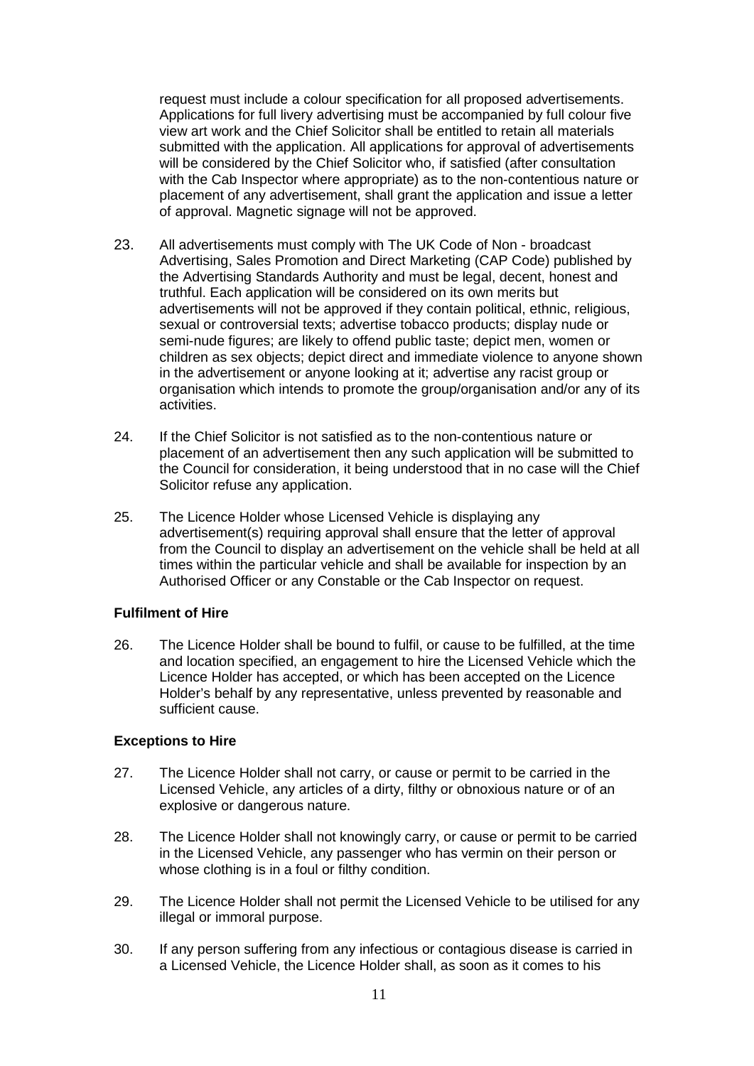request must include a colour specification for all proposed advertisements. Applications for full livery advertising must be accompanied by full colour five view art work and the Chief Solicitor shall be entitled to retain all materials submitted with the application. All applications for approval of advertisements will be considered by the Chief Solicitor who, if satisfied (after consultation with the Cab Inspector where appropriate) as to the non-contentious nature or placement of any advertisement, shall grant the application and issue a letter of approval. Magnetic signage will not be approved.

23. All advertisements must comply with The UK Code of Non - broadcast Advertising, Sales Promotion and Direct Marketing (CAP Code) published by the Advertising Standards Authority and must be legal, decent, honest and truthful. Each application will be considered on its own merits but advertisements will not be approved if they contain political, ethnic, religious, sexual or controversial texts; advertise tobacco products; display nude or semi-nude figures; are likely to offend public taste; depict men, women or children as sex objects; depict direct and immediate violence to anyone shown in the advertisement or anyone looking at it; advertise any racist group or organisation which intends to promote the group/organisation and/or any of its activities.

24. If the Chief Solicitor is not satisfied as to the non-contentious nature or placement of an advertisement then any such application will be submitted to the Council for consideration, it being understood that in no case will the Chief Solicitor refuse any application.

25. The Licence Holder whose Licensed Vehicle is displaying any advertisement(s) requiring approval shall ensure that the letter of approval from the Council to display an advertisement on the vehicle shall be held at all times within the particular vehicle and shall be available for inspection by an Authorised Officer or any Constable or the Cab Inspector on request.

**Fulfilment of Hire**

26. The Licence Holder shall be bound to fulfil, or cause to be fulfilled, at the time and location specified, an engagement to hire the Licensed Vehicle which the Licence Holder has accepted, or which has been accepted on the Licence Holder's behalf by any representative, unless prevented by reasonable and sufficient cause.

**Exceptions to Hire**

27. The Licence Holder shall not carry, or cause or permit to be carried in the Licensed Vehicle, any articles of a dirty, filthy or obnoxious nature or of an explosive or dangerous nature.

28. The Licence Holder shall not knowingly carry, or cause or permit to be carried in the Licensed Vehicle, any passenger who has vermin on their person or whose clothing is in a foul or filthy condition.

29. The Licence Holder shall not permit the Licensed Vehicle to be utilised for any illegal or immoral purpose.

30. If any person suffering from any infectious or contagious disease is carried in a Licensed Vehicle, the Licence Holder shall, as soon as it comes to his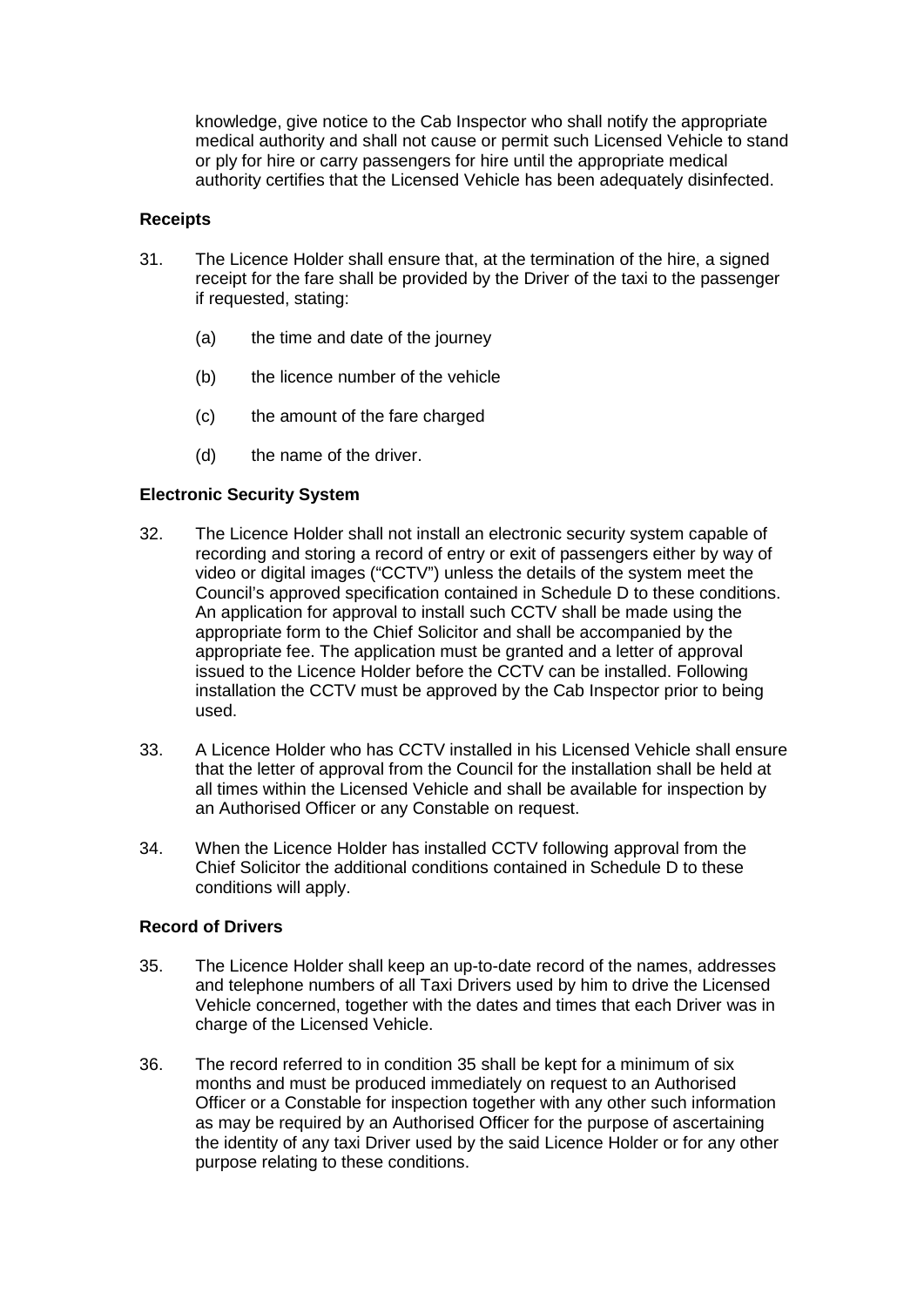knowledge, give notice to the Cab Inspector who shall notify the appropriate medical authority and shall not cause or permit such Licensed Vehicle to stand or ply for hire or carry passengers for hire until the appropriate medical authority certifies that the Licensed Vehicle has been adequately disinfected.

**Receipts**

31. The Licence Holder shall ensure that, at the termination of the hire, a signed receipt for the fare shall be provided by the Driver of the taxi to the passenger if requested, stating:

    (a) the time and date of the journey

    (b) the licence number of the vehicle

    (c) the amount of the fare charged

    (d) the name of the driver.

**Electronic Security System**

32. The Licence Holder shall not install an electronic security system capable of recording and storing a record of entry or exit of passengers either by way of video or digital images ("CCTV") unless the details of the system meet the Council's approved specification contained in Schedule D to these conditions. An application for approval to install such CCTV shall be made using the appropriate form to the Chief Solicitor and shall be accompanied by the appropriate fee. The application must be granted and a letter of approval issued to the Licence Holder before the CCTV can be installed. Following installation the CCTV must be approved by the Cab Inspector prior to being used.

33. A Licence Holder who has CCTV installed in his Licensed Vehicle shall ensure that the letter of approval from the Council for the installation shall be held at all times within the Licensed Vehicle and shall be available for inspection by an Authorised Officer or any Constable on request.

34. When the Licence Holder has installed CCTV following approval from the Chief Solicitor the additional conditions contained in Schedule D to these conditions will apply.

**Record of Drivers**

35. The Licence Holder shall keep an up-to-date record of the names, addresses and telephone numbers of all Taxi Drivers used by him to drive the Licensed Vehicle concerned, together with the dates and times that each Driver was in charge of the Licensed Vehicle.

36. The record referred to in condition 35 shall be kept for a minimum of six months and must be produced immediately on request to an Authorised Officer or a Constable for inspection together with any other such information as may be required by an Authorised Officer for the purpose of ascertaining the identity of any taxi Driver used by the said Licence Holder or for any other purpose relating to these conditions.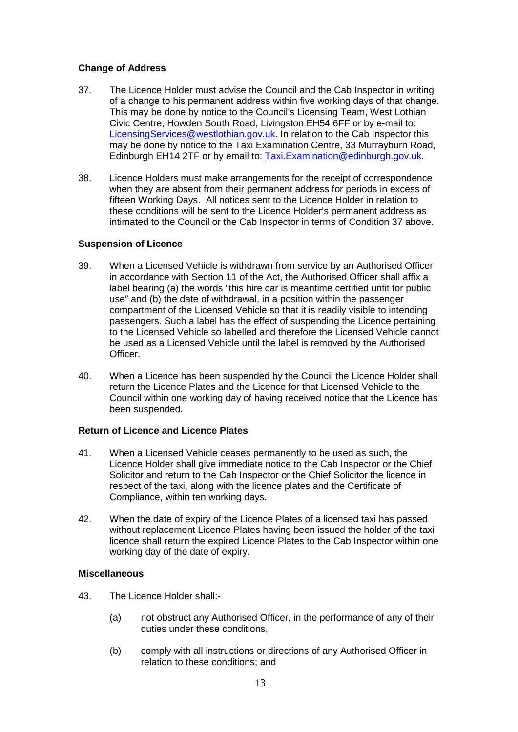### Change of Address

37. The Licence Holder must advise the Council and the Cab Inspector in writing of a change to his permanent address within five working days of that change. This may be done by notice to the Council's Licensing Team, West Lothian Civic Centre, Howden South Road, Livingston EH54 6FF or by e-mail to: LicensingServices@westlothian.gov.uk. In relation to the Cab Inspector this may be done by notice to the Taxi Examination Centre, 33 Murrayburn Road, Edinburgh EH14 2TF or by email to: Taxi.Examination@edinburgh.gov.uk.

38. Licence Holders must make arrangements for the receipt of correspondence when they are absent from their permanent address for periods in excess of fifteen Working Days. All notices sent to the Licence Holder in relation to these conditions will be sent to the Licence Holder's permanent address as intimated to the Council or the Cab Inspector in terms of Condition 37 above.

### Suspension of Licence

39. When a Licensed Vehicle is withdrawn from service by an Authorised Officer in accordance with Section 11 of the Act, the Authorised Officer shall affix a label bearing (a) the words "this hire car is meantime certified unfit for public use" and (b) the date of withdrawal, in a position within the passenger compartment of the Licensed Vehicle so that it is readily visible to intending passengers. Such a label has the effect of suspending the Licence pertaining to the Licensed Vehicle so labelled and therefore the Licensed Vehicle cannot be used as a Licensed Vehicle until the label is removed by the Authorised Officer.

40. When a Licence has been suspended by the Council the Licence Holder shall return the Licence Plates and the Licence for that Licensed Vehicle to the Council within one working day of having received notice that the Licence has been suspended.

### Return of Licence and Licence Plates

41. When a Licensed Vehicle ceases permanently to be used as such, the Licence Holder shall give immediate notice to the Cab Inspector or the Chief Solicitor and return to the Cab Inspector or the Chief Solicitor the licence in respect of the taxi, along with the licence plates and the Certificate of Compliance, within ten working days.

42. When the date of expiry of the Licence Plates of a licensed taxi has passed without replacement Licence Plates having been issued the holder of the taxi licence shall return the expired Licence Plates to the Cab Inspector within one working day of the date of expiry.

### Miscellaneous

43. The Licence Holder shall:-

    (a) not obstruct any Authorised Officer, in the performance of any of their duties under these conditions,

    (b) comply with all instructions or directions of any Authorised Officer in relation to these conditions; and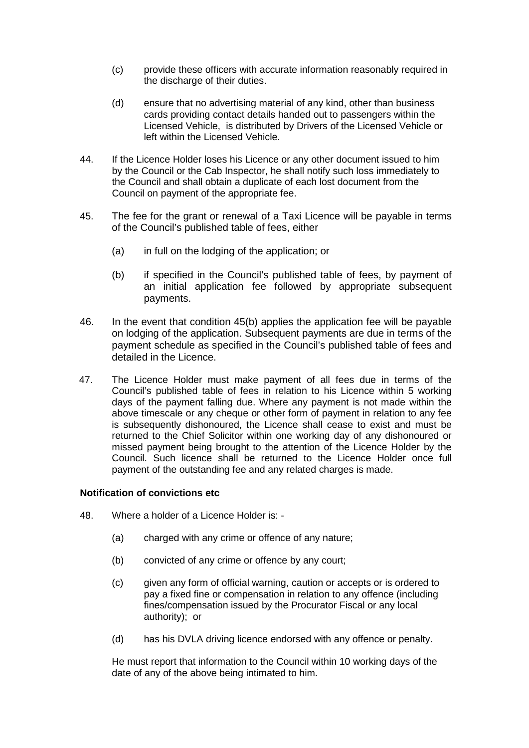(c) provide these officers with accurate information reasonably required in the discharge of their duties.

(d) ensure that no advertising material of any kind, other than business cards providing contact details handed out to passengers within the Licensed Vehicle, is distributed by Drivers of the Licensed Vehicle or left within the Licensed Vehicle.

44. If the Licence Holder loses his Licence or any other document issued to him by the Council or the Cab Inspector, he shall notify such loss immediately to the Council and shall obtain a duplicate of each lost document from the Council on payment of the appropriate fee.

45. The fee for the grant or renewal of a Taxi Licence will be payable in terms of the Council's published table of fees, either

(a) in full on the lodging of the application; or

(b) if specified in the Council's published table of fees, by payment of an initial application fee followed by appropriate subsequent payments.

46. In the event that condition 45(b) applies the application fee will be payable on lodging of the application. Subsequent payments are due in terms of the payment schedule as specified in the Council's published table of fees and detailed in the Licence.

47. The Licence Holder must make payment of all fees due in terms of the Council's published table of fees in relation to his Licence within 5 working days of the payment falling due. Where any payment is not made within the above timescale or any cheque or other form of payment in relation to any fee is subsequently dishonoured, the Licence shall cease to exist and must be returned to the Chief Solicitor within one working day of any dishonoured or missed payment being brought to the attention of the Licence Holder by the Council. Such licence shall be returned to the Licence Holder once full payment of the outstanding fee and any related charges is made.

**Notification of convictions etc**

48. Where a holder of a Licence Holder is: -

(a) charged with any crime or offence of any nature;

(b) convicted of any crime or offence by any court;

(c) given any form of official warning, caution or accepts or is ordered to pay a fixed fine or compensation in relation to any offence (including fines/compensation issued by the Procurator Fiscal or any local authority); or

(d) has his DVLA driving licence endorsed with any offence or penalty.

He must report that information to the Council within 10 working days of the date of any of the above being intimated to him.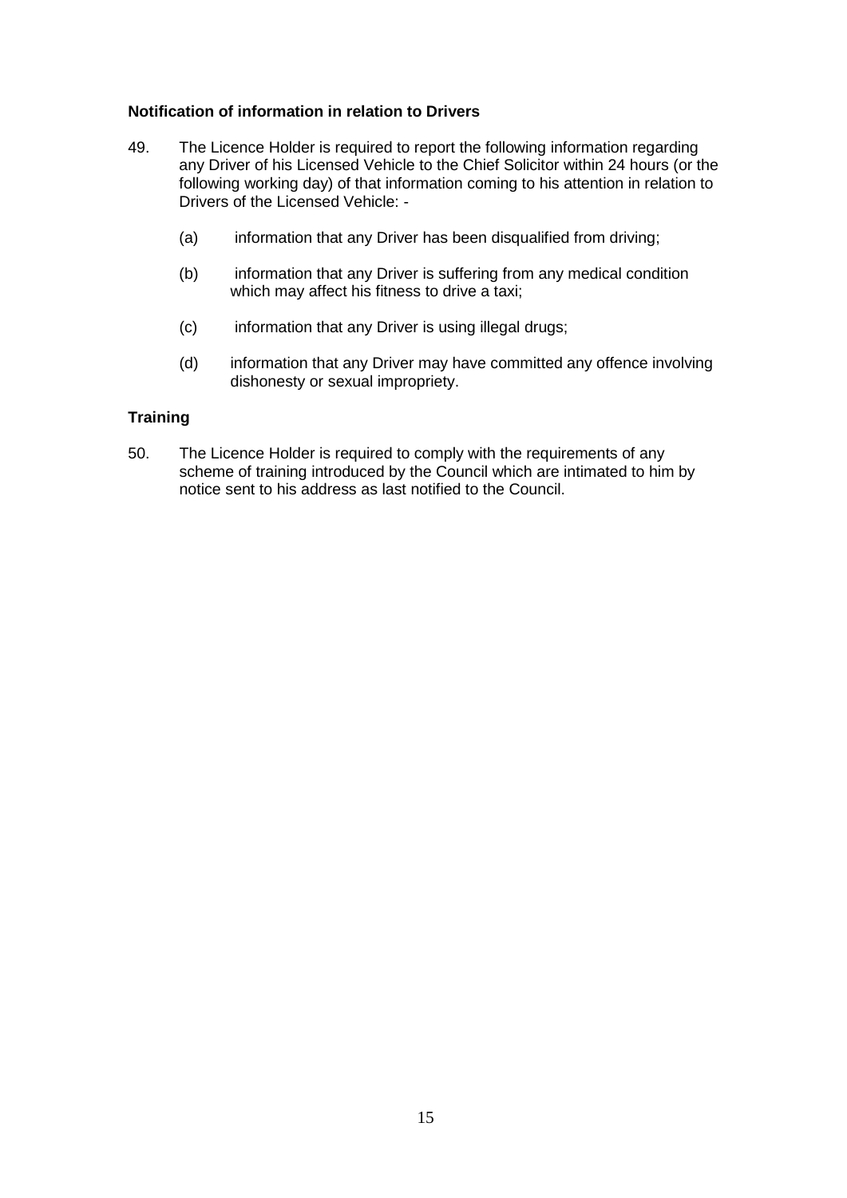**Notification of information in relation to Drivers**

49. The Licence Holder is required to report the following information regarding any Driver of his Licensed Vehicle to the Chief Solicitor within 24 hours (or the following working day) of that information coming to his attention in relation to Drivers of the Licensed Vehicle: -

    (a) information that any Driver has been disqualified from driving;

    (b) information that any Driver is suffering from any medical condition which may affect his fitness to drive a taxi;

    (c) information that any Driver is using illegal drugs;

    (d) information that any Driver may have committed any offence involving dishonesty or sexual impropriety.

**Training**

50. The Licence Holder is required to comply with the requirements of any scheme of training introduced by the Council which are intimated to him by notice sent to his address as last notified to the Council.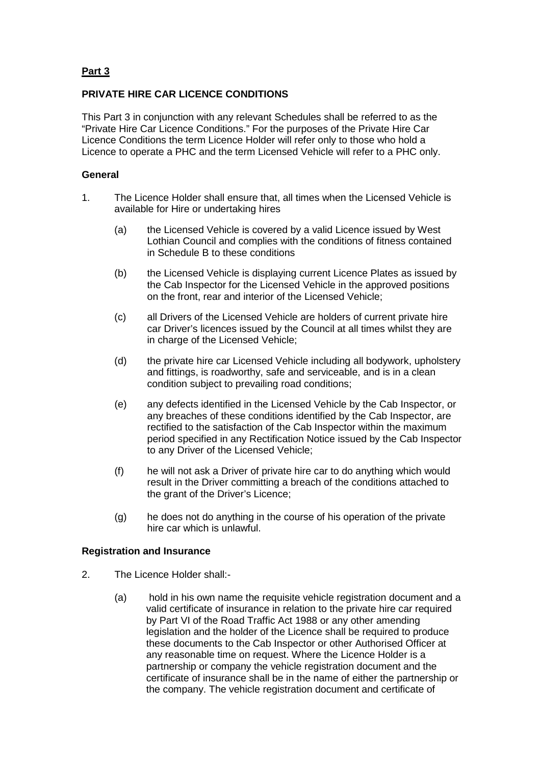**Part 3**

**PRIVATE HIRE CAR LICENCE CONDITIONS**

This Part 3 in conjunction with any relevant Schedules shall be referred to as the "Private Hire Car Licence Conditions." For the purposes of the Private Hire Car Licence Conditions the term Licence Holder will refer only to those who hold a Licence to operate a PHC and the term Licensed Vehicle will refer to a PHC only.

**General**

1. The Licence Holder shall ensure that, all times when the Licensed Vehicle is available for Hire or undertaking hires

   (a) the Licensed Vehicle is covered by a valid Licence issued by West Lothian Council and complies with the conditions of fitness contained in Schedule B to these conditions

   (b) the Licensed Vehicle is displaying current Licence Plates as issued by the Cab Inspector for the Licensed Vehicle in the approved positions on the front, rear and interior of the Licensed Vehicle;

   (c) all Drivers of the Licensed Vehicle are holders of current private hire car Driver's licences issued by the Council at all times whilst they are in charge of the Licensed Vehicle;

   (d) the private hire car Licensed Vehicle including all bodywork, upholstery and fittings, is roadworthy, safe and serviceable, and is in a clean condition subject to prevailing road conditions;

   (e) any defects identified in the Licensed Vehicle by the Cab Inspector, or any breaches of these conditions identified by the Cab Inspector, are rectified to the satisfaction of the Cab Inspector within the maximum period specified in any Rectification Notice issued by the Cab Inspector to any Driver of the Licensed Vehicle;

   (f) he will not ask a Driver of private hire car to do anything which would result in the Driver committing a breach of the conditions attached to the grant of the Driver's Licence;

   (g) he does not do anything in the course of his operation of the private hire car which is unlawful.

**Registration and Insurance**

2. The Licence Holder shall:-

   (a) hold in his own name the requisite vehicle registration document and a valid certificate of insurance in relation to the private hire car required by Part VI of the Road Traffic Act 1988 or any other amending legislation and the holder of the Licence shall be required to produce these documents to the Cab Inspector or other Authorised Officer at any reasonable time on request. Where the Licence Holder is a partnership or company the vehicle registration document and the certificate of insurance shall be in the name of either the partnership or the company. The vehicle registration document and certificate of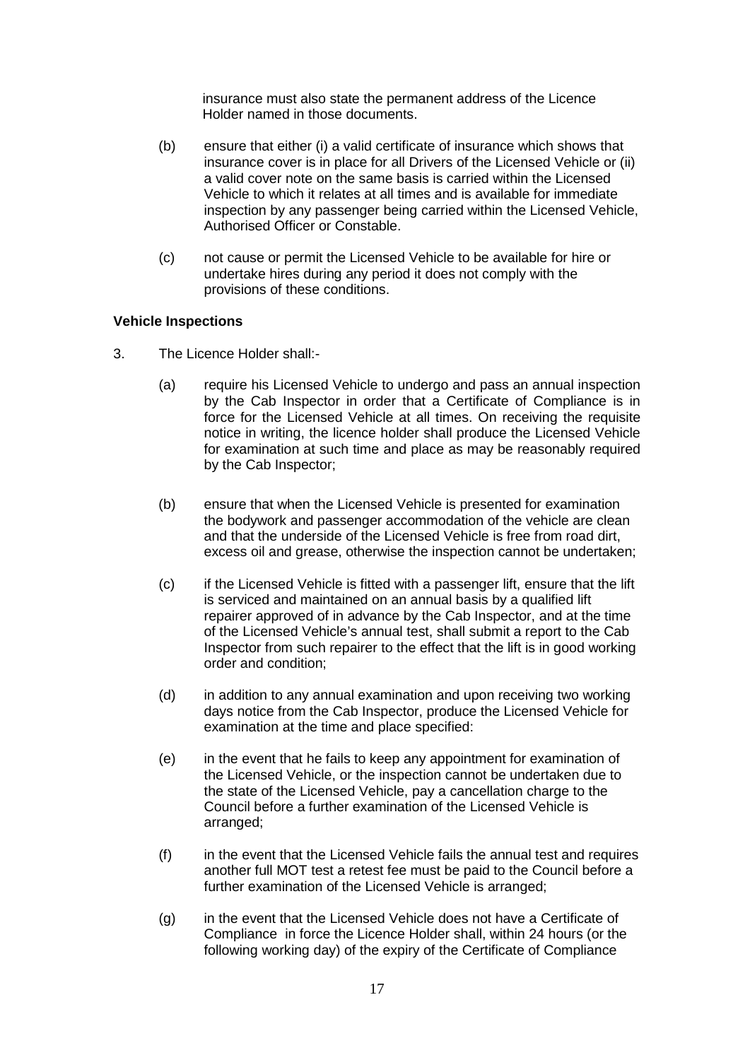insurance must also state the permanent address of the Licence Holder named in those documents.

(b) ensure that either (i) a valid certificate of insurance which shows that insurance cover is in place for all Drivers of the Licensed Vehicle or (ii) a valid cover note on the same basis is carried within the Licensed Vehicle to which it relates at all times and is available for immediate inspection by any passenger being carried within the Licensed Vehicle, Authorised Officer or Constable.

(c) not cause or permit the Licensed Vehicle to be available for hire or undertake hires during any period it does not comply with the provisions of these conditions.

**Vehicle Inspections**

3. The Licence Holder shall:-

(a) require his Licensed Vehicle to undergo and pass an annual inspection by the Cab Inspector in order that a Certificate of Compliance is in force for the Licensed Vehicle at all times. On receiving the requisite notice in writing, the licence holder shall produce the Licensed Vehicle for examination at such time and place as may be reasonably required by the Cab Inspector;

(b) ensure that when the Licensed Vehicle is presented for examination the bodywork and passenger accommodation of the vehicle are clean and that the underside of the Licensed Vehicle is free from road dirt, excess oil and grease, otherwise the inspection cannot be undertaken;

(c) if the Licensed Vehicle is fitted with a passenger lift, ensure that the lift is serviced and maintained on an annual basis by a qualified lift repairer approved of in advance by the Cab Inspector, and at the time of the Licensed Vehicle's annual test, shall submit a report to the Cab Inspector from such repairer to the effect that the lift is in good working order and condition;

(d) in addition to any annual examination and upon receiving two working days notice from the Cab Inspector, produce the Licensed Vehicle for examination at the time and place specified:

(e) in the event that he fails to keep any appointment for examination of the Licensed Vehicle, or the inspection cannot be undertaken due to the state of the Licensed Vehicle, pay a cancellation charge to the Council before a further examination of the Licensed Vehicle is arranged;

(f) in the event that the Licensed Vehicle fails the annual test and requires another full MOT test a retest fee must be paid to the Council before a further examination of the Licensed Vehicle is arranged;

(g) in the event that the Licensed Vehicle does not have a Certificate of Compliance in force the Licence Holder shall, within 24 hours (or the following working day) of the expiry of the Certificate of Compliance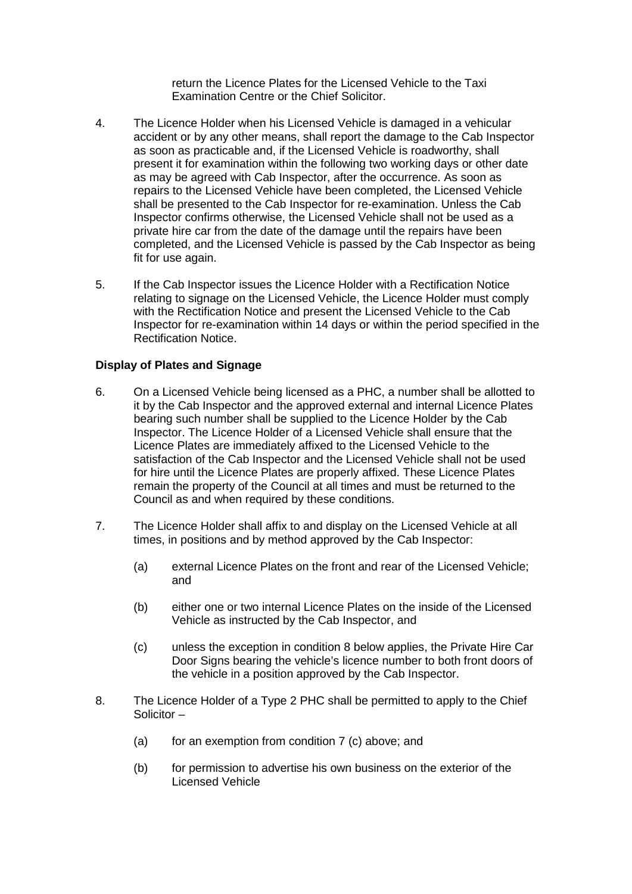return the Licence Plates for the Licensed Vehicle to the Taxi Examination Centre or the Chief Solicitor.

4. The Licence Holder when his Licensed Vehicle is damaged in a vehicular accident or by any other means, shall report the damage to the Cab Inspector as soon as practicable and, if the Licensed Vehicle is roadworthy, shall present it for examination within the following two working days or other date as may be agreed with Cab Inspector, after the occurrence. As soon as repairs to the Licensed Vehicle have been completed, the Licensed Vehicle shall be presented to the Cab Inspector for re-examination. Unless the Cab Inspector confirms otherwise, the Licensed Vehicle shall not be used as a private hire car from the date of the damage until the repairs have been completed, and the Licensed Vehicle is passed by the Cab Inspector as being fit for use again.

5. If the Cab Inspector issues the Licence Holder with a Rectification Notice relating to signage on the Licensed Vehicle, the Licence Holder must comply with the Rectification Notice and present the Licensed Vehicle to the Cab Inspector for re-examination within 14 days or within the period specified in the Rectification Notice.

**Display of Plates and Signage**

6. On a Licensed Vehicle being licensed as a PHC, a number shall be allotted to it by the Cab Inspector and the approved external and internal Licence Plates bearing such number shall be supplied to the Licence Holder by the Cab Inspector. The Licence Holder of a Licensed Vehicle shall ensure that the Licence Plates are immediately affixed to the Licensed Vehicle to the satisfaction of the Cab Inspector and the Licensed Vehicle shall not be used for hire until the Licence Plates are properly affixed. These Licence Plates remain the property of the Council at all times and must be returned to the Council as and when required by these conditions.

7. The Licence Holder shall affix to and display on the Licensed Vehicle at all times, in positions and by method approved by the Cab Inspector:

   (a) external Licence Plates on the front and rear of the Licensed Vehicle; and

   (b) either one or two internal Licence Plates on the inside of the Licensed Vehicle as instructed by the Cab Inspector, and

   (c) unless the exception in condition 8 below applies, the Private Hire Car Door Signs bearing the vehicle's licence number to both front doors of the vehicle in a position approved by the Cab Inspector.

8. The Licence Holder of a Type 2 PHC shall be permitted to apply to the Chief Solicitor –

   (a) for an exemption from condition 7 (c) above; and

   (b) for permission to advertise his own business on the exterior of the Licensed Vehicle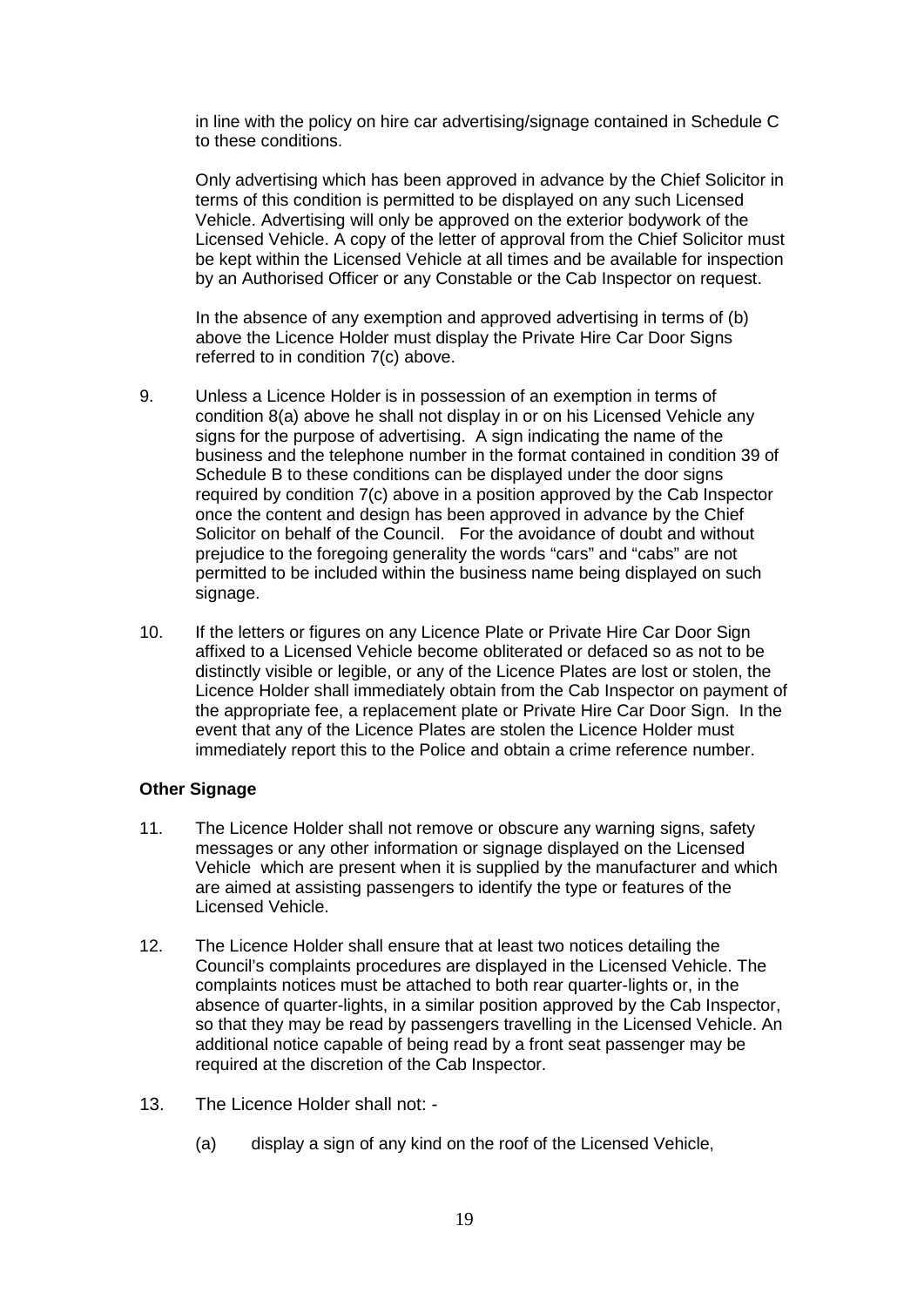in line with the policy on hire car advertising/signage contained in Schedule C to these conditions.

Only advertising which has been approved in advance by the Chief Solicitor in terms of this condition is permitted to be displayed on any such Licensed Vehicle. Advertising will only be approved on the exterior bodywork of the Licensed Vehicle. A copy of the letter of approval from the Chief Solicitor must be kept within the Licensed Vehicle at all times and be available for inspection by an Authorised Officer or any Constable or the Cab Inspector on request.

In the absence of any exemption and approved advertising in terms of (b) above the Licence Holder must display the Private Hire Car Door Signs referred to in condition 7(c) above.

9. Unless a Licence Holder is in possession of an exemption in terms of condition 8(a) above he shall not display in or on his Licensed Vehicle any signs for the purpose of advertising. A sign indicating the name of the business and the telephone number in the format contained in condition 39 of Schedule B to these conditions can be displayed under the door signs required by condition 7(c) above in a position approved by the Cab Inspector once the content and design has been approved in advance by the Chief Solicitor on behalf of the Council. For the avoidance of doubt and without prejudice to the foregoing generality the words "cars" and "cabs" are not permitted to be included within the business name being displayed on such signage.

10. If the letters or figures on any Licence Plate or Private Hire Car Door Sign affixed to a Licensed Vehicle become obliterated or defaced so as not to be distinctly visible or legible, or any of the Licence Plates are lost or stolen, the Licence Holder shall immediately obtain from the Cab Inspector on payment of the appropriate fee, a replacement plate or Private Hire Car Door Sign. In the event that any of the Licence Plates are stolen the Licence Holder must immediately report this to the Police and obtain a crime reference number.

**Other Signage**

11. The Licence Holder shall not remove or obscure any warning signs, safety messages or any other information or signage displayed on the Licensed Vehicle which are present when it is supplied by the manufacturer and which are aimed at assisting passengers to identify the type or features of the Licensed Vehicle.

12. The Licence Holder shall ensure that at least two notices detailing the Council's complaints procedures are displayed in the Licensed Vehicle. The complaints notices must be attached to both rear quarter-lights or, in the absence of quarter-lights, in a similar position approved by the Cab Inspector, so that they may be read by passengers travelling in the Licensed Vehicle. An additional notice capable of being read by a front seat passenger may be required at the discretion of the Cab Inspector.

13. The Licence Holder shall not: -

    (a) display a sign of any kind on the roof of the Licensed Vehicle,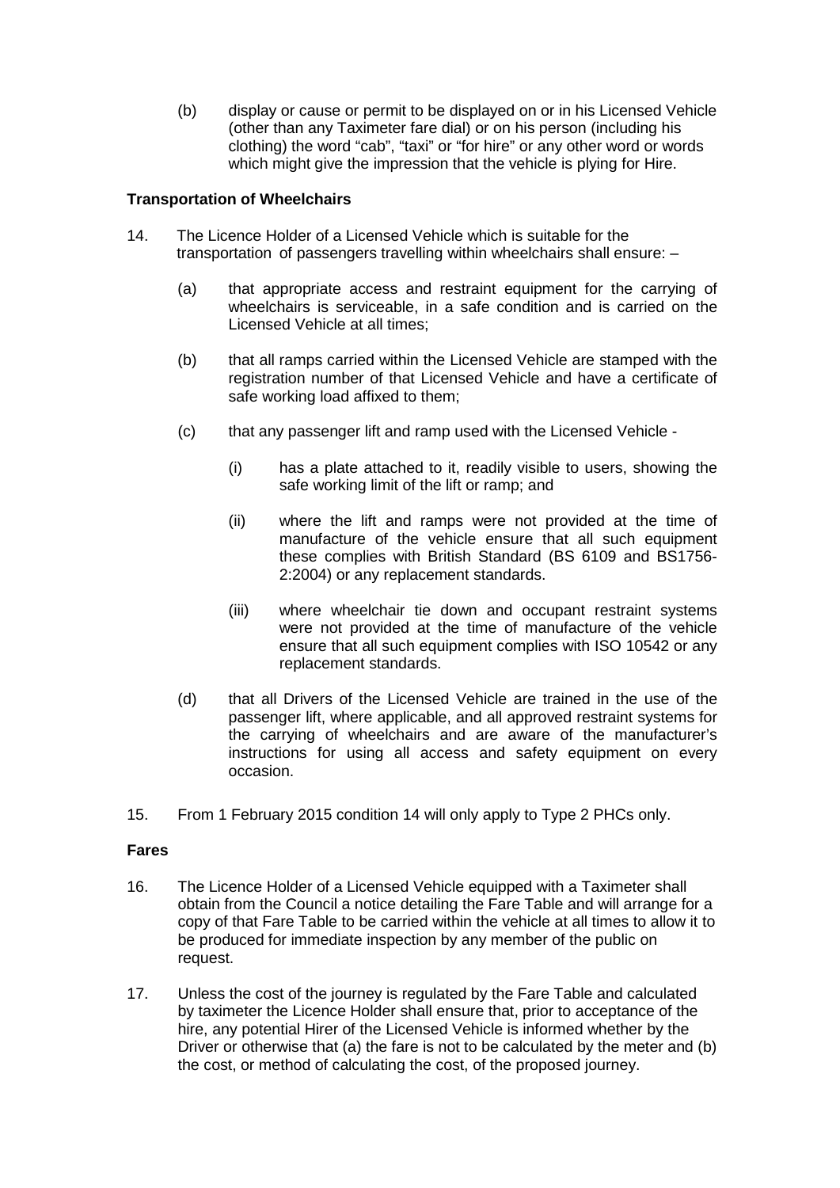(b) display or cause or permit to be displayed on or in his Licensed Vehicle (other than any Taximeter fare dial) or on his person (including his clothing) the word "cab", "taxi" or "for hire" or any other word or words which might give the impression that the vehicle is plying for Hire.

**Transportation of Wheelchairs**

14. The Licence Holder of a Licensed Vehicle which is suitable for the transportation of passengers travelling within wheelchairs shall ensure: –

    (a) that appropriate access and restraint equipment for the carrying of wheelchairs is serviceable, in a safe condition and is carried on the Licensed Vehicle at all times;

    (b) that all ramps carried within the Licensed Vehicle are stamped with the registration number of that Licensed Vehicle and have a certificate of safe working load affixed to them;

    (c) that any passenger lift and ramp used with the Licensed Vehicle -

        (i) has a plate attached to it, readily visible to users, showing the safe working limit of the lift or ramp; and

        (ii) where the lift and ramps were not provided at the time of manufacture of the vehicle ensure that all such equipment these complies with British Standard (BS 6109 and BS1756-2:2004) or any replacement standards.

        (iii) where wheelchair tie down and occupant restraint systems were not provided at the time of manufacture of the vehicle ensure that all such equipment complies with ISO 10542 or any replacement standards.

    (d) that all Drivers of the Licensed Vehicle are trained in the use of the passenger lift, where applicable, and all approved restraint systems for the carrying of wheelchairs and are aware of the manufacturer's instructions for using all access and safety equipment on every occasion.

15. From 1 February 2015 condition 14 will only apply to Type 2 PHCs only.

**Fares**

16. The Licence Holder of a Licensed Vehicle equipped with a Taximeter shall obtain from the Council a notice detailing the Fare Table and will arrange for a copy of that Fare Table to be carried within the vehicle at all times to allow it to be produced for immediate inspection by any member of the public on request.

17. Unless the cost of the journey is regulated by the Fare Table and calculated by taximeter the Licence Holder shall ensure that, prior to acceptance of the hire, any potential Hirer of the Licensed Vehicle is informed whether by the Driver or otherwise that (a) the fare is not to be calculated by the meter and (b) the cost, or method of calculating the cost, of the proposed journey.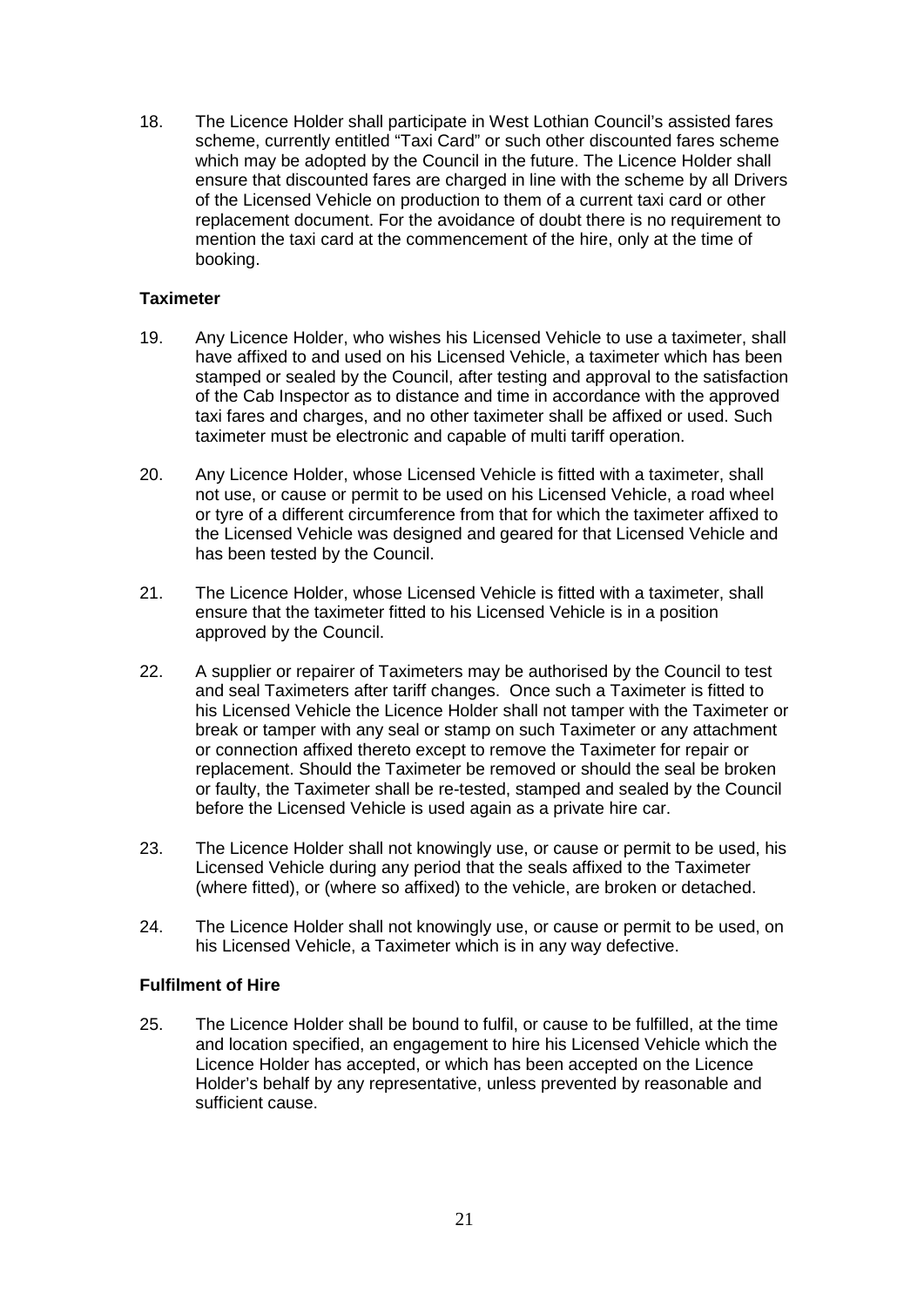18. The Licence Holder shall participate in West Lothian Council's assisted fares scheme, currently entitled "Taxi Card" or such other discounted fares scheme which may be adopted by the Council in the future. The Licence Holder shall ensure that discounted fares are charged in line with the scheme by all Drivers of the Licensed Vehicle on production to them of a current taxi card or other replacement document. For the avoidance of doubt there is no requirement to mention the taxi card at the commencement of the hire, only at the time of booking.

**Taximeter**

19. Any Licence Holder, who wishes his Licensed Vehicle to use a taximeter, shall have affixed to and used on his Licensed Vehicle, a taximeter which has been stamped or sealed by the Council, after testing and approval to the satisfaction of the Cab Inspector as to distance and time in accordance with the approved taxi fares and charges, and no other taximeter shall be affixed or used. Such taximeter must be electronic and capable of multi tariff operation.

20. Any Licence Holder, whose Licensed Vehicle is fitted with a taximeter, shall not use, or cause or permit to be used on his Licensed Vehicle, a road wheel or tyre of a different circumference from that for which the taximeter affixed to the Licensed Vehicle was designed and geared for that Licensed Vehicle and has been tested by the Council.

21. The Licence Holder, whose Licensed Vehicle is fitted with a taximeter, shall ensure that the taximeter fitted to his Licensed Vehicle is in a position approved by the Council.

22. A supplier or repairer of Taximeters may be authorised by the Council to test and seal Taximeters after tariff changes. Once such a Taximeter is fitted to his Licensed Vehicle the Licence Holder shall not tamper with the Taximeter or break or tamper with any seal or stamp on such Taximeter or any attachment or connection affixed thereto except to remove the Taximeter for repair or replacement. Should the Taximeter be removed or should the seal be broken or faulty, the Taximeter shall be re-tested, stamped and sealed by the Council before the Licensed Vehicle is used again as a private hire car.

23. The Licence Holder shall not knowingly use, or cause or permit to be used, his Licensed Vehicle during any period that the seals affixed to the Taximeter (where fitted), or (where so affixed) to the vehicle, are broken or detached.

24. The Licence Holder shall not knowingly use, or cause or permit to be used, on his Licensed Vehicle, a Taximeter which is in any way defective.

**Fulfilment of Hire**

25. The Licence Holder shall be bound to fulfil, or cause to be fulfilled, at the time and location specified, an engagement to hire his Licensed Vehicle which the Licence Holder has accepted, or which has been accepted on the Licence Holder's behalf by any representative, unless prevented by reasonable and sufficient cause.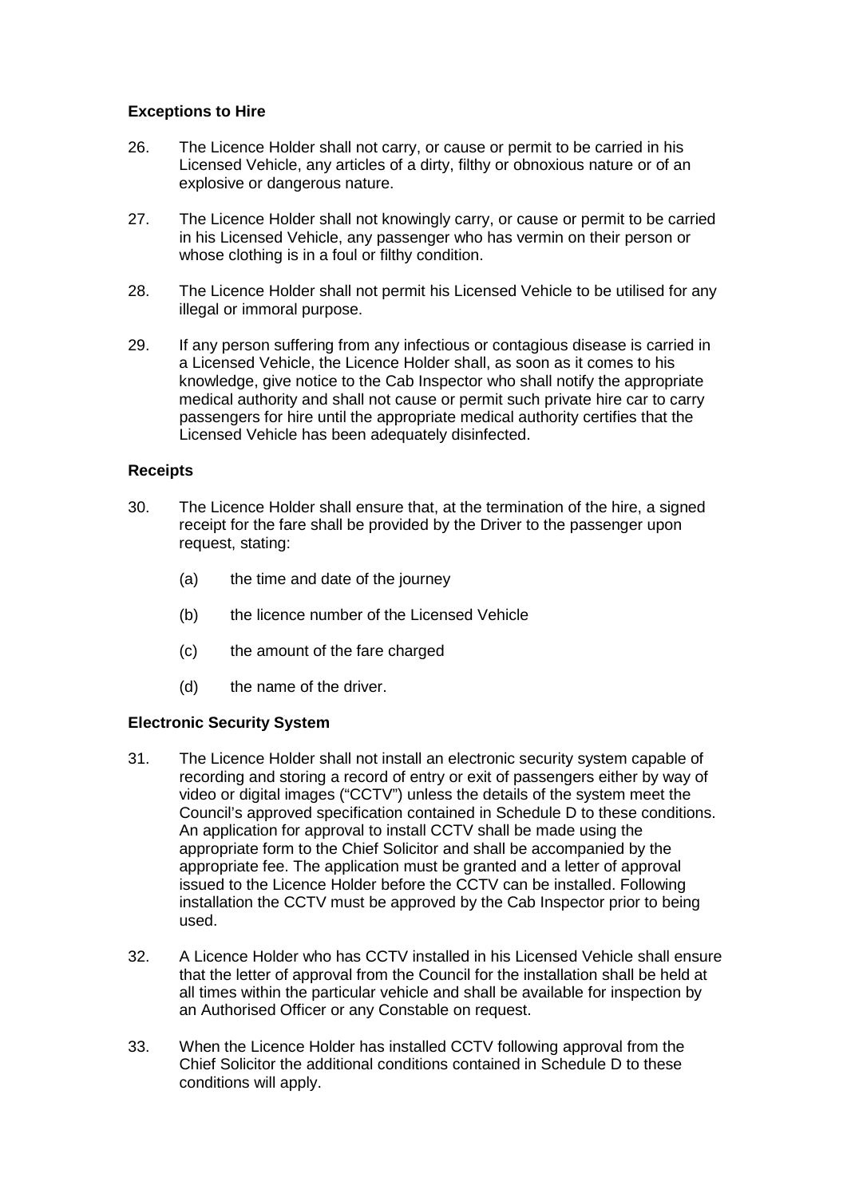### Exceptions to Hire

26. The Licence Holder shall not carry, or cause or permit to be carried in his Licensed Vehicle, any articles of a dirty, filthy or obnoxious nature or of an explosive or dangerous nature.

27. The Licence Holder shall not knowingly carry, or cause or permit to be carried in his Licensed Vehicle, any passenger who has vermin on their person or whose clothing is in a foul or filthy condition.

28. The Licence Holder shall not permit his Licensed Vehicle to be utilised for any illegal or immoral purpose.

29. If any person suffering from any infectious or contagious disease is carried in a Licensed Vehicle, the Licence Holder shall, as soon as it comes to his knowledge, give notice to the Cab Inspector who shall notify the appropriate medical authority and shall not cause or permit such private hire car to carry passengers for hire until the appropriate medical authority certifies that the Licensed Vehicle has been adequately disinfected.

### Receipts

30. The Licence Holder shall ensure that, at the termination of the hire, a signed receipt for the fare shall be provided by the Driver to the passenger upon request, stating:

    (a) the time and date of the journey

    (b) the licence number of the Licensed Vehicle

    (c) the amount of the fare charged

    (d) the name of the driver.

### Electronic Security System

31. The Licence Holder shall not install an electronic security system capable of recording and storing a record of entry or exit of passengers either by way of video or digital images ("CCTV") unless the details of the system meet the Council's approved specification contained in Schedule D to these conditions. An application for approval to install CCTV shall be made using the appropriate form to the Chief Solicitor and shall be accompanied by the appropriate fee. The application must be granted and a letter of approval issued to the Licence Holder before the CCTV can be installed. Following installation the CCTV must be approved by the Cab Inspector prior to being used.

32. A Licence Holder who has CCTV installed in his Licensed Vehicle shall ensure that the letter of approval from the Council for the installation shall be held at all times within the particular vehicle and shall be available for inspection by an Authorised Officer or any Constable on request.

33. When the Licence Holder has installed CCTV following approval from the Chief Solicitor the additional conditions contained in Schedule D to these conditions will apply.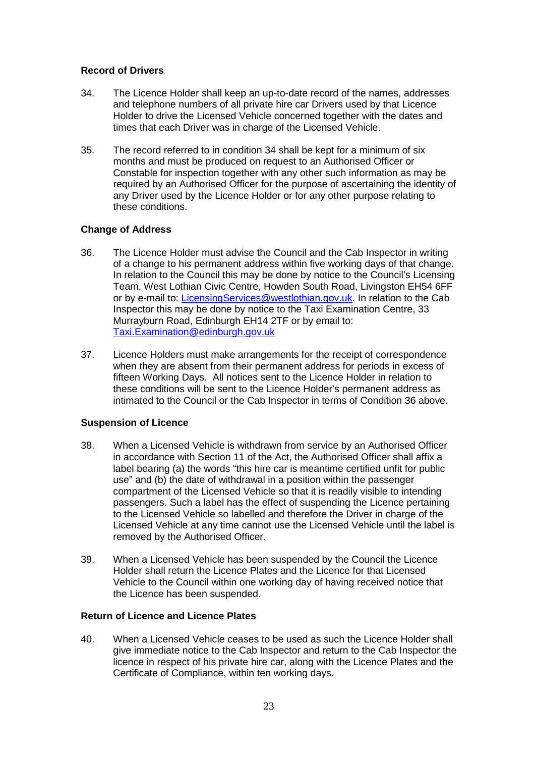### Record of Drivers

34. The Licence Holder shall keep an up-to-date record of the names, addresses and telephone numbers of all private hire car Drivers used by that Licence Holder to drive the Licensed Vehicle concerned together with the dates and times that each Driver was in charge of the Licensed Vehicle.

35. The record referred to in condition 34 shall be kept for a minimum of six months and must be produced on request to an Authorised Officer or Constable for inspection together with any other such information as may be required by an Authorised Officer for the purpose of ascertaining the identity of any Driver used by the Licence Holder or for any other purpose relating to these conditions.

### Change of Address

36. The Licence Holder must advise the Council and the Cab Inspector in writing of a change to his permanent address within five working days of that change. In relation to the Council this may be done by notice to the Council's Licensing Team, West Lothian Civic Centre, Howden South Road, Livingston EH54 6FF or by e-mail to: LicensingServices@westlothian.gov.uk. In relation to the Cab Inspector this may be done by notice to the Taxi Examination Centre, 33 Murrayburn Road, Edinburgh EH14 2TF or by email to: Taxi.Examination@edinburgh.gov.uk

37. Licence Holders must make arrangements for the receipt of correspondence when they are absent from their permanent address for periods in excess of fifteen Working Days. All notices sent to the Licence Holder in relation to these conditions will be sent to the Licence Holder's permanent address as intimated to the Council or the Cab Inspector in terms of Condition 36 above.

### Suspension of Licence

38. When a Licensed Vehicle is withdrawn from service by an Authorised Officer in accordance with Section 11 of the Act, the Authorised Officer shall affix a label bearing (a) the words "this hire car is meantime certified unfit for public use" and (b) the date of withdrawal in a position within the passenger compartment of the Licensed Vehicle so that it is readily visible to intending passengers. Such a label has the effect of suspending the Licence pertaining to the Licensed Vehicle so labelled and therefore the Driver in charge of the Licensed Vehicle at any time cannot use the Licensed Vehicle until the label is removed by the Authorised Officer.

39. When a Licensed Vehicle has been suspended by the Council the Licence Holder shall return the Licence Plates and the Licence for that Licensed Vehicle to the Council within one working day of having received notice that the Licence has been suspended.

### Return of Licence and Licence Plates

40. When a Licensed Vehicle ceases to be used as such the Licence Holder shall give immediate notice to the Cab Inspector and return to the Cab Inspector the licence in respect of his private hire car, along with the Licence Plates and the Certificate of Compliance, within ten working days.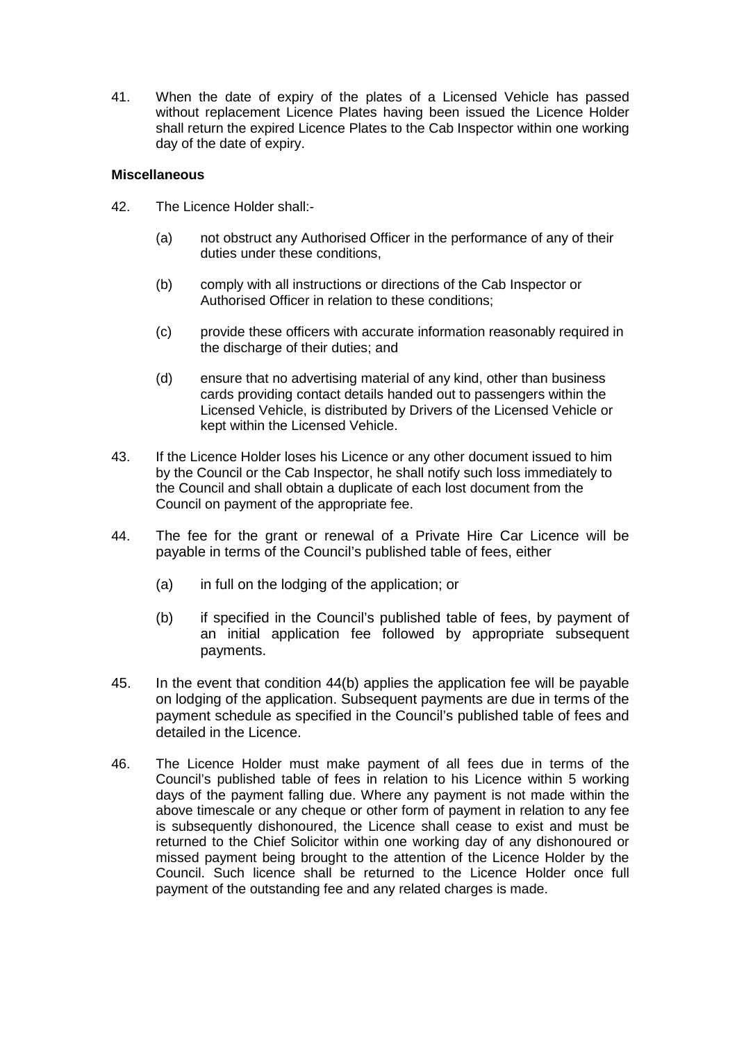41. When the date of expiry of the plates of a Licensed Vehicle has passed without replacement Licence Plates having been issued the Licence Holder shall return the expired Licence Plates to the Cab Inspector within one working day of the date of expiry.

**Miscellaneous**

42. The Licence Holder shall:-

    (a) not obstruct any Authorised Officer in the performance of any of their duties under these conditions,

    (b) comply with all instructions or directions of the Cab Inspector or Authorised Officer in relation to these conditions;

    (c) provide these officers with accurate information reasonably required in the discharge of their duties; and

    (d) ensure that no advertising material of any kind, other than business cards providing contact details handed out to passengers within the Licensed Vehicle, is distributed by Drivers of the Licensed Vehicle or kept within the Licensed Vehicle.

43. If the Licence Holder loses his Licence or any other document issued to him by the Council or the Cab Inspector, he shall notify such loss immediately to the Council and shall obtain a duplicate of each lost document from the Council on payment of the appropriate fee.

44. The fee for the grant or renewal of a Private Hire Car Licence will be payable in terms of the Council's published table of fees, either

    (a) in full on the lodging of the application; or

    (b) if specified in the Council's published table of fees, by payment of an initial application fee followed by appropriate subsequent payments.

45. In the event that condition 44(b) applies the application fee will be payable on lodging of the application. Subsequent payments are due in terms of the payment schedule as specified in the Council's published table of fees and detailed in the Licence.

46. The Licence Holder must make payment of all fees due in terms of the Council's published table of fees in relation to his Licence within 5 working days of the payment falling due. Where any payment is not made within the above timescale or any cheque or other form of payment in relation to any fee is subsequently dishonoured, the Licence shall cease to exist and must be returned to the Chief Solicitor within one working day of any dishonoured or missed payment being brought to the attention of the Licence Holder by the Council. Such licence shall be returned to the Licence Holder once full payment of the outstanding fee and any related charges is made.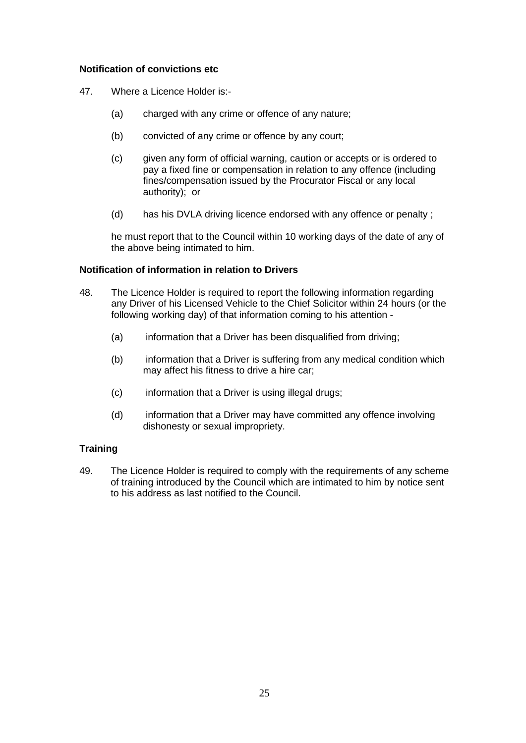**Notification of convictions etc**

47. Where a Licence Holder is:-

    (a) charged with any crime or offence of any nature;

    (b) convicted of any crime or offence by any court;

    (c) given any form of official warning, caution or accepts or is ordered to pay a fixed fine or compensation in relation to any offence (including fines/compensation issued by the Procurator Fiscal or any local authority); or

    (d) has his DVLA driving licence endorsed with any offence or penalty ;

    he must report that to the Council within 10 working days of the date of any of the above being intimated to him.

**Notification of information in relation to Drivers**

48. The Licence Holder is required to report the following information regarding any Driver of his Licensed Vehicle to the Chief Solicitor within 24 hours (or the following working day) of that information coming to his attention -

    (a) information that a Driver has been disqualified from driving;

    (b) information that a Driver is suffering from any medical condition which may affect his fitness to drive a hire car;

    (c) information that a Driver is using illegal drugs;

    (d) information that a Driver may have committed any offence involving dishonesty or sexual impropriety.

**Training**

49. The Licence Holder is required to comply with the requirements of any scheme of training introduced by the Council which are intimated to him by notice sent to his address as last notified to the Council.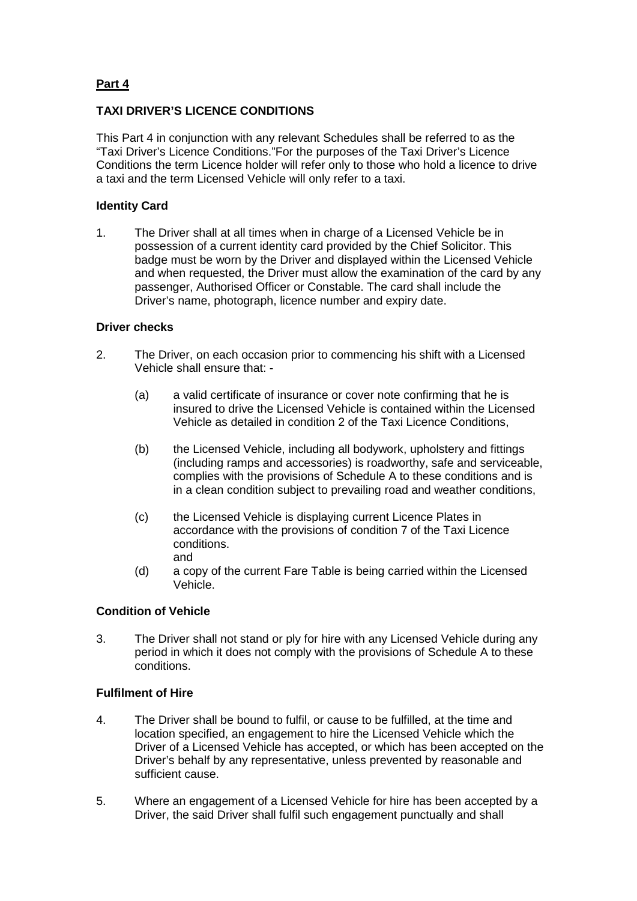**Part 4**

**TAXI DRIVER'S LICENCE CONDITIONS**

This Part 4 in conjunction with any relevant Schedules shall be referred to as the "Taxi Driver's Licence Conditions."For the purposes of the Taxi Driver's Licence Conditions the term Licence holder will refer only to those who hold a licence to drive a taxi and the term Licensed Vehicle will only refer to a taxi.

**Identity Card**

1. The Driver shall at all times when in charge of a Licensed Vehicle be in possession of a current identity card provided by the Chief Solicitor. This badge must be worn by the Driver and displayed within the Licensed Vehicle and when requested, the Driver must allow the examination of the card by any passenger, Authorised Officer or Constable. The card shall include the Driver's name, photograph, licence number and expiry date.

**Driver checks**

2. The Driver, on each occasion prior to commencing his shift with a Licensed Vehicle shall ensure that: -

   (a) a valid certificate of insurance or cover note confirming that he is insured to drive the Licensed Vehicle is contained within the Licensed Vehicle as detailed in condition 2 of the Taxi Licence Conditions,

   (b) the Licensed Vehicle, including all bodywork, upholstery and fittings (including ramps and accessories) is roadworthy, safe and serviceable, complies with the provisions of Schedule A to these conditions and is in a clean condition subject to prevailing road and weather conditions,

   (c) the Licensed Vehicle is displaying current Licence Plates in accordance with the provisions of condition 7 of the Taxi Licence conditions.
   and

   (d) a copy of the current Fare Table is being carried within the Licensed Vehicle.

**Condition of Vehicle**

3. The Driver shall not stand or ply for hire with any Licensed Vehicle during any period in which it does not comply with the provisions of Schedule A to these conditions.

**Fulfilment of Hire**

4. The Driver shall be bound to fulfil, or cause to be fulfilled, at the time and location specified, an engagement to hire the Licensed Vehicle which the Driver of a Licensed Vehicle has accepted, or which has been accepted on the Driver's behalf by any representative, unless prevented by reasonable and sufficient cause.

5. Where an engagement of a Licensed Vehicle for hire has been accepted by a Driver, the said Driver shall fulfil such engagement punctually and shall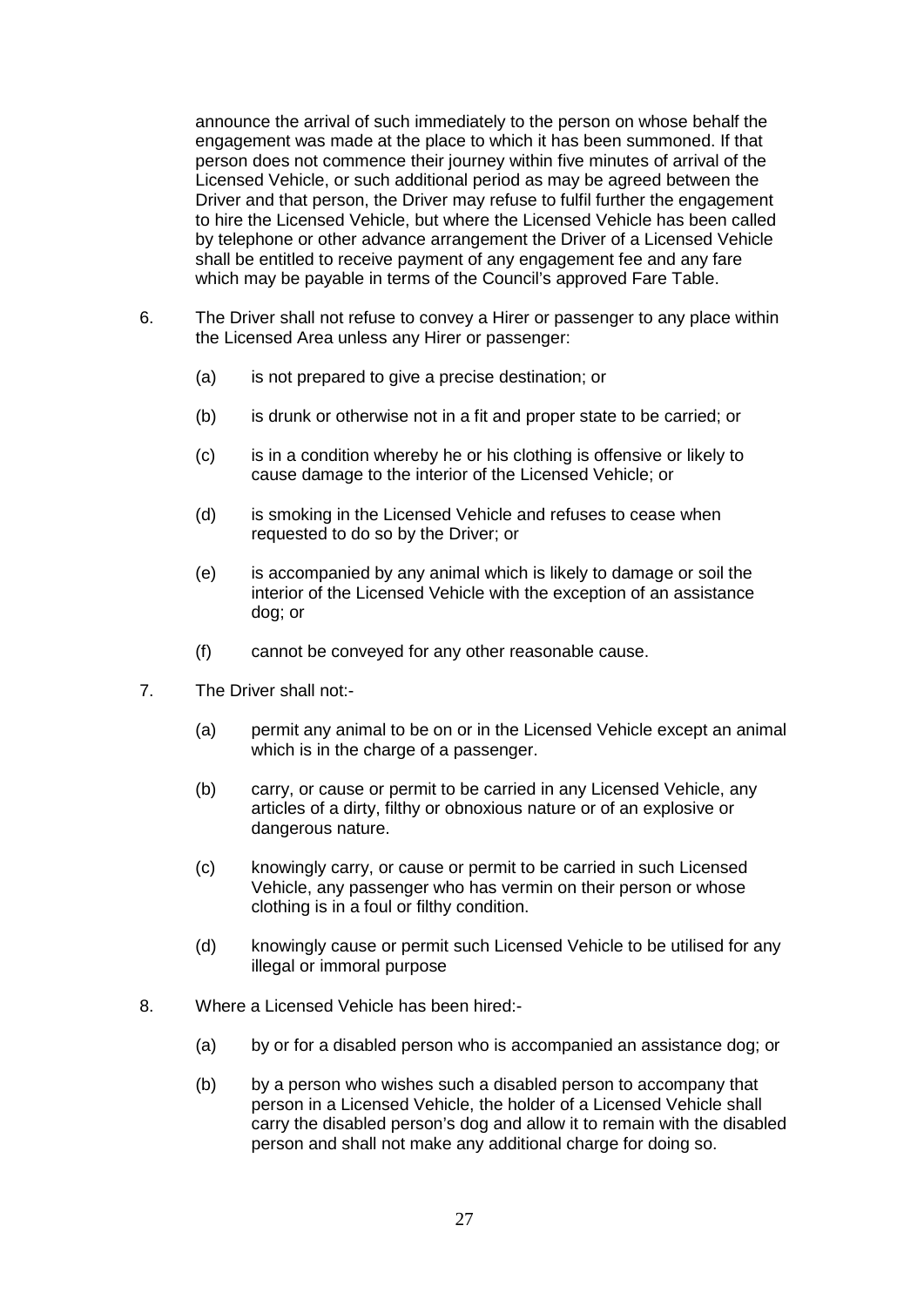announce the arrival of such immediately to the person on whose behalf the engagement was made at the place to which it has been summoned. If that person does not commence their journey within five minutes of arrival of the Licensed Vehicle, or such additional period as may be agreed between the Driver and that person, the Driver may refuse to fulfil further the engagement to hire the Licensed Vehicle, but where the Licensed Vehicle has been called by telephone or other advance arrangement the Driver of a Licensed Vehicle shall be entitled to receive payment of any engagement fee and any fare which may be payable in terms of the Council's approved Fare Table.

6. The Driver shall not refuse to convey a Hirer or passenger to any place within the Licensed Area unless any Hirer or passenger:

   (a) is not prepared to give a precise destination; or

   (b) is drunk or otherwise not in a fit and proper state to be carried; or

   (c) is in a condition whereby he or his clothing is offensive or likely to cause damage to the interior of the Licensed Vehicle; or

   (d) is smoking in the Licensed Vehicle and refuses to cease when requested to do so by the Driver; or

   (e) is accompanied by any animal which is likely to damage or soil the interior of the Licensed Vehicle with the exception of an assistance dog; or

   (f) cannot be conveyed for any other reasonable cause.

7. The Driver shall not:-

   (a) permit any animal to be on or in the Licensed Vehicle except an animal which is in the charge of a passenger.

   (b) carry, or cause or permit to be carried in any Licensed Vehicle, any articles of a dirty, filthy or obnoxious nature or of an explosive or dangerous nature.

   (c) knowingly carry, or cause or permit to be carried in such Licensed Vehicle, any passenger who has vermin on their person or whose clothing is in a foul or filthy condition.

   (d) knowingly cause or permit such Licensed Vehicle to be utilised for any illegal or immoral purpose

8. Where a Licensed Vehicle has been hired:-

   (a) by or for a disabled person who is accompanied an assistance dog; or

   (b) by a person who wishes such a disabled person to accompany that person in a Licensed Vehicle, the holder of a Licensed Vehicle shall carry the disabled person's dog and allow it to remain with the disabled person and shall not make any additional charge for doing so.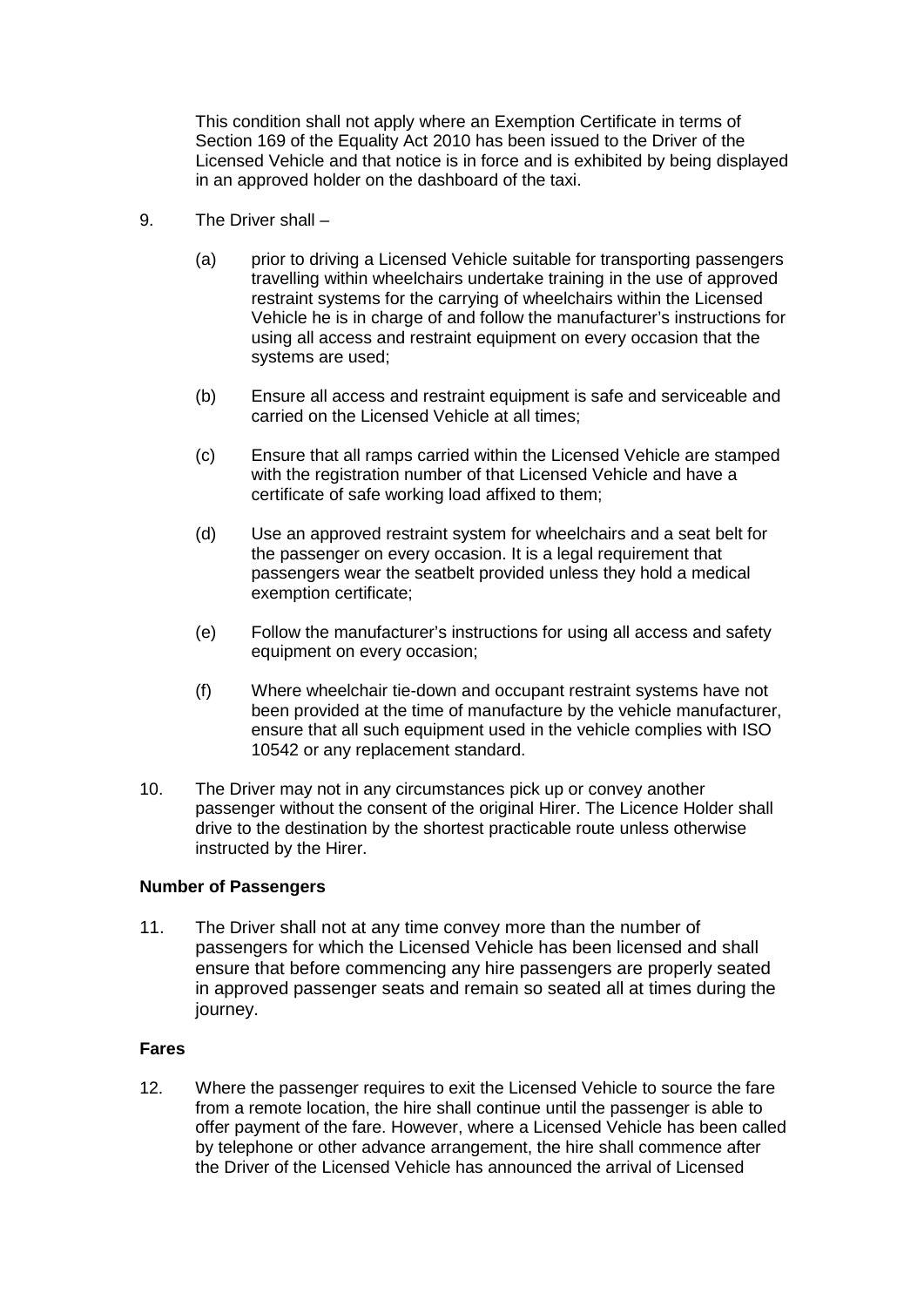This condition shall not apply where an Exemption Certificate in terms of Section 169 of the Equality Act 2010 has been issued to the Driver of the Licensed Vehicle and that notice is in force and is exhibited by being displayed in an approved holder on the dashboard of the taxi.

9. The Driver shall –

   (a) prior to driving a Licensed Vehicle suitable for transporting passengers travelling within wheelchairs undertake training in the use of approved restraint systems for the carrying of wheelchairs within the Licensed Vehicle he is in charge of and follow the manufacturer's instructions for using all access and restraint equipment on every occasion that the systems are used;

   (b) Ensure all access and restraint equipment is safe and serviceable and carried on the Licensed Vehicle at all times;

   (c) Ensure that all ramps carried within the Licensed Vehicle are stamped with the registration number of that Licensed Vehicle and have a certificate of safe working load affixed to them;

   (d) Use an approved restraint system for wheelchairs and a seat belt for the passenger on every occasion. It is a legal requirement that passengers wear the seatbelt provided unless they hold a medical exemption certificate;

   (e) Follow the manufacturer's instructions for using all access and safety equipment on every occasion;

   (f) Where wheelchair tie-down and occupant restraint systems have not been provided at the time of manufacture by the vehicle manufacturer, ensure that all such equipment used in the vehicle complies with ISO 10542 or any replacement standard.

10. The Driver may not in any circumstances pick up or convey another passenger without the consent of the original Hirer. The Licence Holder shall drive to the destination by the shortest practicable route unless otherwise instructed by the Hirer.

**Number of Passengers**

11. The Driver shall not at any time convey more than the number of passengers for which the Licensed Vehicle has been licensed and shall ensure that before commencing any hire passengers are properly seated in approved passenger seats and remain so seated all at times during the journey.

**Fares**

12. Where the passenger requires to exit the Licensed Vehicle to source the fare from a remote location, the hire shall continue until the passenger is able to offer payment of the fare. However, where a Licensed Vehicle has been called by telephone or other advance arrangement, the hire shall commence after the Driver of the Licensed Vehicle has announced the arrival of Licensed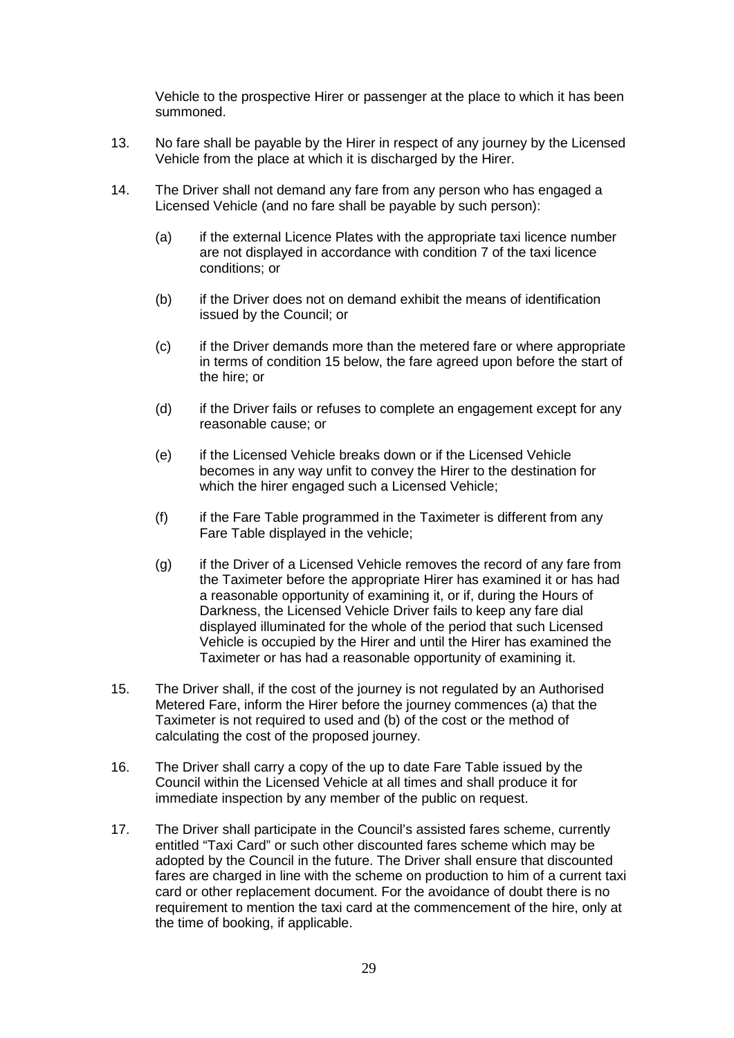Vehicle to the prospective Hirer or passenger at the place to which it has been summoned.

13. No fare shall be payable by the Hirer in respect of any journey by the Licensed Vehicle from the place at which it is discharged by the Hirer.

14. The Driver shall not demand any fare from any person who has engaged a Licensed Vehicle (and no fare shall be payable by such person):

    (a) if the external Licence Plates with the appropriate taxi licence number are not displayed in accordance with condition 7 of the taxi licence conditions; or

    (b) if the Driver does not on demand exhibit the means of identification issued by the Council; or

    (c) if the Driver demands more than the metered fare or where appropriate in terms of condition 15 below, the fare agreed upon before the start of the hire; or

    (d) if the Driver fails or refuses to complete an engagement except for any reasonable cause; or

    (e) if the Licensed Vehicle breaks down or if the Licensed Vehicle becomes in any way unfit to convey the Hirer to the destination for which the hirer engaged such a Licensed Vehicle;

    (f) if the Fare Table programmed in the Taximeter is different from any Fare Table displayed in the vehicle;

    (g) if the Driver of a Licensed Vehicle removes the record of any fare from the Taximeter before the appropriate Hirer has examined it or has had a reasonable opportunity of examining it, or if, during the Hours of Darkness, the Licensed Vehicle Driver fails to keep any fare dial displayed illuminated for the whole of the period that such Licensed Vehicle is occupied by the Hirer and until the Hirer has examined the Taximeter or has had a reasonable opportunity of examining it.

15. The Driver shall, if the cost of the journey is not regulated by an Authorised Metered Fare, inform the Hirer before the journey commences (a) that the Taximeter is not required to used and (b) of the cost or the method of calculating the cost of the proposed journey.

16. The Driver shall carry a copy of the up to date Fare Table issued by the Council within the Licensed Vehicle at all times and shall produce it for immediate inspection by any member of the public on request.

17. The Driver shall participate in the Council's assisted fares scheme, currently entitled "Taxi Card" or such other discounted fares scheme which may be adopted by the Council in the future. The Driver shall ensure that discounted fares are charged in line with the scheme on production to him of a current taxi card or other replacement document. For the avoidance of doubt there is no requirement to mention the taxi card at the commencement of the hire, only at the time of booking, if applicable.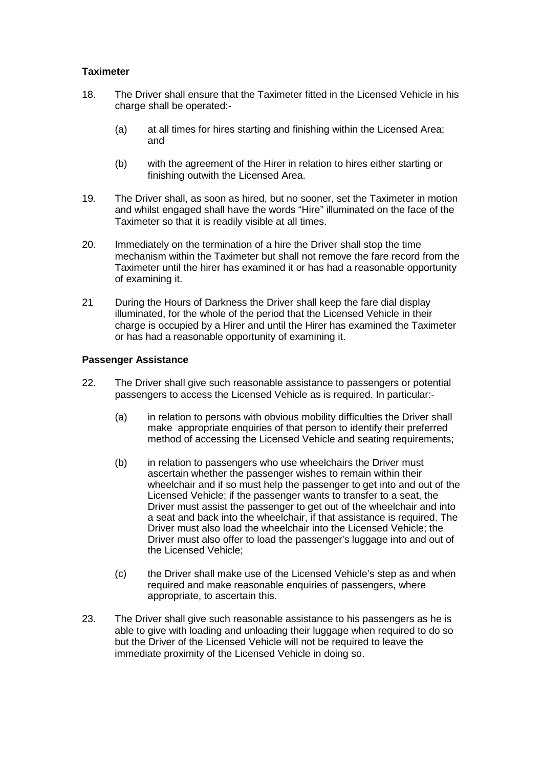**Taximeter**

18. The Driver shall ensure that the Taximeter fitted in the Licensed Vehicle in his charge shall be operated:-

    (a) at all times for hires starting and finishing within the Licensed Area; and

    (b) with the agreement of the Hirer in relation to hires either starting or finishing outwith the Licensed Area.

19. The Driver shall, as soon as hired, but no sooner, set the Taximeter in motion and whilst engaged shall have the words "Hire" illuminated on the face of the Taximeter so that it is readily visible at all times.

20. Immediately on the termination of a hire the Driver shall stop the time mechanism within the Taximeter but shall not remove the fare record from the Taximeter until the hirer has examined it or has had a reasonable opportunity of examining it.

21 During the Hours of Darkness the Driver shall keep the fare dial display illuminated, for the whole of the period that the Licensed Vehicle in their charge is occupied by a Hirer and until the Hirer has examined the Taximeter or has had a reasonable opportunity of examining it.

**Passenger Assistance**

22. The Driver shall give such reasonable assistance to passengers or potential passengers to access the Licensed Vehicle as is required. In particular:-

    (a) in relation to persons with obvious mobility difficulties the Driver shall make appropriate enquiries of that person to identify their preferred method of accessing the Licensed Vehicle and seating requirements;

    (b) in relation to passengers who use wheelchairs the Driver must ascertain whether the passenger wishes to remain within their wheelchair and if so must help the passenger to get into and out of the Licensed Vehicle; if the passenger wants to transfer to a seat, the Driver must assist the passenger to get out of the wheelchair and into a seat and back into the wheelchair, if that assistance is required. The Driver must also load the wheelchair into the Licensed Vehicle; the Driver must also offer to load the passenger's luggage into and out of the Licensed Vehicle;

    (c) the Driver shall make use of the Licensed Vehicle's step as and when required and make reasonable enquiries of passengers, where appropriate, to ascertain this.

23. The Driver shall give such reasonable assistance to his passengers as he is able to give with loading and unloading their luggage when required to do so but the Driver of the Licensed Vehicle will not be required to leave the immediate proximity of the Licensed Vehicle in doing so.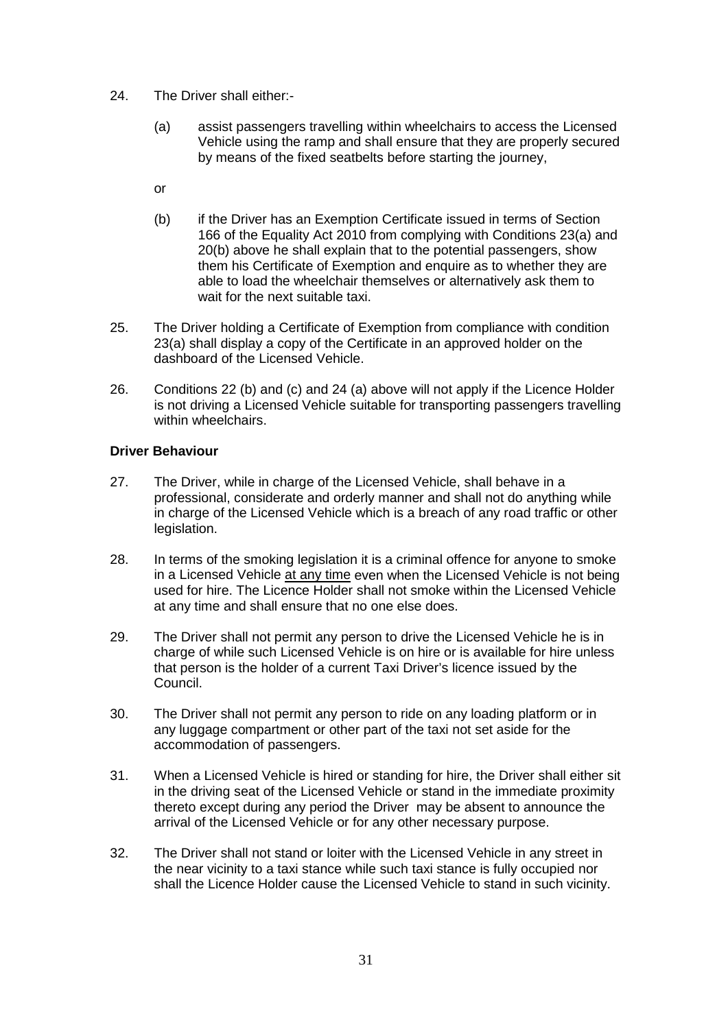24. The Driver shall either:-

    (a) assist passengers travelling within wheelchairs to access the Licensed Vehicle using the ramp and shall ensure that they are properly secured by means of the fixed seatbelts before starting the journey,

    or

    (b) if the Driver has an Exemption Certificate issued in terms of Section 166 of the Equality Act 2010 from complying with Conditions 23(a) and 20(b) above he shall explain that to the potential passengers, show them his Certificate of Exemption and enquire as to whether they are able to load the wheelchair themselves or alternatively ask them to wait for the next suitable taxi.

25. The Driver holding a Certificate of Exemption from compliance with condition 23(a) shall display a copy of the Certificate in an approved holder on the dashboard of the Licensed Vehicle.

26. Conditions 22 (b) and (c) and 24 (a) above will not apply if the Licence Holder is not driving a Licensed Vehicle suitable for transporting passengers travelling within wheelchairs.

**Driver Behaviour**

27. The Driver, while in charge of the Licensed Vehicle, shall behave in a professional, considerate and orderly manner and shall not do anything while in charge of the Licensed Vehicle which is a breach of any road traffic or other legislation.

28. In terms of the smoking legislation it is a criminal offence for anyone to smoke in a Licensed Vehicle <u>at any time</u> even when the Licensed Vehicle is not being used for hire. The Licence Holder shall not smoke within the Licensed Vehicle at any time and shall ensure that no one else does.

29. The Driver shall not permit any person to drive the Licensed Vehicle he is in charge of while such Licensed Vehicle is on hire or is available for hire unless that person is the holder of a current Taxi Driver's licence issued by the Council.

30. The Driver shall not permit any person to ride on any loading platform or in any luggage compartment or other part of the taxi not set aside for the accommodation of passengers.

31. When a Licensed Vehicle is hired or standing for hire, the Driver shall either sit in the driving seat of the Licensed Vehicle or stand in the immediate proximity thereto except during any period the Driver may be absent to announce the arrival of the Licensed Vehicle or for any other necessary purpose.

32. The Driver shall not stand or loiter with the Licensed Vehicle in any street in the near vicinity to a taxi stance while such taxi stance is fully occupied nor shall the Licence Holder cause the Licensed Vehicle to stand in such vicinity.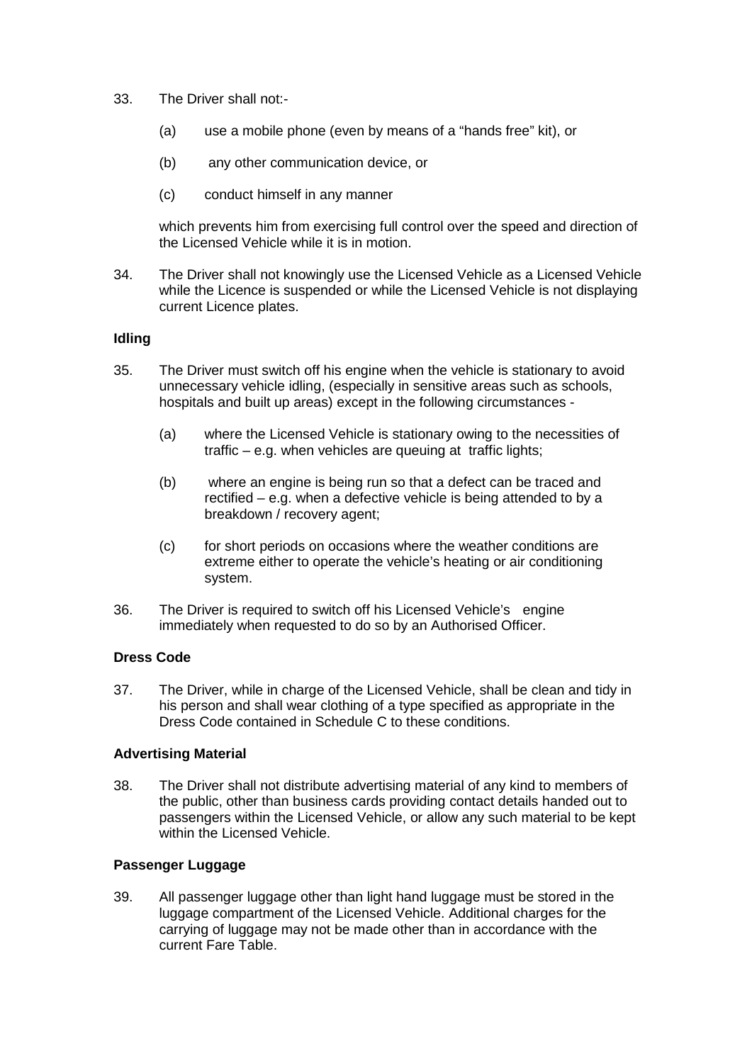33. The Driver shall not:-

    (a) use a mobile phone (even by means of a "hands free" kit), or

    (b) any other communication device, or

    (c) conduct himself in any manner

    which prevents him from exercising full control over the speed and direction of the Licensed Vehicle while it is in motion.

34. The Driver shall not knowingly use the Licensed Vehicle as a Licensed Vehicle while the Licence is suspended or while the Licensed Vehicle is not displaying current Licence plates.

**Idling**

35. The Driver must switch off his engine when the vehicle is stationary to avoid unnecessary vehicle idling, (especially in sensitive areas such as schools, hospitals and built up areas) except in the following circumstances -

    (a) where the Licensed Vehicle is stationary owing to the necessities of traffic – e.g. when vehicles are queuing at traffic lights;

    (b) where an engine is being run so that a defect can be traced and rectified – e.g. when a defective vehicle is being attended to by a breakdown / recovery agent;

    (c) for short periods on occasions where the weather conditions are extreme either to operate the vehicle's heating or air conditioning system.

36. The Driver is required to switch off his Licensed Vehicle's engine immediately when requested to do so by an Authorised Officer.

**Dress Code**

37. The Driver, while in charge of the Licensed Vehicle, shall be clean and tidy in his person and shall wear clothing of a type specified as appropriate in the Dress Code contained in Schedule C to these conditions.

**Advertising Material**

38. The Driver shall not distribute advertising material of any kind to members of the public, other than business cards providing contact details handed out to passengers within the Licensed Vehicle, or allow any such material to be kept within the Licensed Vehicle.

**Passenger Luggage**

39. All passenger luggage other than light hand luggage must be stored in the luggage compartment of the Licensed Vehicle. Additional charges for the carrying of luggage may not be made other than in accordance with the current Fare Table.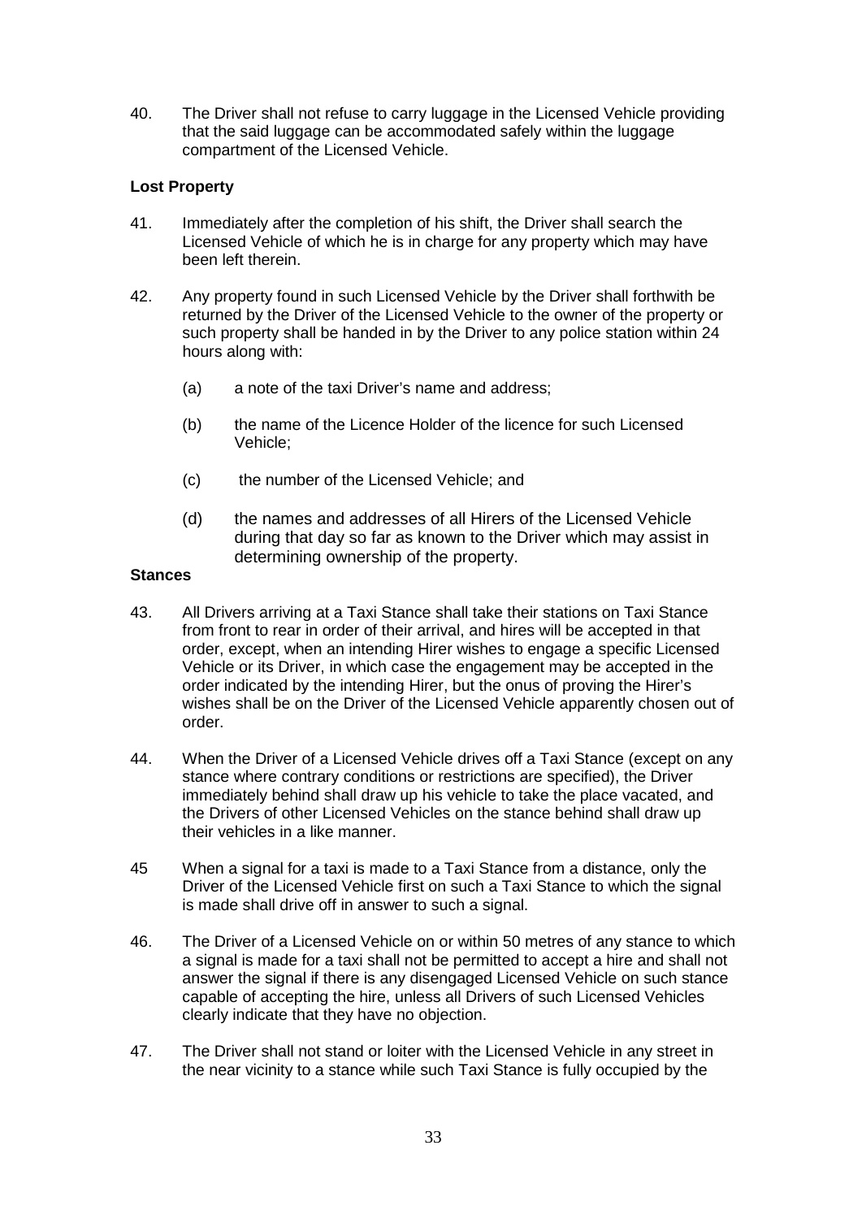40. The Driver shall not refuse to carry luggage in the Licensed Vehicle providing that the said luggage can be accommodated safely within the luggage compartment of the Licensed Vehicle.

**Lost Property**

41. Immediately after the completion of his shift, the Driver shall search the Licensed Vehicle of which he is in charge for any property which may have been left therein.

42. Any property found in such Licensed Vehicle by the Driver shall forthwith be returned by the Driver of the Licensed Vehicle to the owner of the property or such property shall be handed in by the Driver to any police station within 24 hours along with:

    (a) a note of the taxi Driver's name and address;

    (b) the name of the Licence Holder of the licence for such Licensed Vehicle;

    (c) the number of the Licensed Vehicle; and

    (d) the names and addresses of all Hirers of the Licensed Vehicle during that day so far as known to the Driver which may assist in determining ownership of the property.

**Stances**

43. All Drivers arriving at a Taxi Stance shall take their stations on Taxi Stance from front to rear in order of their arrival, and hires will be accepted in that order, except, when an intending Hirer wishes to engage a specific Licensed Vehicle or its Driver, in which case the engagement may be accepted in the order indicated by the intending Hirer, but the onus of proving the Hirer's wishes shall be on the Driver of the Licensed Vehicle apparently chosen out of order.

44. When the Driver of a Licensed Vehicle drives off a Taxi Stance (except on any stance where contrary conditions or restrictions are specified), the Driver immediately behind shall draw up his vehicle to take the place vacated, and the Drivers of other Licensed Vehicles on the stance behind shall draw up their vehicles in a like manner.

45 When a signal for a taxi is made to a Taxi Stance from a distance, only the Driver of the Licensed Vehicle first on such a Taxi Stance to which the signal is made shall drive off in answer to such a signal.

46. The Driver of a Licensed Vehicle on or within 50 metres of any stance to which a signal is made for a taxi shall not be permitted to accept a hire and shall not answer the signal if there is any disengaged Licensed Vehicle on such stance capable of accepting the hire, unless all Drivers of such Licensed Vehicles clearly indicate that they have no objection.

47. The Driver shall not stand or loiter with the Licensed Vehicle in any street in the near vicinity to a stance while such Taxi Stance is fully occupied by the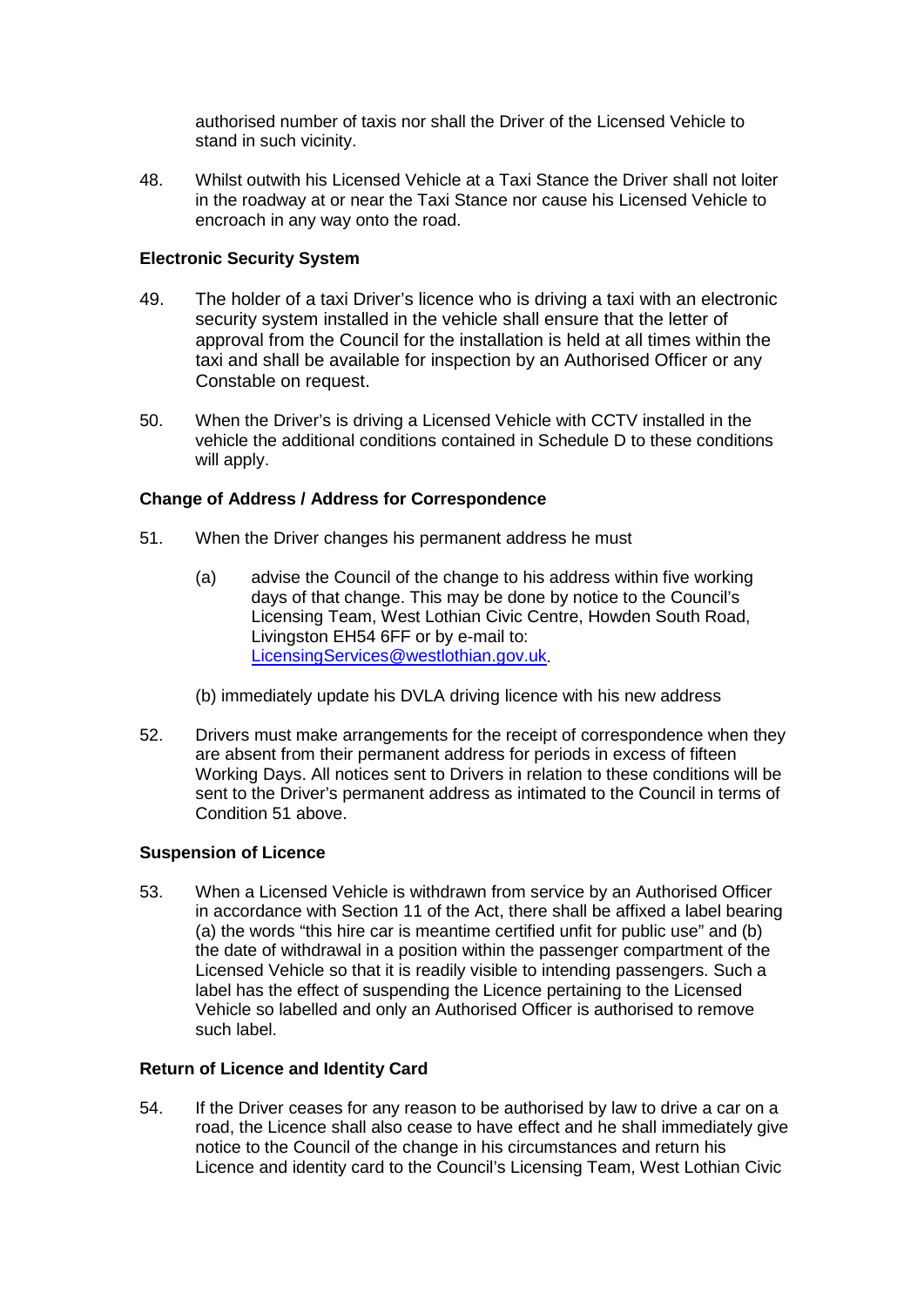authorised number of taxis nor shall the Driver of the Licensed Vehicle to stand in such vicinity.

48. Whilst outwith his Licensed Vehicle at a Taxi Stance the Driver shall not loiter in the roadway at or near the Taxi Stance nor cause his Licensed Vehicle to encroach in any way onto the road.

**Electronic Security System**

49. The holder of a taxi Driver's licence who is driving a taxi with an electronic security system installed in the vehicle shall ensure that the letter of approval from the Council for the installation is held at all times within the taxi and shall be available for inspection by an Authorised Officer or any Constable on request.

50. When the Driver's is driving a Licensed Vehicle with CCTV installed in the vehicle the additional conditions contained in Schedule D to these conditions will apply.

**Change of Address / Address for Correspondence**

51. When the Driver changes his permanent address he must

    (a) advise the Council of the change to his address within five working days of that change. This may be done by notice to the Council's Licensing Team, West Lothian Civic Centre, Howden South Road, Livingston EH54 6FF or by e-mail to: LicensingServices@westlothian.gov.uk.

    (b) immediately update his DVLA driving licence with his new address

52. Drivers must make arrangements for the receipt of correspondence when they are absent from their permanent address for periods in excess of fifteen Working Days. All notices sent to Drivers in relation to these conditions will be sent to the Driver's permanent address as intimated to the Council in terms of Condition 51 above.

**Suspension of Licence**

53. When a Licensed Vehicle is withdrawn from service by an Authorised Officer in accordance with Section 11 of the Act, there shall be affixed a label bearing (a) the words "this hire car is meantime certified unfit for public use" and (b) the date of withdrawal in a position within the passenger compartment of the Licensed Vehicle so that it is readily visible to intending passengers. Such a label has the effect of suspending the Licence pertaining to the Licensed Vehicle so labelled and only an Authorised Officer is authorised to remove such label.

**Return of Licence and Identity Card**

54. If the Driver ceases for any reason to be authorised by law to drive a car on a road, the Licence shall also cease to have effect and he shall immediately give notice to the Council of the change in his circumstances and return his Licence and identity card to the Council's Licensing Team, West Lothian Civic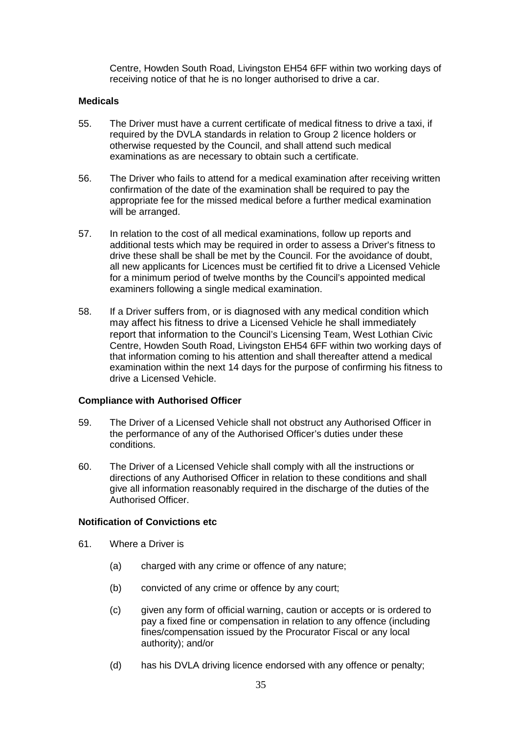Centre, Howden South Road, Livingston EH54 6FF within two working days of receiving notice of that he is no longer authorised to drive a car.

**Medicals**

55. The Driver must have a current certificate of medical fitness to drive a taxi, if required by the DVLA standards in relation to Group 2 licence holders or otherwise requested by the Council, and shall attend such medical examinations as are necessary to obtain such a certificate.

56. The Driver who fails to attend for a medical examination after receiving written confirmation of the date of the examination shall be required to pay the appropriate fee for the missed medical before a further medical examination will be arranged.

57. In relation to the cost of all medical examinations, follow up reports and additional tests which may be required in order to assess a Driver's fitness to drive these shall be shall be met by the Council. For the avoidance of doubt, all new applicants for Licences must be certified fit to drive a Licensed Vehicle for a minimum period of twelve months by the Council's appointed medical examiners following a single medical examination.

58. If a Driver suffers from, or is diagnosed with any medical condition which may affect his fitness to drive a Licensed Vehicle he shall immediately report that information to the Council's Licensing Team, West Lothian Civic Centre, Howden South Road, Livingston EH54 6FF within two working days of that information coming to his attention and shall thereafter attend a medical examination within the next 14 days for the purpose of confirming his fitness to drive a Licensed Vehicle.

**Compliance with Authorised Officer**

59. The Driver of a Licensed Vehicle shall not obstruct any Authorised Officer in the performance of any of the Authorised Officer's duties under these conditions.

60. The Driver of a Licensed Vehicle shall comply with all the instructions or directions of any Authorised Officer in relation to these conditions and shall give all information reasonably required in the discharge of the duties of the Authorised Officer.

**Notification of Convictions etc**

61. Where a Driver is

    (a) charged with any crime or offence of any nature;

    (b) convicted of any crime or offence by any court;

    (c) given any form of official warning, caution or accepts or is ordered to pay a fixed fine or compensation in relation to any offence (including fines/compensation issued by the Procurator Fiscal or any local authority); and/or

    (d) has his DVLA driving licence endorsed with any offence or penalty;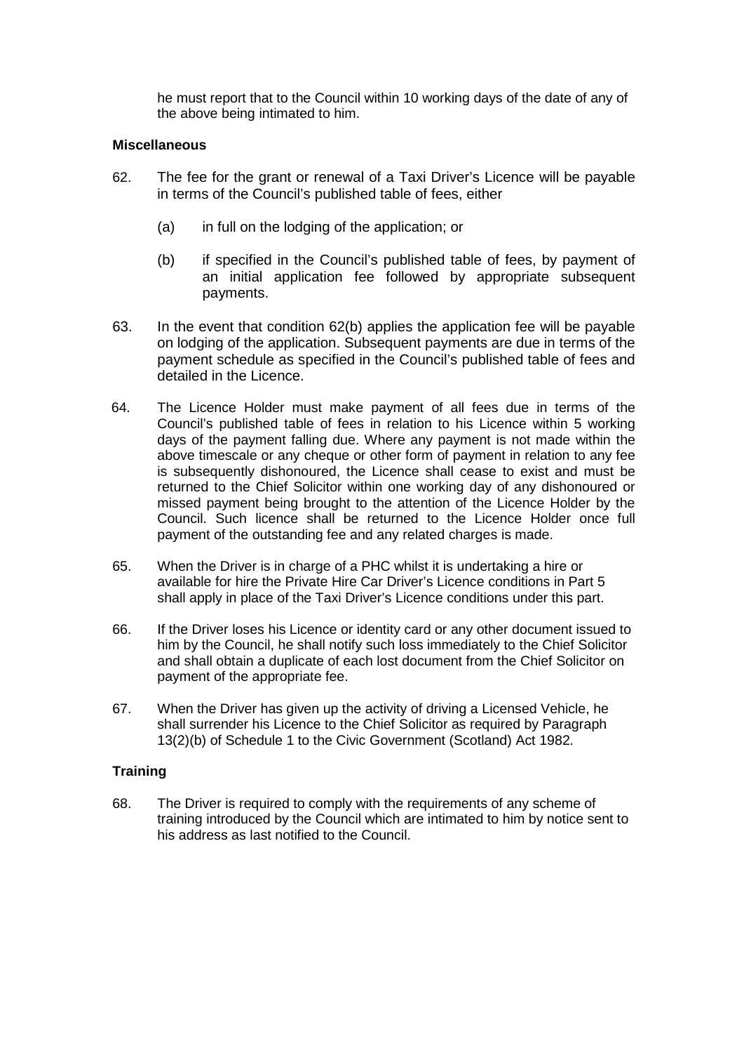he must report that to the Council within 10 working days of the date of any of the above being intimated to him.

**Miscellaneous**

62. The fee for the grant or renewal of a Taxi Driver's Licence will be payable in terms of the Council's published table of fees, either

    (a) in full on the lodging of the application; or

    (b) if specified in the Council's published table of fees, by payment of an initial application fee followed by appropriate subsequent payments.

63. In the event that condition 62(b) applies the application fee will be payable on lodging of the application. Subsequent payments are due in terms of the payment schedule as specified in the Council's published table of fees and detailed in the Licence.

64. The Licence Holder must make payment of all fees due in terms of the Council's published table of fees in relation to his Licence within 5 working days of the payment falling due. Where any payment is not made within the above timescale or any cheque or other form of payment in relation to any fee is subsequently dishonoured, the Licence shall cease to exist and must be returned to the Chief Solicitor within one working day of any dishonoured or missed payment being brought to the attention of the Licence Holder by the Council. Such licence shall be returned to the Licence Holder once full payment of the outstanding fee and any related charges is made.

65. When the Driver is in charge of a PHC whilst it is undertaking a hire or available for hire the Private Hire Car Driver's Licence conditions in Part 5 shall apply in place of the Taxi Driver's Licence conditions under this part.

66. If the Driver loses his Licence or identity card or any other document issued to him by the Council, he shall notify such loss immediately to the Chief Solicitor and shall obtain a duplicate of each lost document from the Chief Solicitor on payment of the appropriate fee.

67. When the Driver has given up the activity of driving a Licensed Vehicle, he shall surrender his Licence to the Chief Solicitor as required by Paragraph 13(2)(b) of Schedule 1 to the Civic Government (Scotland) Act 1982.

**Training**

68. The Driver is required to comply with the requirements of any scheme of training introduced by the Council which are intimated to him by notice sent to his address as last notified to the Council.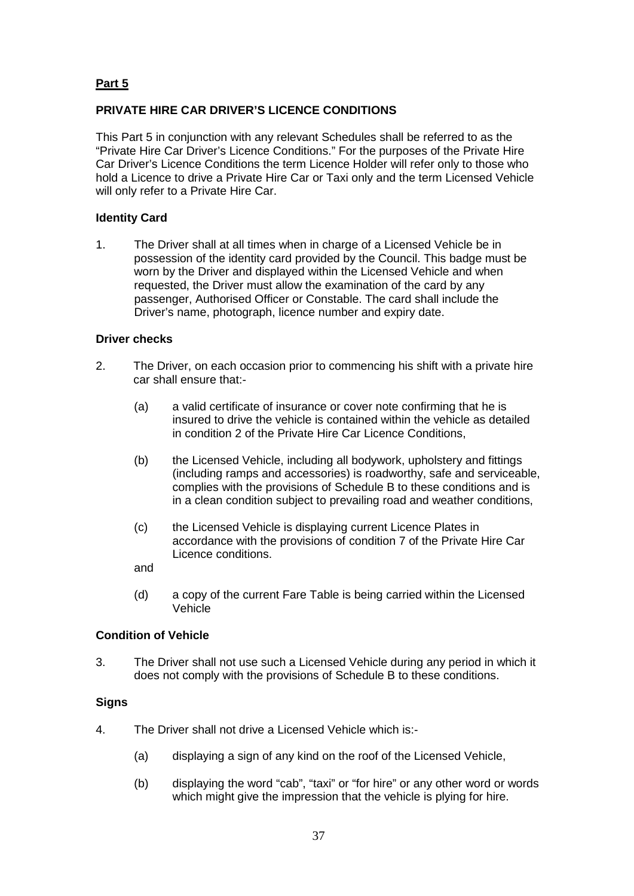**Part 5**

**PRIVATE HIRE CAR DRIVER'S LICENCE CONDITIONS**

This Part 5 in conjunction with any relevant Schedules shall be referred to as the "Private Hire Car Driver's Licence Conditions." For the purposes of the Private Hire Car Driver's Licence Conditions the term Licence Holder will refer only to those who hold a Licence to drive a Private Hire Car or Taxi only and the term Licensed Vehicle will only refer to a Private Hire Car.

**Identity Card**

1. The Driver shall at all times when in charge of a Licensed Vehicle be in possession of the identity card provided by the Council. This badge must be worn by the Driver and displayed within the Licensed Vehicle and when requested, the Driver must allow the examination of the card by any passenger, Authorised Officer or Constable. The card shall include the Driver's name, photograph, licence number and expiry date.

**Driver checks**

2. The Driver, on each occasion prior to commencing his shift with a private hire car shall ensure that:-

   (a) a valid certificate of insurance or cover note confirming that he is insured to drive the vehicle is contained within the vehicle as detailed in condition 2 of the Private Hire Car Licence Conditions,

   (b) the Licensed Vehicle, including all bodywork, upholstery and fittings (including ramps and accessories) is roadworthy, safe and serviceable, complies with the provisions of Schedule B to these conditions and is in a clean condition subject to prevailing road and weather conditions,

   (c) the Licensed Vehicle is displaying current Licence Plates in accordance with the provisions of condition 7 of the Private Hire Car Licence conditions.

   and

   (d) a copy of the current Fare Table is being carried within the Licensed Vehicle

**Condition of Vehicle**

3. The Driver shall not use such a Licensed Vehicle during any period in which it does not comply with the provisions of Schedule B to these conditions.

**Signs**

4. The Driver shall not drive a Licensed Vehicle which is:-

   (a) displaying a sign of any kind on the roof of the Licensed Vehicle,

   (b) displaying the word "cab", "taxi" or "for hire" or any other word or words which might give the impression that the vehicle is plying for hire.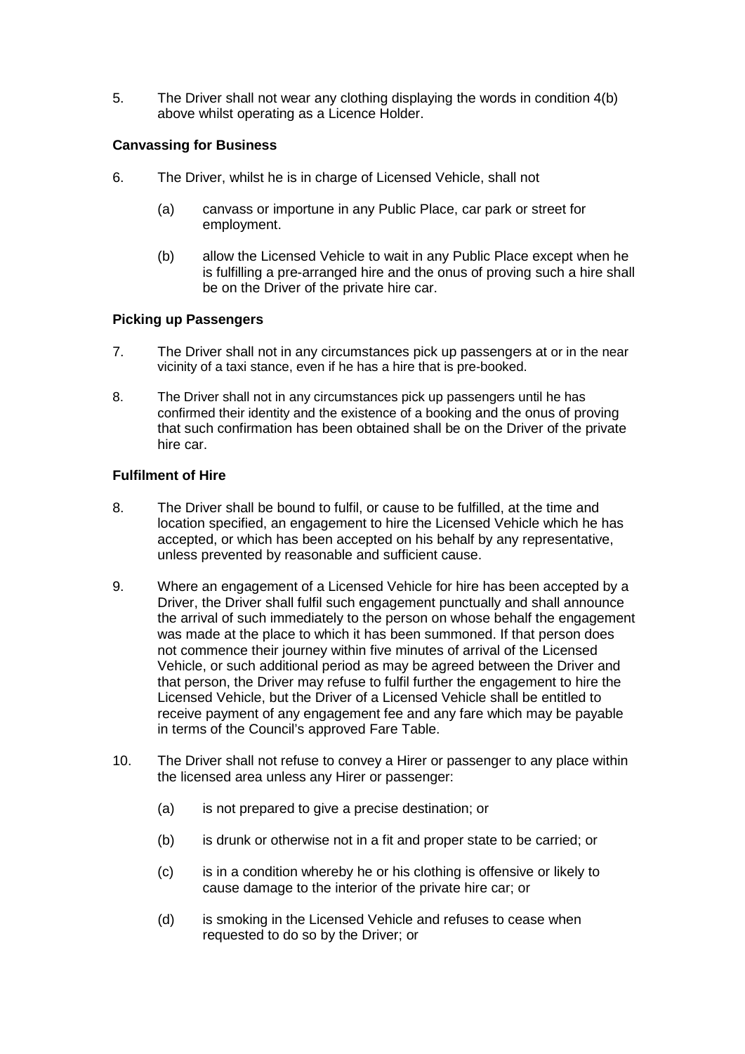5. The Driver shall not wear any clothing displaying the words in condition 4(b) above whilst operating as a Licence Holder.

**Canvassing for Business**

6. The Driver, whilst he is in charge of Licensed Vehicle, shall not

   (a) canvass or importune in any Public Place, car park or street for employment.

   (b) allow the Licensed Vehicle to wait in any Public Place except when he is fulfilling a pre-arranged hire and the onus of proving such a hire shall be on the Driver of the private hire car.

**Picking up Passengers**

7. The Driver shall not in any circumstances pick up passengers at or in the near vicinity of a taxi stance, even if he has a hire that is pre-booked.

8. The Driver shall not in any circumstances pick up passengers until he has confirmed their identity and the existence of a booking and the onus of proving that such confirmation has been obtained shall be on the Driver of the private hire car.

**Fulfilment of Hire**

8. The Driver shall be bound to fulfil, or cause to be fulfilled, at the time and location specified, an engagement to hire the Licensed Vehicle which he has accepted, or which has been accepted on his behalf by any representative, unless prevented by reasonable and sufficient cause.

9. Where an engagement of a Licensed Vehicle for hire has been accepted by a Driver, the Driver shall fulfil such engagement punctually and shall announce the arrival of such immediately to the person on whose behalf the engagement was made at the place to which it has been summoned. If that person does not commence their journey within five minutes of arrival of the Licensed Vehicle, or such additional period as may be agreed between the Driver and that person, the Driver may refuse to fulfil further the engagement to hire the Licensed Vehicle, but the Driver of a Licensed Vehicle shall be entitled to receive payment of any engagement fee and any fare which may be payable in terms of the Council's approved Fare Table.

10. The Driver shall not refuse to convey a Hirer or passenger to any place within the licensed area unless any Hirer or passenger:

    (a) is not prepared to give a precise destination; or

    (b) is drunk or otherwise not in a fit and proper state to be carried; or

    (c) is in a condition whereby he or his clothing is offensive or likely to cause damage to the interior of the private hire car; or

    (d) is smoking in the Licensed Vehicle and refuses to cease when requested to do so by the Driver; or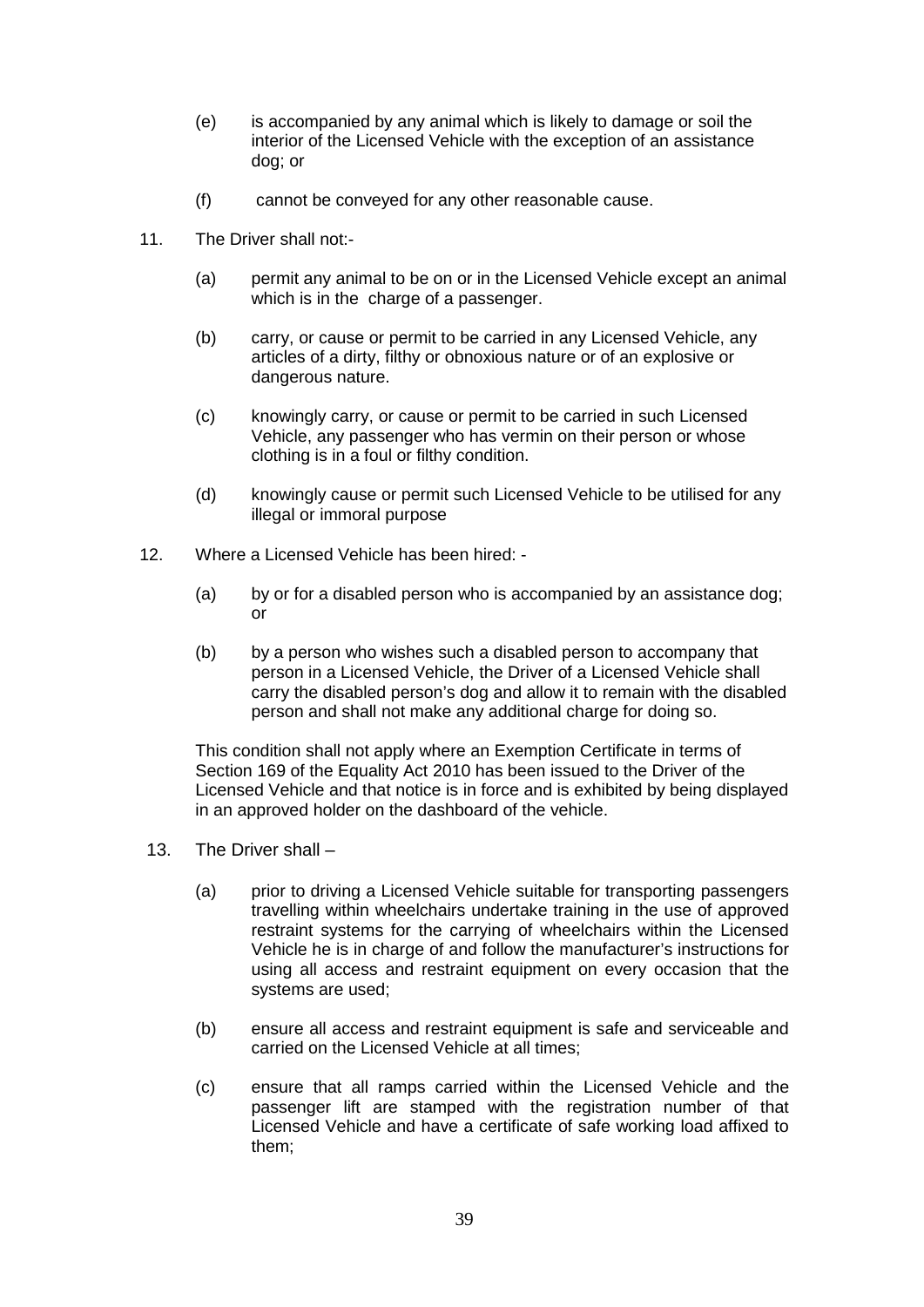(e) is accompanied by any animal which is likely to damage or soil the interior of the Licensed Vehicle with the exception of an assistance dog; or

(f) cannot be conveyed for any other reasonable cause.

11. The Driver shall not:-

    (a) permit any animal to be on or in the Licensed Vehicle except an animal which is in the charge of a passenger.

    (b) carry, or cause or permit to be carried in any Licensed Vehicle, any articles of a dirty, filthy or obnoxious nature or of an explosive or dangerous nature.

    (c) knowingly carry, or cause or permit to be carried in such Licensed Vehicle, any passenger who has vermin on their person or whose clothing is in a foul or filthy condition.

    (d) knowingly cause or permit such Licensed Vehicle to be utilised for any illegal or immoral purpose

12. Where a Licensed Vehicle has been hired: -

    (a) by or for a disabled person who is accompanied by an assistance dog; or

    (b) by a person who wishes such a disabled person to accompany that person in a Licensed Vehicle, the Driver of a Licensed Vehicle shall carry the disabled person's dog and allow it to remain with the disabled person and shall not make any additional charge for doing so.

    This condition shall not apply where an Exemption Certificate in terms of Section 169 of the Equality Act 2010 has been issued to the Driver of the Licensed Vehicle and that notice is in force and is exhibited by being displayed in an approved holder on the dashboard of the vehicle.

13. The Driver shall –

    (a) prior to driving a Licensed Vehicle suitable for transporting passengers travelling within wheelchairs undertake training in the use of approved restraint systems for the carrying of wheelchairs within the Licensed Vehicle he is in charge of and follow the manufacturer's instructions for using all access and restraint equipment on every occasion that the systems are used;

    (b) ensure all access and restraint equipment is safe and serviceable and carried on the Licensed Vehicle at all times;

    (c) ensure that all ramps carried within the Licensed Vehicle and the passenger lift are stamped with the registration number of that Licensed Vehicle and have a certificate of safe working load affixed to them;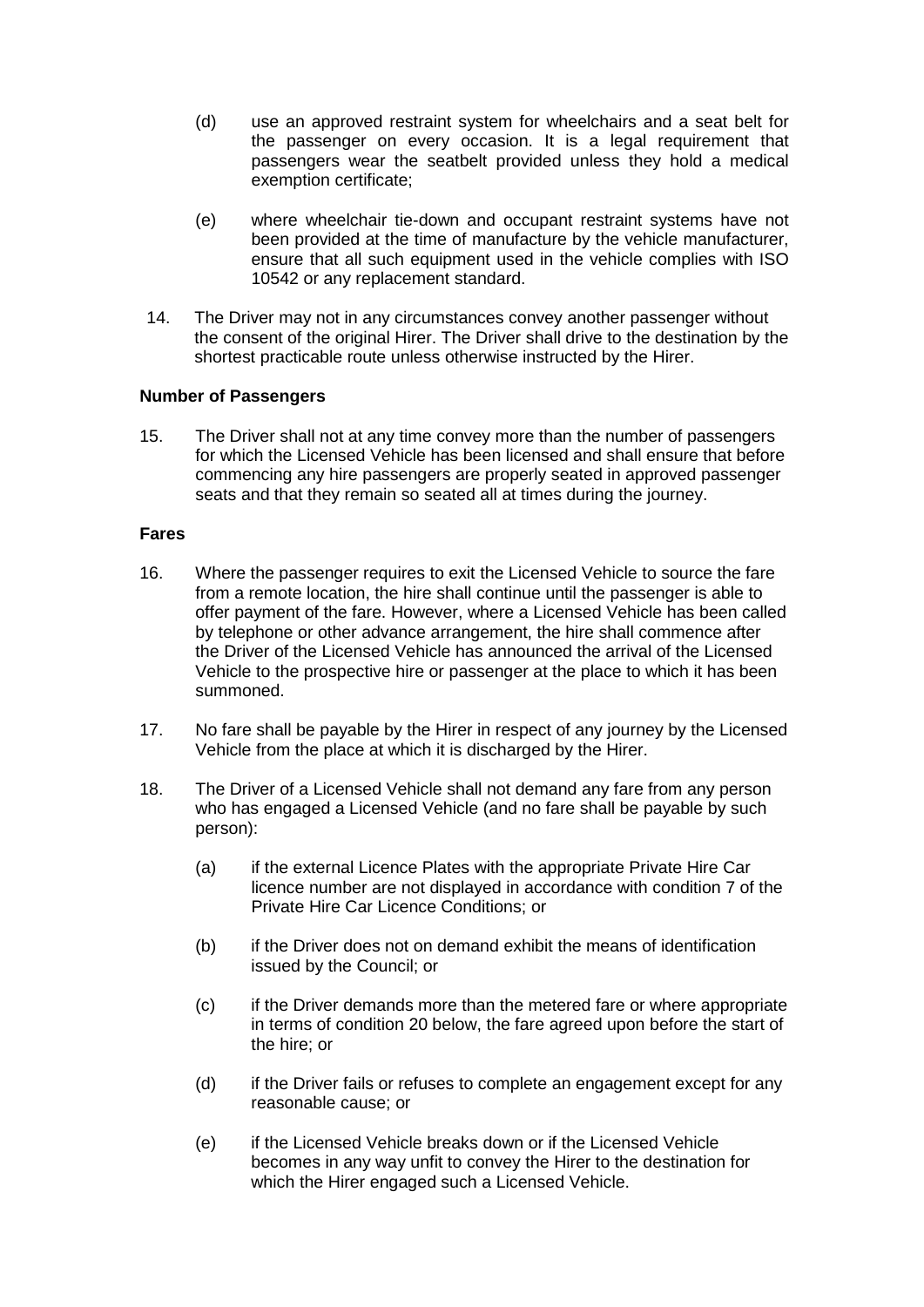(d) use an approved restraint system for wheelchairs and a seat belt for the passenger on every occasion. It is a legal requirement that passengers wear the seatbelt provided unless they hold a medical exemption certificate;

(e) where wheelchair tie-down and occupant restraint systems have not been provided at the time of manufacture by the vehicle manufacturer, ensure that all such equipment used in the vehicle complies with ISO 10542 or any replacement standard.

14. The Driver may not in any circumstances convey another passenger without the consent of the original Hirer. The Driver shall drive to the destination by the shortest practicable route unless otherwise instructed by the Hirer.

**Number of Passengers**

15. The Driver shall not at any time convey more than the number of passengers for which the Licensed Vehicle has been licensed and shall ensure that before commencing any hire passengers are properly seated in approved passenger seats and that they remain so seated all at times during the journey.

**Fares**

16. Where the passenger requires to exit the Licensed Vehicle to source the fare from a remote location, the hire shall continue until the passenger is able to offer payment of the fare. However, where a Licensed Vehicle has been called by telephone or other advance arrangement, the hire shall commence after the Driver of the Licensed Vehicle has announced the arrival of the Licensed Vehicle to the prospective hire or passenger at the place to which it has been summoned.

17. No fare shall be payable by the Hirer in respect of any journey by the Licensed Vehicle from the place at which it is discharged by the Hirer.

18. The Driver of a Licensed Vehicle shall not demand any fare from any person who has engaged a Licensed Vehicle (and no fare shall be payable by such person):

(a) if the external Licence Plates with the appropriate Private Hire Car licence number are not displayed in accordance with condition 7 of the Private Hire Car Licence Conditions; or

(b) if the Driver does not on demand exhibit the means of identification issued by the Council; or

(c) if the Driver demands more than the metered fare or where appropriate in terms of condition 20 below, the fare agreed upon before the start of the hire; or

(d) if the Driver fails or refuses to complete an engagement except for any reasonable cause; or

(e) if the Licensed Vehicle breaks down or if the Licensed Vehicle becomes in any way unfit to convey the Hirer to the destination for which the Hirer engaged such a Licensed Vehicle.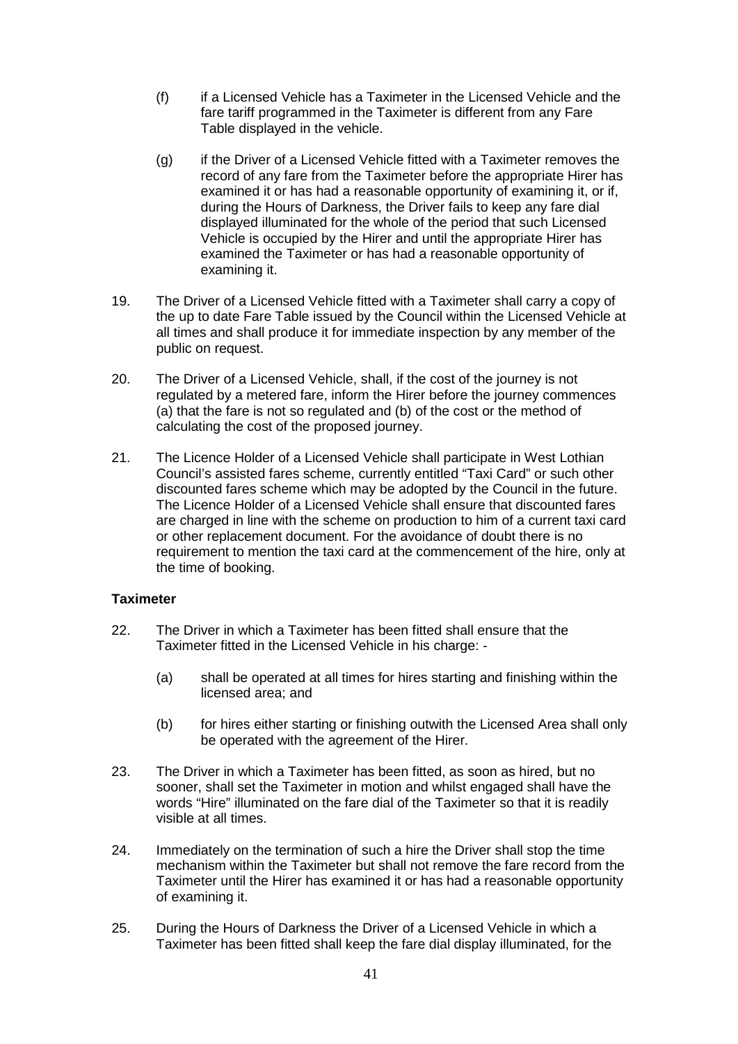(f) if a Licensed Vehicle has a Taximeter in the Licensed Vehicle and the fare tariff programmed in the Taximeter is different from any Fare Table displayed in the vehicle.

(g) if the Driver of a Licensed Vehicle fitted with a Taximeter removes the record of any fare from the Taximeter before the appropriate Hirer has examined it or has had a reasonable opportunity of examining it, or if, during the Hours of Darkness, the Driver fails to keep any fare dial displayed illuminated for the whole of the period that such Licensed Vehicle is occupied by the Hirer and until the appropriate Hirer has examined the Taximeter or has had a reasonable opportunity of examining it.

19. The Driver of a Licensed Vehicle fitted with a Taximeter shall carry a copy of the up to date Fare Table issued by the Council within the Licensed Vehicle at all times and shall produce it for immediate inspection by any member of the public on request.

20. The Driver of a Licensed Vehicle, shall, if the cost of the journey is not regulated by a metered fare, inform the Hirer before the journey commences (a) that the fare is not so regulated and (b) of the cost or the method of calculating the cost of the proposed journey.

21. The Licence Holder of a Licensed Vehicle shall participate in West Lothian Council's assisted fares scheme, currently entitled "Taxi Card" or such other discounted fares scheme which may be adopted by the Council in the future. The Licence Holder of a Licensed Vehicle shall ensure that discounted fares are charged in line with the scheme on production to him of a current taxi card or other replacement document. For the avoidance of doubt there is no requirement to mention the taxi card at the commencement of the hire, only at the time of booking.

**Taximeter**

22. The Driver in which a Taximeter has been fitted shall ensure that the Taximeter fitted in the Licensed Vehicle in his charge: -

    (a) shall be operated at all times for hires starting and finishing within the licensed area; and

    (b) for hires either starting or finishing outwith the Licensed Area shall only be operated with the agreement of the Hirer.

23. The Driver in which a Taximeter has been fitted, as soon as hired, but no sooner, shall set the Taximeter in motion and whilst engaged shall have the words "Hire" illuminated on the fare dial of the Taximeter so that it is readily visible at all times.

24. Immediately on the termination of such a hire the Driver shall stop the time mechanism within the Taximeter but shall not remove the fare record from the Taximeter until the Hirer has examined it or has had a reasonable opportunity of examining it.

25. During the Hours of Darkness the Driver of a Licensed Vehicle in which a Taximeter has been fitted shall keep the fare dial display illuminated, for the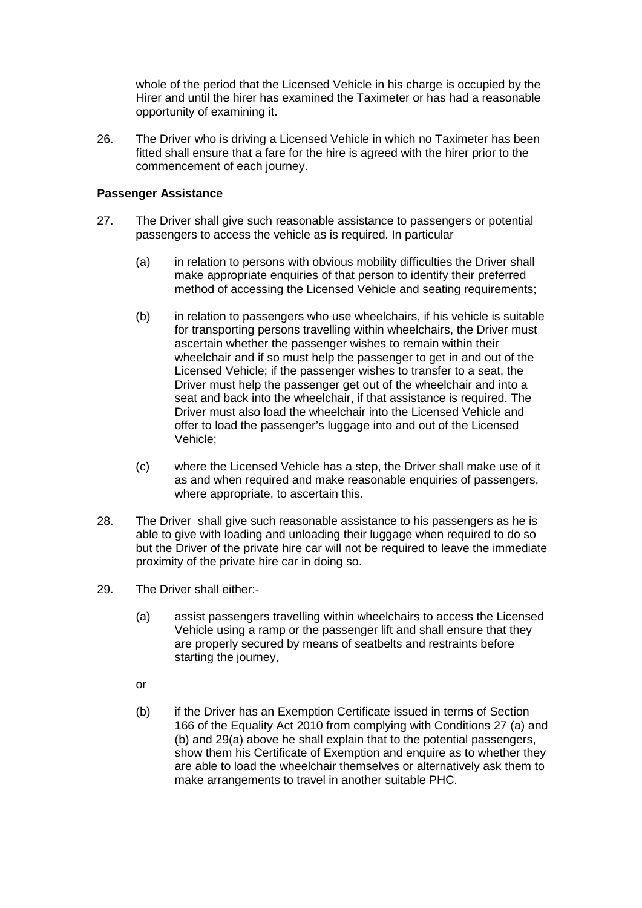whole of the period that the Licensed Vehicle in his charge is occupied by the Hirer and until the hirer has examined the Taximeter or has had a reasonable opportunity of examining it.

26. The Driver who is driving a Licensed Vehicle in which no Taximeter has been fitted shall ensure that a fare for the hire is agreed with the hirer prior to the commencement of each journey.

**Passenger Assistance**

27. The Driver shall give such reasonable assistance to passengers or potential passengers to access the vehicle as is required. In particular

    (a) in relation to persons with obvious mobility difficulties the Driver shall make appropriate enquiries of that person to identify their preferred method of accessing the Licensed Vehicle and seating requirements;

    (b) in relation to passengers who use wheelchairs, if his vehicle is suitable for transporting persons travelling within wheelchairs, the Driver must ascertain whether the passenger wishes to remain within their wheelchair and if so must help the passenger to get in and out of the Licensed Vehicle; if the passenger wishes to transfer to a seat, the Driver must help the passenger get out of the wheelchair and into a seat and back into the wheelchair, if that assistance is required. The Driver must also load the wheelchair into the Licensed Vehicle and offer to load the passenger's luggage into and out of the Licensed Vehicle;

    (c) where the Licensed Vehicle has a step, the Driver shall make use of it as and when required and make reasonable enquiries of passengers, where appropriate, to ascertain this.

28. The Driver shall give such reasonable assistance to his passengers as he is able to give with loading and unloading their luggage when required to do so but the Driver of the private hire car will not be required to leave the immediate proximity of the private hire car in doing so.

29. The Driver shall either:-

    (a) assist passengers travelling within wheelchairs to access the Licensed Vehicle using a ramp or the passenger lift and shall ensure that they are properly secured by means of seatbelts and restraints before starting the journey,

    or

    (b) if the Driver has an Exemption Certificate issued in terms of Section 166 of the Equality Act 2010 from complying with Conditions 27 (a) and (b) and 29(a) above he shall explain that to the potential passengers, show them his Certificate of Exemption and enquire as to whether they are able to load the wheelchair themselves or alternatively ask them to make arrangements to travel in another suitable PHC.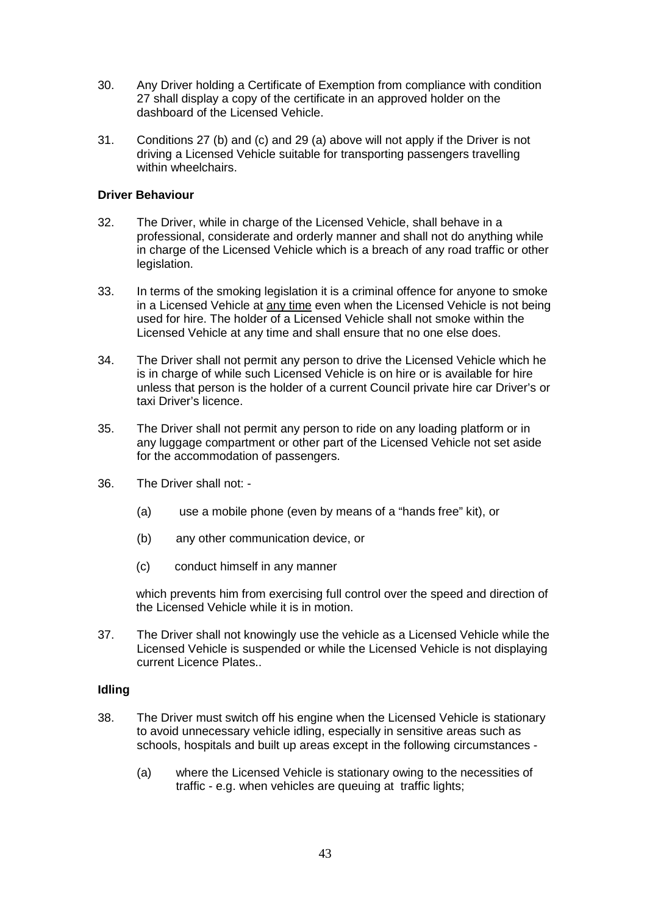30. Any Driver holding a Certificate of Exemption from compliance with condition 27 shall display a copy of the certificate in an approved holder on the dashboard of the Licensed Vehicle.

31. Conditions 27 (b) and (c) and 29 (a) above will not apply if the Driver is not driving a Licensed Vehicle suitable for transporting passengers travelling within wheelchairs.

**Driver Behaviour**

32. The Driver, while in charge of the Licensed Vehicle, shall behave in a professional, considerate and orderly manner and shall not do anything while in charge of the Licensed Vehicle which is a breach of any road traffic or other legislation.

33. In terms of the smoking legislation it is a criminal offence for anyone to smoke in a Licensed Vehicle at <u>any time</u> even when the Licensed Vehicle is not being used for hire. The holder of a Licensed Vehicle shall not smoke within the Licensed Vehicle at any time and shall ensure that no one else does.

34. The Driver shall not permit any person to drive the Licensed Vehicle which he is in charge of while such Licensed Vehicle is on hire or is available for hire unless that person is the holder of a current Council private hire car Driver's or taxi Driver's licence.

35. The Driver shall not permit any person to ride on any loading platform or in any luggage compartment or other part of the Licensed Vehicle not set aside for the accommodation of passengers.

36. The Driver shall not: -

    (a) use a mobile phone (even by means of a "hands free" kit), or

    (b) any other communication device, or

    (c) conduct himself in any manner

    which prevents him from exercising full control over the speed and direction of the Licensed Vehicle while it is in motion.

37. The Driver shall not knowingly use the vehicle as a Licensed Vehicle while the Licensed Vehicle is suspended or while the Licensed Vehicle is not displaying current Licence Plates..

**Idling**

38. The Driver must switch off his engine when the Licensed Vehicle is stationary to avoid unnecessary vehicle idling, especially in sensitive areas such as schools, hospitals and built up areas except in the following circumstances -

    (a) where the Licensed Vehicle is stationary owing to the necessities of traffic - e.g. when vehicles are queuing at traffic lights;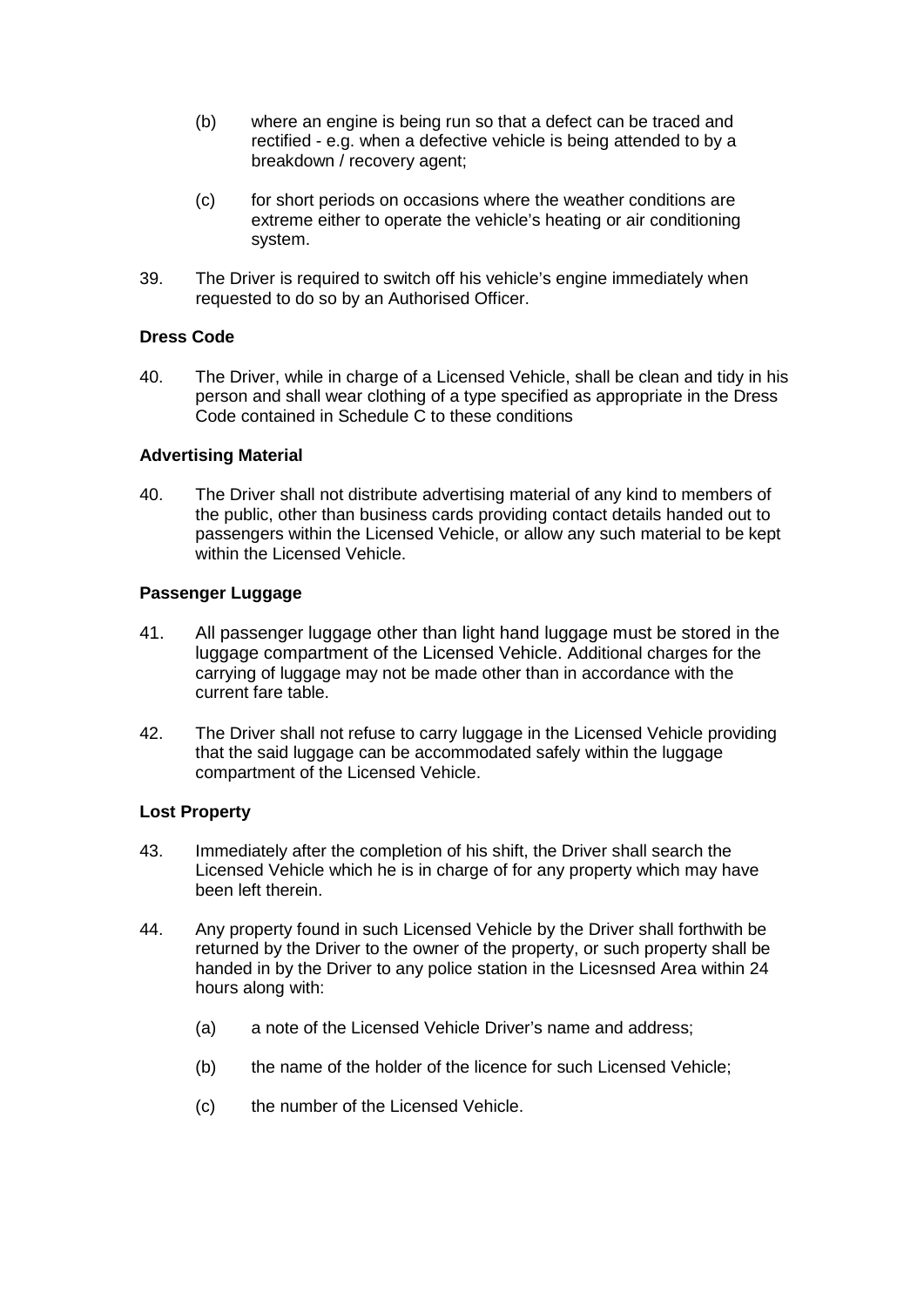(b) where an engine is being run so that a defect can be traced and rectified - e.g. when a defective vehicle is being attended to by a breakdown / recovery agent;

(c) for short periods on occasions where the weather conditions are extreme either to operate the vehicle's heating or air conditioning system.

39. The Driver is required to switch off his vehicle's engine immediately when requested to do so by an Authorised Officer.

**Dress Code**

40. The Driver, while in charge of a Licensed Vehicle, shall be clean and tidy in his person and shall wear clothing of a type specified as appropriate in the Dress Code contained in Schedule C to these conditions

**Advertising Material**

40. The Driver shall not distribute advertising material of any kind to members of the public, other than business cards providing contact details handed out to passengers within the Licensed Vehicle, or allow any such material to be kept within the Licensed Vehicle.

**Passenger Luggage**

41. All passenger luggage other than light hand luggage must be stored in the luggage compartment of the Licensed Vehicle. Additional charges for the carrying of luggage may not be made other than in accordance with the current fare table.

42. The Driver shall not refuse to carry luggage in the Licensed Vehicle providing that the said luggage can be accommodated safely within the luggage compartment of the Licensed Vehicle.

**Lost Property**

43. Immediately after the completion of his shift, the Driver shall search the Licensed Vehicle which he is in charge of for any property which may have been left therein.

44. Any property found in such Licensed Vehicle by the Driver shall forthwith be returned by the Driver to the owner of the property, or such property shall be handed in by the Driver to any police station in the Licesnsed Area within 24 hours along with:

(a) a note of the Licensed Vehicle Driver's name and address;

(b) the name of the holder of the licence for such Licensed Vehicle;

(c) the number of the Licensed Vehicle.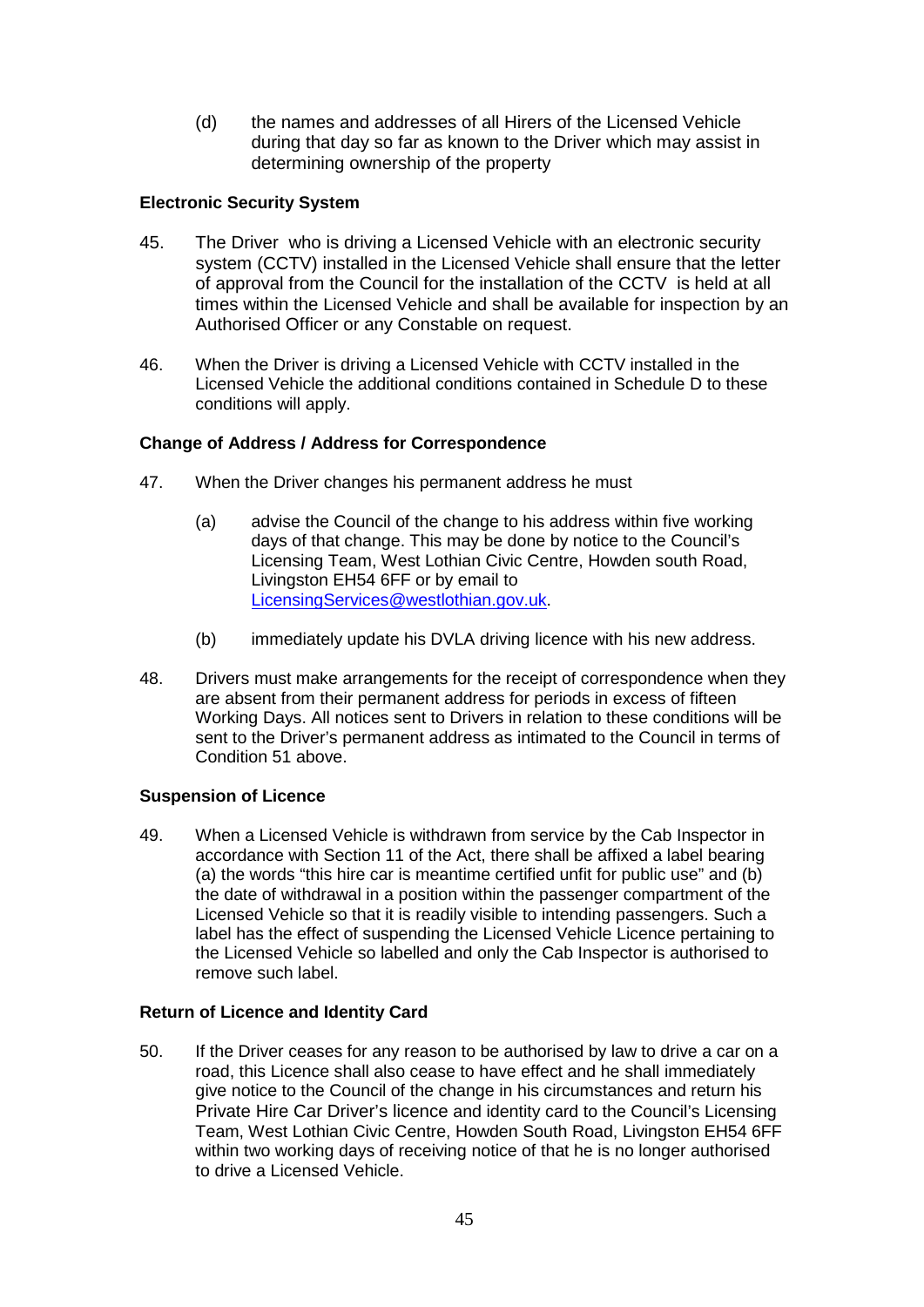(d) the names and addresses of all Hirers of the Licensed Vehicle during that day so far as known to the Driver which may assist in determining ownership of the property

**Electronic Security System**

45. The Driver who is driving a Licensed Vehicle with an electronic security system (CCTV) installed in the Licensed Vehicle shall ensure that the letter of approval from the Council for the installation of the CCTV is held at all times within the Licensed Vehicle and shall be available for inspection by an Authorised Officer or any Constable on request.

46. When the Driver is driving a Licensed Vehicle with CCTV installed in the Licensed Vehicle the additional conditions contained in Schedule D to these conditions will apply.

**Change of Address / Address for Correspondence**

47. When the Driver changes his permanent address he must

   (a) advise the Council of the change to his address within five working days of that change. This may be done by notice to the Council's Licensing Team, West Lothian Civic Centre, Howden south Road, Livingston EH54 6FF or by email to LicensingServices@westlothian.gov.uk.

   (b) immediately update his DVLA driving licence with his new address.

48. Drivers must make arrangements for the receipt of correspondence when they are absent from their permanent address for periods in excess of fifteen Working Days. All notices sent to Drivers in relation to these conditions will be sent to the Driver's permanent address as intimated to the Council in terms of Condition 51 above.

**Suspension of Licence**

49. When a Licensed Vehicle is withdrawn from service by the Cab Inspector in accordance with Section 11 of the Act, there shall be affixed a label bearing (a) the words "this hire car is meantime certified unfit for public use" and (b) the date of withdrawal in a position within the passenger compartment of the Licensed Vehicle so that it is readily visible to intending passengers. Such a label has the effect of suspending the Licensed Vehicle Licence pertaining to the Licensed Vehicle so labelled and only the Cab Inspector is authorised to remove such label.

**Return of Licence and Identity Card**

50. If the Driver ceases for any reason to be authorised by law to drive a car on a road, this Licence shall also cease to have effect and he shall immediately give notice to the Council of the change in his circumstances and return his Private Hire Car Driver's licence and identity card to the Council's Licensing Team, West Lothian Civic Centre, Howden South Road, Livingston EH54 6FF within two working days of receiving notice of that he is no longer authorised to drive a Licensed Vehicle.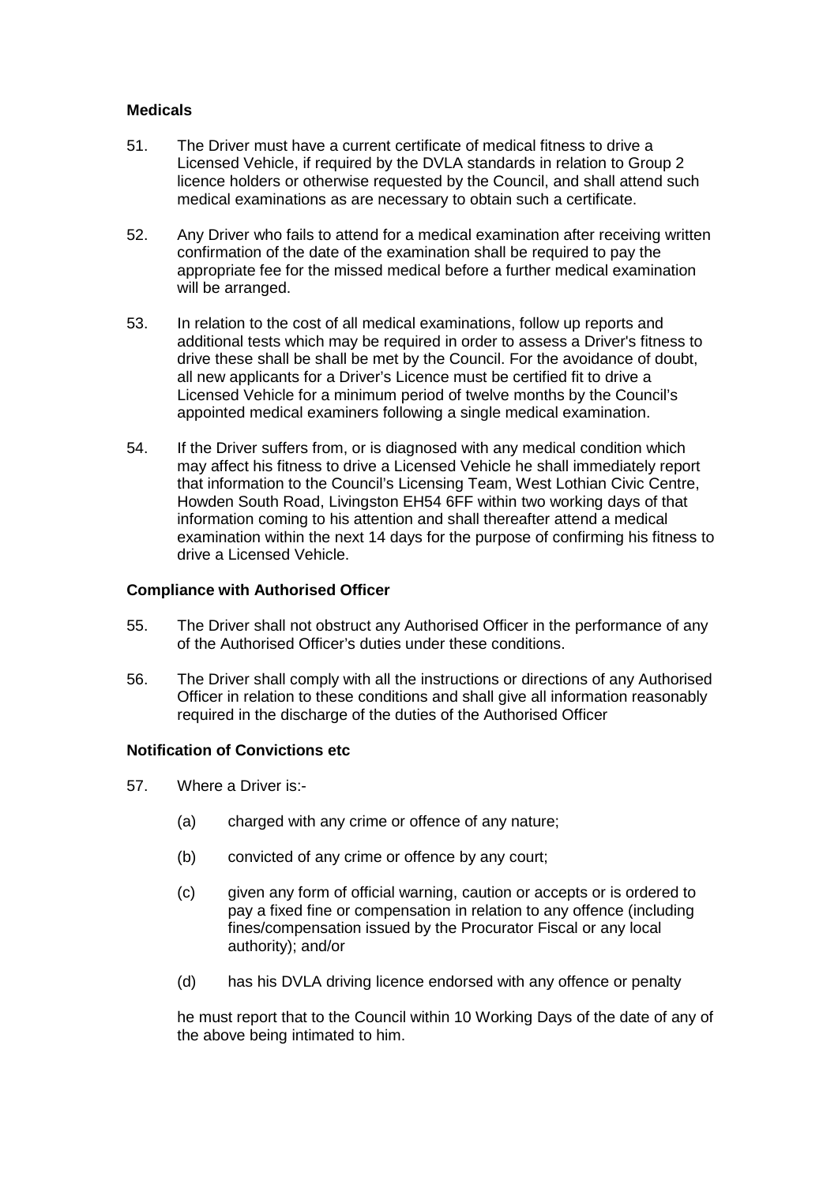**Medicals**

51. The Driver must have a current certificate of medical fitness to drive a Licensed Vehicle, if required by the DVLA standards in relation to Group 2 licence holders or otherwise requested by the Council, and shall attend such medical examinations as are necessary to obtain such a certificate.

52. Any Driver who fails to attend for a medical examination after receiving written confirmation of the date of the examination shall be required to pay the appropriate fee for the missed medical before a further medical examination will be arranged.

53. In relation to the cost of all medical examinations, follow up reports and additional tests which may be required in order to assess a Driver's fitness to drive these shall be shall be met by the Council. For the avoidance of doubt, all new applicants for a Driver's Licence must be certified fit to drive a Licensed Vehicle for a minimum period of twelve months by the Council's appointed medical examiners following a single medical examination.

54. If the Driver suffers from, or is diagnosed with any medical condition which may affect his fitness to drive a Licensed Vehicle he shall immediately report that information to the Council's Licensing Team, West Lothian Civic Centre, Howden South Road, Livingston EH54 6FF within two working days of that information coming to his attention and shall thereafter attend a medical examination within the next 14 days for the purpose of confirming his fitness to drive a Licensed Vehicle.

**Compliance with Authorised Officer**

55. The Driver shall not obstruct any Authorised Officer in the performance of any of the Authorised Officer's duties under these conditions.

56. The Driver shall comply with all the instructions or directions of any Authorised Officer in relation to these conditions and shall give all information reasonably required in the discharge of the duties of the Authorised Officer

**Notification of Convictions etc**

57. Where a Driver is:-

    (a) charged with any crime or offence of any nature;

    (b) convicted of any crime or offence by any court;

    (c) given any form of official warning, caution or accepts or is ordered to pay a fixed fine or compensation in relation to any offence (including fines/compensation issued by the Procurator Fiscal or any local authority); and/or

    (d) has his DVLA driving licence endorsed with any offence or penalty

    he must report that to the Council within 10 Working Days of the date of any of the above being intimated to him.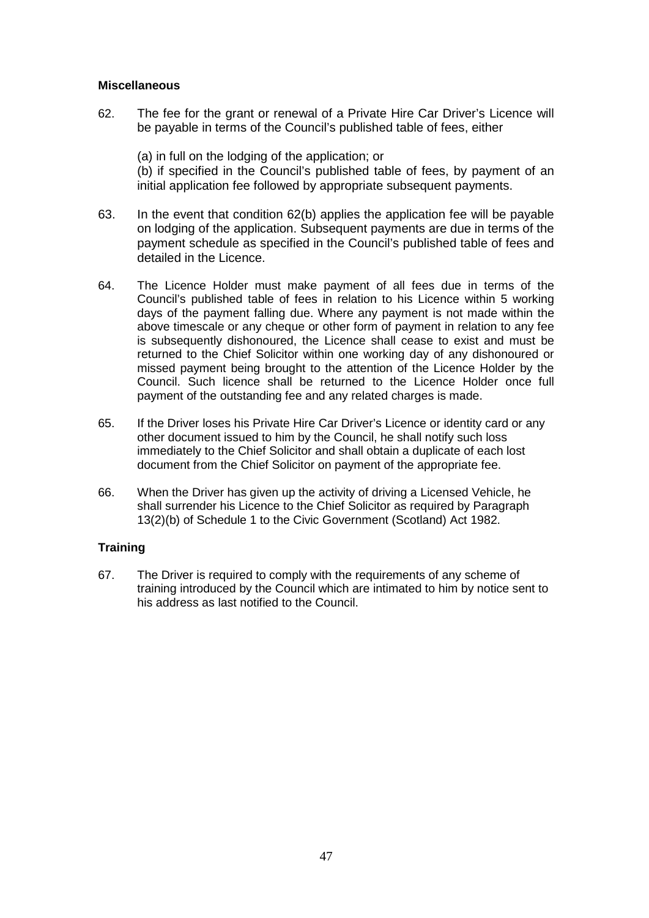**Miscellaneous**

62. The fee for the grant or renewal of a Private Hire Car Driver's Licence will be payable in terms of the Council's published table of fees, either

    (a) in full on the lodging of the application; or
    (b) if specified in the Council's published table of fees, by payment of an initial application fee followed by appropriate subsequent payments.

63. In the event that condition 62(b) applies the application fee will be payable on lodging of the application. Subsequent payments are due in terms of the payment schedule as specified in the Council's published table of fees and detailed in the Licence.

64. The Licence Holder must make payment of all fees due in terms of the Council's published table of fees in relation to his Licence within 5 working days of the payment falling due. Where any payment is not made within the above timescale or any cheque or other form of payment in relation to any fee is subsequently dishonoured, the Licence shall cease to exist and must be returned to the Chief Solicitor within one working day of any dishonoured or missed payment being brought to the attention of the Licence Holder by the Council. Such licence shall be returned to the Licence Holder once full payment of the outstanding fee and any related charges is made.

65. If the Driver loses his Private Hire Car Driver's Licence or identity card or any other document issued to him by the Council, he shall notify such loss immediately to the Chief Solicitor and shall obtain a duplicate of each lost document from the Chief Solicitor on payment of the appropriate fee.

66. When the Driver has given up the activity of driving a Licensed Vehicle, he shall surrender his Licence to the Chief Solicitor as required by Paragraph 13(2)(b) of Schedule 1 to the Civic Government (Scotland) Act 1982.

**Training**

67. The Driver is required to comply with the requirements of any scheme of training introduced by the Council which are intimated to him by notice sent to his address as last notified to the Council.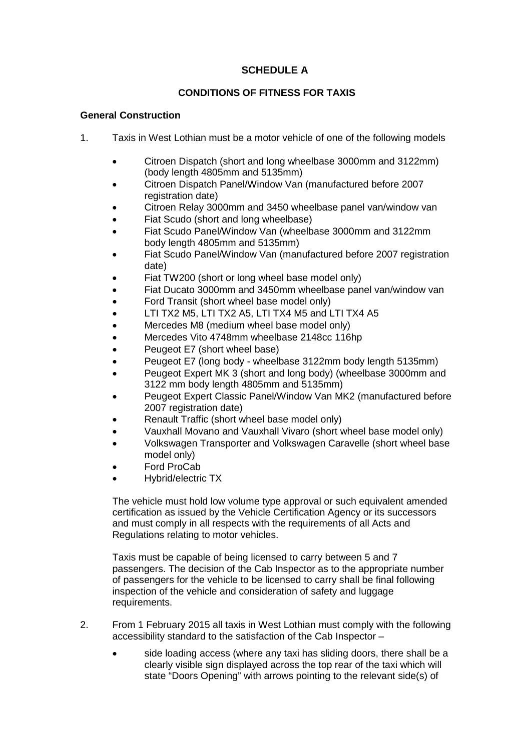## SCHEDULE A

## CONDITIONS OF FITNESS FOR TAXIS

### General Construction

1. Taxis in West Lothian must be a motor vehicle of one of the following models

    - Citroen Dispatch (short and long wheelbase 3000mm and 3122mm) (body length 4805mm and 5135mm)
    - Citroen Dispatch Panel/Window Van (manufactured before 2007 registration date)
    - Citroen Relay 3000mm and 3450 wheelbase panel van/window van
    - Fiat Scudo (short and long wheelbase)
    - Fiat Scudo Panel/Window Van (wheelbase 3000mm and 3122mm body length 4805mm and 5135mm)
    - Fiat Scudo Panel/Window Van (manufactured before 2007 registration date)
    - Fiat TW200 (short or long wheel base model only)
    - Fiat Ducato 3000mm and 3450mm wheelbase panel van/window van
    - Ford Transit (short wheel base model only)
    - LTI TX2 M5, LTI TX2 A5, LTI TX4 M5 and LTI TX4 A5
    - Mercedes M8 (medium wheel base model only)
    - Mercedes Vito 4748mm wheelbase 2148cc 116hp
    - Peugeot E7 (short wheel base)
    - Peugeot E7 (long body - wheelbase 3122mm body length 5135mm)
    - Peugeot Expert MK 3 (short and long body) (wheelbase 3000mm and 3122 mm body length 4805mm and 5135mm)
    - Peugeot Expert Classic Panel/Window Van MK2 (manufactured before 2007 registration date)
    - Renault Traffic (short wheel base model only)
    - Vauxhall Movano and Vauxhall Vivaro (short wheel base model only)
    - Volkswagen Transporter and Volkswagen Caravelle (short wheel base model only)
    - Ford ProCab
    - Hybrid/electric TX

    The vehicle must hold low volume type approval or such equivalent amended certification as issued by the Vehicle Certification Agency or its successors and must comply in all respects with the requirements of all Acts and Regulations relating to motor vehicles.

    Taxis must be capable of being licensed to carry between 5 and 7 passengers. The decision of the Cab Inspector as to the appropriate number of passengers for the vehicle to be licensed to carry shall be final following inspection of the vehicle and consideration of safety and luggage requirements.

2. From 1 February 2015 all taxis in West Lothian must comply with the following accessibility standard to the satisfaction of the Cab Inspector –

    - side loading access (where any taxi has sliding doors, there shall be a clearly visible sign displayed across the top rear of the taxi which will state "Doors Opening" with arrows pointing to the relevant side(s) of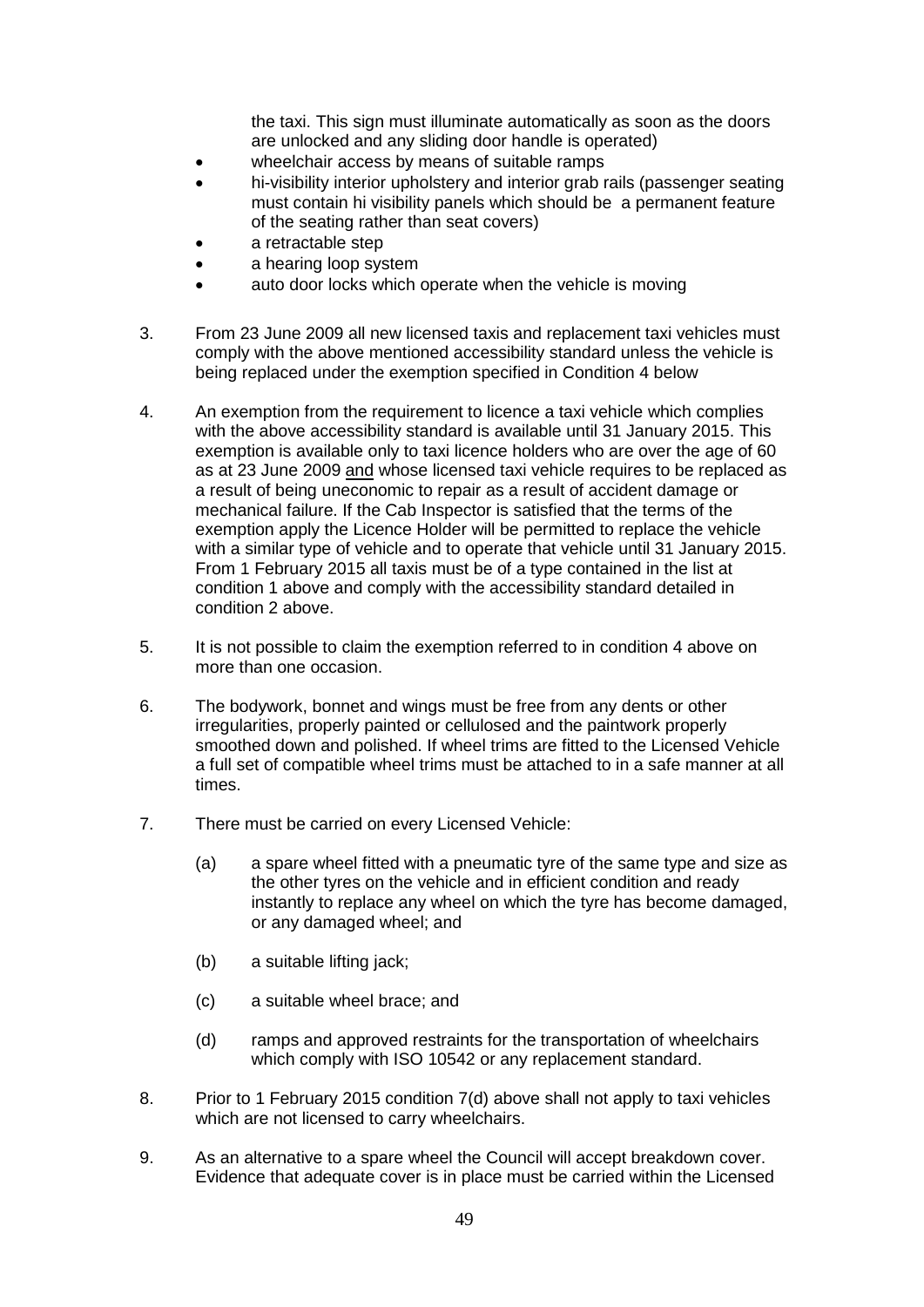the taxi. This sign must illuminate automatically as soon as the doors are unlocked and any sliding door handle is operated)

- wheelchair access by means of suitable ramps
- hi-visibility interior upholstery and interior grab rails (passenger seating must contain hi visibility panels which should be a permanent feature of the seating rather than seat covers)
- a retractable step
- a hearing loop system
- auto door locks which operate when the vehicle is moving

3. From 23 June 2009 all new licensed taxis and replacement taxi vehicles must comply with the above mentioned accessibility standard unless the vehicle is being replaced under the exemption specified in Condition 4 below

4. An exemption from the requirement to licence a taxi vehicle which complies with the above accessibility standard is available until 31 January 2015. This exemption is available only to taxi licence holders who are over the age of 60 as at 23 June 2009 and whose licensed taxi vehicle requires to be replaced as a result of being uneconomic to repair as a result of accident damage or mechanical failure. If the Cab Inspector is satisfied that the terms of the exemption apply the Licence Holder will be permitted to replace the vehicle with a similar type of vehicle and to operate that vehicle until 31 January 2015. From 1 February 2015 all taxis must be of a type contained in the list at condition 1 above and comply with the accessibility standard detailed in condition 2 above.

5. It is not possible to claim the exemption referred to in condition 4 above on more than one occasion.

6. The bodywork, bonnet and wings must be free from any dents or other irregularities, properly painted or cellulosed and the paintwork properly smoothed down and polished. If wheel trims are fitted to the Licensed Vehicle a full set of compatible wheel trims must be attached to in a safe manner at all times.

7. There must be carried on every Licensed Vehicle:

   (a) a spare wheel fitted with a pneumatic tyre of the same type and size as the other tyres on the vehicle and in efficient condition and ready instantly to replace any wheel on which the tyre has become damaged, or any damaged wheel; and

   (b) a suitable lifting jack;

   (c) a suitable wheel brace; and

   (d) ramps and approved restraints for the transportation of wheelchairs which comply with ISO 10542 or any replacement standard.

8. Prior to 1 February 2015 condition 7(d) above shall not apply to taxi vehicles which are not licensed to carry wheelchairs.

9. As an alternative to a spare wheel the Council will accept breakdown cover. Evidence that adequate cover is in place must be carried within the Licensed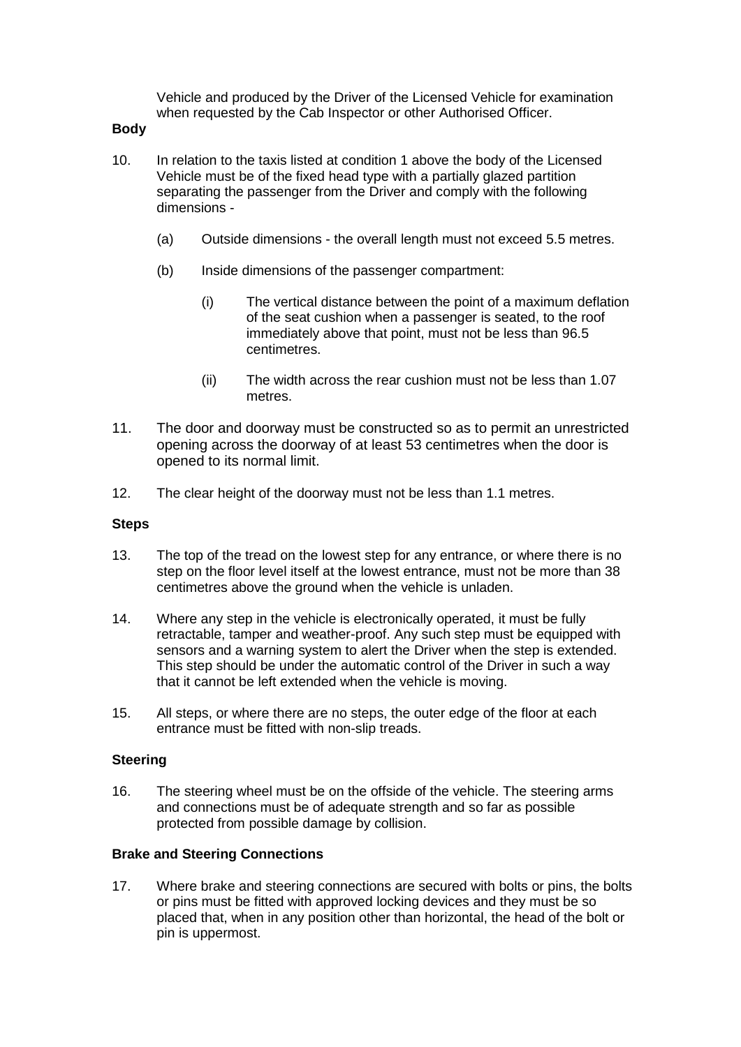Vehicle and produced by the Driver of the Licensed Vehicle for examination when requested by the Cab Inspector or other Authorised Officer.

**Body**

10. In relation to the taxis listed at condition 1 above the body of the Licensed Vehicle must be of the fixed head type with a partially glazed partition separating the passenger from the Driver and comply with the following dimensions -

    (a) Outside dimensions - the overall length must not exceed 5.5 metres.

    (b) Inside dimensions of the passenger compartment:

        (i) The vertical distance between the point of a maximum deflation of the seat cushion when a passenger is seated, to the roof immediately above that point, must not be less than 96.5 centimetres.

        (ii) The width across the rear cushion must not be less than 1.07 metres.

11. The door and doorway must be constructed so as to permit an unrestricted opening across the doorway of at least 53 centimetres when the door is opened to its normal limit.

12. The clear height of the doorway must not be less than 1.1 metres.

**Steps**

13. The top of the tread on the lowest step for any entrance, or where there is no step on the floor level itself at the lowest entrance, must not be more than 38 centimetres above the ground when the vehicle is unladen.

14. Where any step in the vehicle is electronically operated, it must be fully retractable, tamper and weather-proof. Any such step must be equipped with sensors and a warning system to alert the Driver when the step is extended. This step should be under the automatic control of the Driver in such a way that it cannot be left extended when the vehicle is moving.

15. All steps, or where there are no steps, the outer edge of the floor at each entrance must be fitted with non-slip treads.

**Steering**

16. The steering wheel must be on the offside of the vehicle. The steering arms and connections must be of adequate strength and so far as possible protected from possible damage by collision.

**Brake and Steering Connections**

17. Where brake and steering connections are secured with bolts or pins, the bolts or pins must be fitted with approved locking devices and they must be so placed that, when in any position other than horizontal, the head of the bolt or pin is uppermost.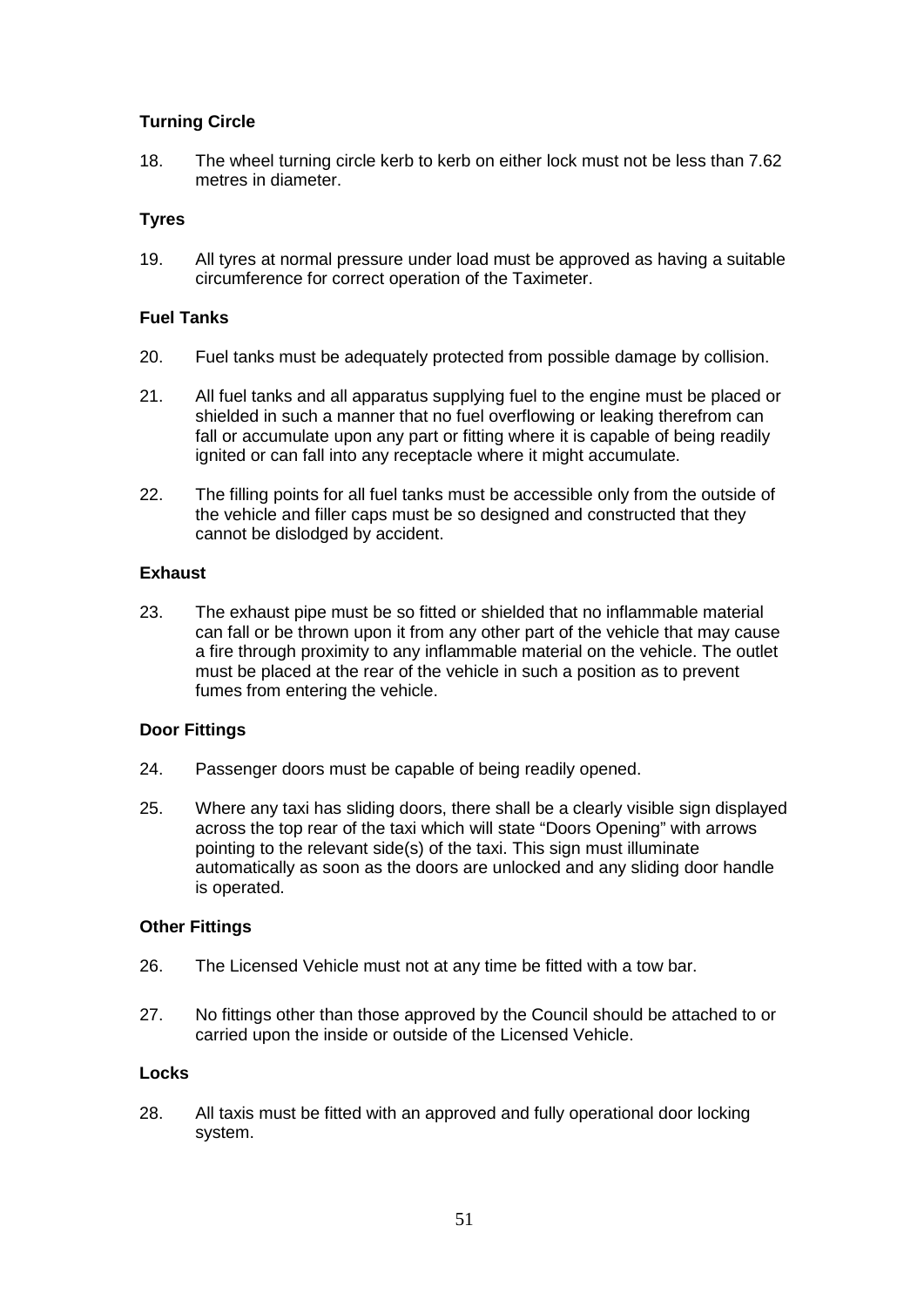**Turning Circle**

18. The wheel turning circle kerb to kerb on either lock must not be less than 7.62 metres in diameter.

**Tyres**

19. All tyres at normal pressure under load must be approved as having a suitable circumference for correct operation of the Taximeter.

**Fuel Tanks**

20. Fuel tanks must be adequately protected from possible damage by collision.

21. All fuel tanks and all apparatus supplying fuel to the engine must be placed or shielded in such a manner that no fuel overflowing or leaking therefrom can fall or accumulate upon any part or fitting where it is capable of being readily ignited or can fall into any receptacle where it might accumulate.

22. The filling points for all fuel tanks must be accessible only from the outside of the vehicle and filler caps must be so designed and constructed that they cannot be dislodged by accident.

**Exhaust**

23. The exhaust pipe must be so fitted or shielded that no inflammable material can fall or be thrown upon it from any other part of the vehicle that may cause a fire through proximity to any inflammable material on the vehicle. The outlet must be placed at the rear of the vehicle in such a position as to prevent fumes from entering the vehicle.

**Door Fittings**

24. Passenger doors must be capable of being readily opened.

25. Where any taxi has sliding doors, there shall be a clearly visible sign displayed across the top rear of the taxi which will state "Doors Opening" with arrows pointing to the relevant side(s) of the taxi. This sign must illuminate automatically as soon as the doors are unlocked and any sliding door handle is operated.

**Other Fittings**

26. The Licensed Vehicle must not at any time be fitted with a tow bar.

27. No fittings other than those approved by the Council should be attached to or carried upon the inside or outside of the Licensed Vehicle.

**Locks**

28. All taxis must be fitted with an approved and fully operational door locking system.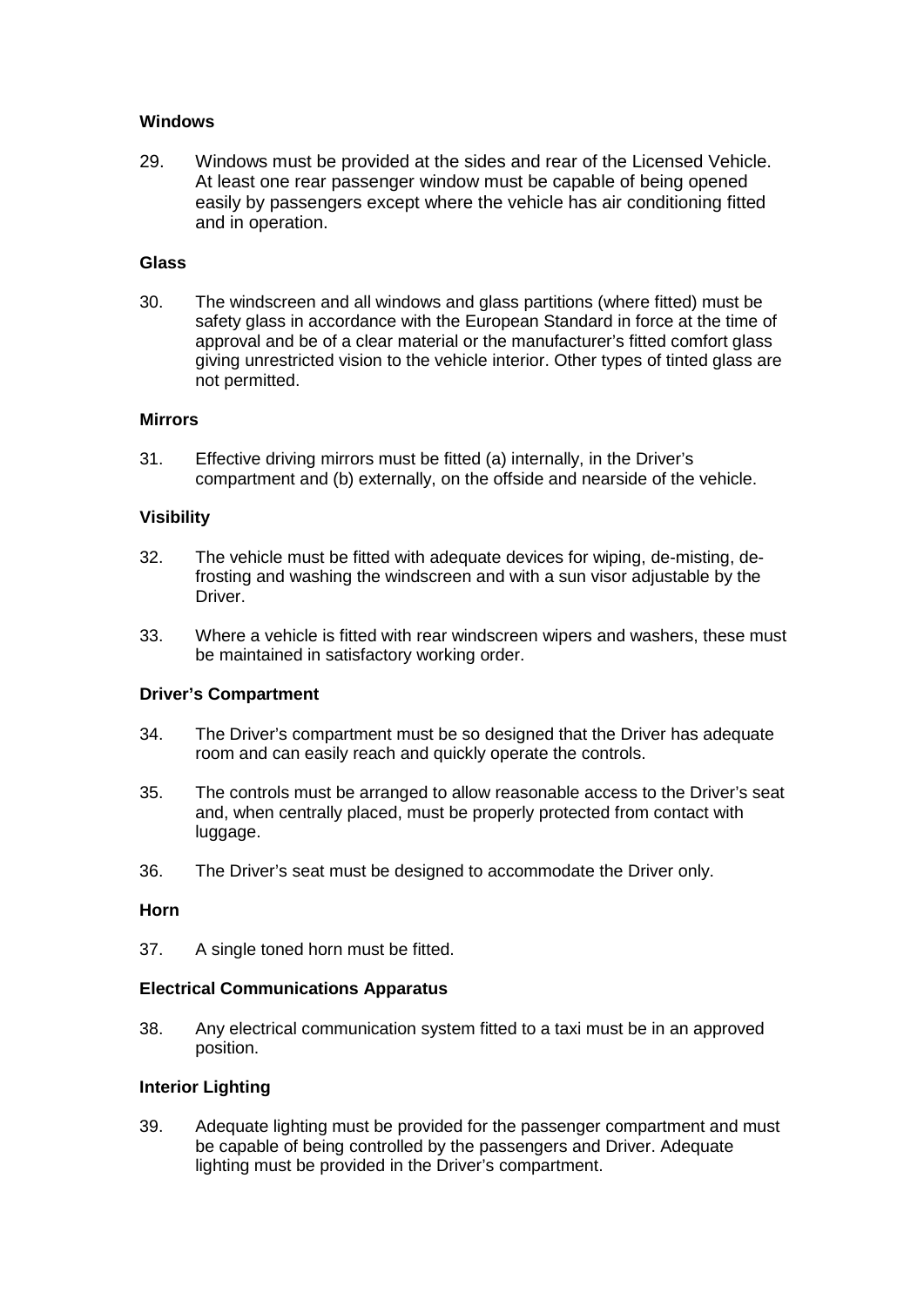**Windows**

29. Windows must be provided at the sides and rear of the Licensed Vehicle. At least one rear passenger window must be capable of being opened easily by passengers except where the vehicle has air conditioning fitted and in operation.

**Glass**

30. The windscreen and all windows and glass partitions (where fitted) must be safety glass in accordance with the European Standard in force at the time of approval and be of a clear material or the manufacturer's fitted comfort glass giving unrestricted vision to the vehicle interior. Other types of tinted glass are not permitted.

**Mirrors**

31. Effective driving mirrors must be fitted (a) internally, in the Driver's compartment and (b) externally, on the offside and nearside of the vehicle.

**Visibility**

32. The vehicle must be fitted with adequate devices for wiping, de-misting, de-frosting and washing the windscreen and with a sun visor adjustable by the Driver.

33. Where a vehicle is fitted with rear windscreen wipers and washers, these must be maintained in satisfactory working order.

**Driver's Compartment**

34. The Driver's compartment must be so designed that the Driver has adequate room and can easily reach and quickly operate the controls.

35. The controls must be arranged to allow reasonable access to the Driver's seat and, when centrally placed, must be properly protected from contact with luggage.

36. The Driver's seat must be designed to accommodate the Driver only.

**Horn**

37. A single toned horn must be fitted.

**Electrical Communications Apparatus**

38. Any electrical communication system fitted to a taxi must be in an approved position.

**Interior Lighting**

39. Adequate lighting must be provided for the passenger compartment and must be capable of being controlled by the passengers and Driver. Adequate lighting must be provided in the Driver's compartment.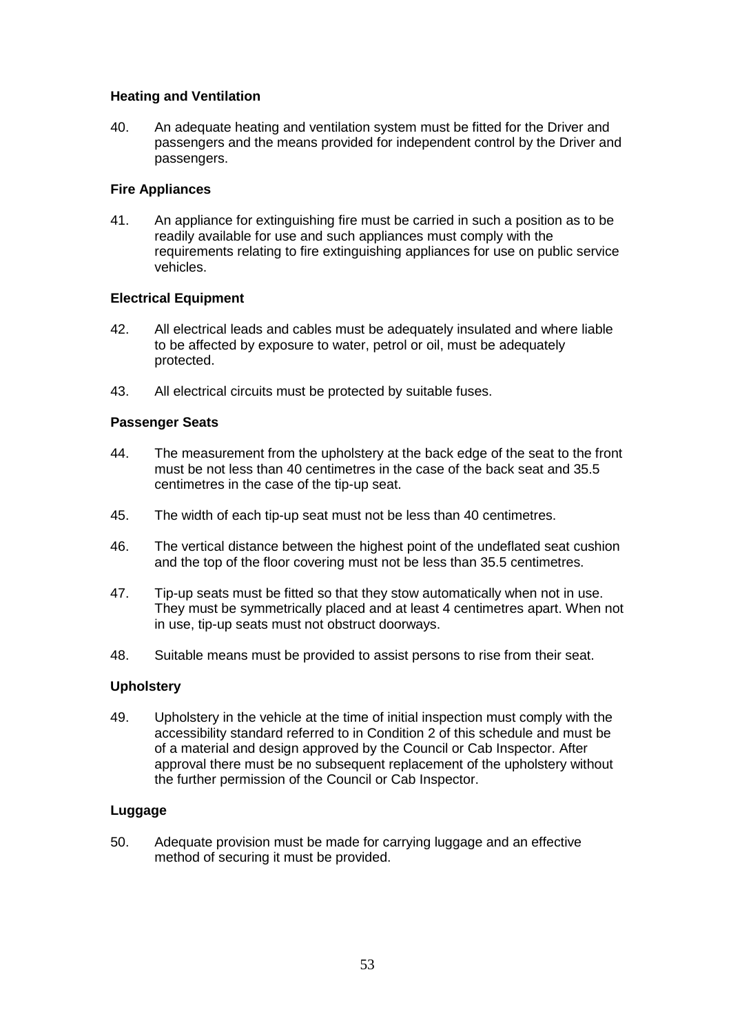### Heating and Ventilation

40. An adequate heating and ventilation system must be fitted for the Driver and passengers and the means provided for independent control by the Driver and passengers.

### Fire Appliances

41. An appliance for extinguishing fire must be carried in such a position as to be readily available for use and such appliances must comply with the requirements relating to fire extinguishing appliances for use on public service vehicles.

### Electrical Equipment

42. All electrical leads and cables must be adequately insulated and where liable to be affected by exposure to water, petrol or oil, must be adequately protected.

43. All electrical circuits must be protected by suitable fuses.

### Passenger Seats

44. The measurement from the upholstery at the back edge of the seat to the front must be not less than 40 centimetres in the case of the back seat and 35.5 centimetres in the case of the tip-up seat.

45. The width of each tip-up seat must not be less than 40 centimetres.

46. The vertical distance between the highest point of the undeflated seat cushion and the top of the floor covering must not be less than 35.5 centimetres.

47. Tip-up seats must be fitted so that they stow automatically when not in use. They must be symmetrically placed and at least 4 centimetres apart. When not in use, tip-up seats must not obstruct doorways.

48. Suitable means must be provided to assist persons to rise from their seat.

### Upholstery

49. Upholstery in the vehicle at the time of initial inspection must comply with the accessibility standard referred to in Condition 2 of this schedule and must be of a material and design approved by the Council or Cab Inspector. After approval there must be no subsequent replacement of the upholstery without the further permission of the Council or Cab Inspector.

### Luggage

50. Adequate provision must be made for carrying luggage and an effective method of securing it must be provided.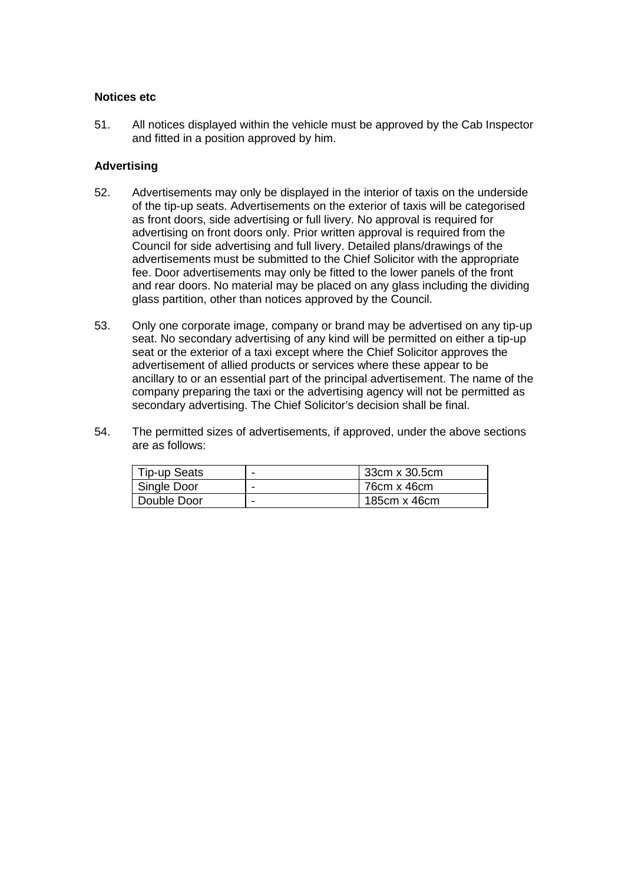**Notices etc**

51. All notices displayed within the vehicle must be approved by the Cab Inspector and fitted in a position approved by him.

**Advertising**

52. Advertisements may only be displayed in the interior of taxis on the underside of the tip-up seats. Advertisements on the exterior of taxis will be categorised as front doors, side advertising or full livery. No approval is required for advertising on front doors only. Prior written approval is required from the Council for side advertising and full livery. Detailed plans/drawings of the advertisements must be submitted to the Chief Solicitor with the appropriate fee. Door advertisements may only be fitted to the lower panels of the front and rear doors. No material may be placed on any glass including the dividing glass partition, other than notices approved by the Council.

53. Only one corporate image, company or brand may be advertised on any tip-up seat. No secondary advertising of any kind will be permitted on either a tip-up seat or the exterior of a taxi except where the Chief Solicitor approves the advertisement of allied products or services where these appear to be ancillary to or an essential part of the principal advertisement. The name of the company preparing the taxi or the advertising agency will not be permitted as secondary advertising. The Chief Solicitor's decision shall be final.

54. The permitted sizes of advertisements, if approved, under the above sections are as follows:

| Tip-up Seats | - | 33cm x 30.5cm |
|---|---|---|
| Single Door | - | 76cm x 46cm |
| Double Door | - | 185cm x 46cm |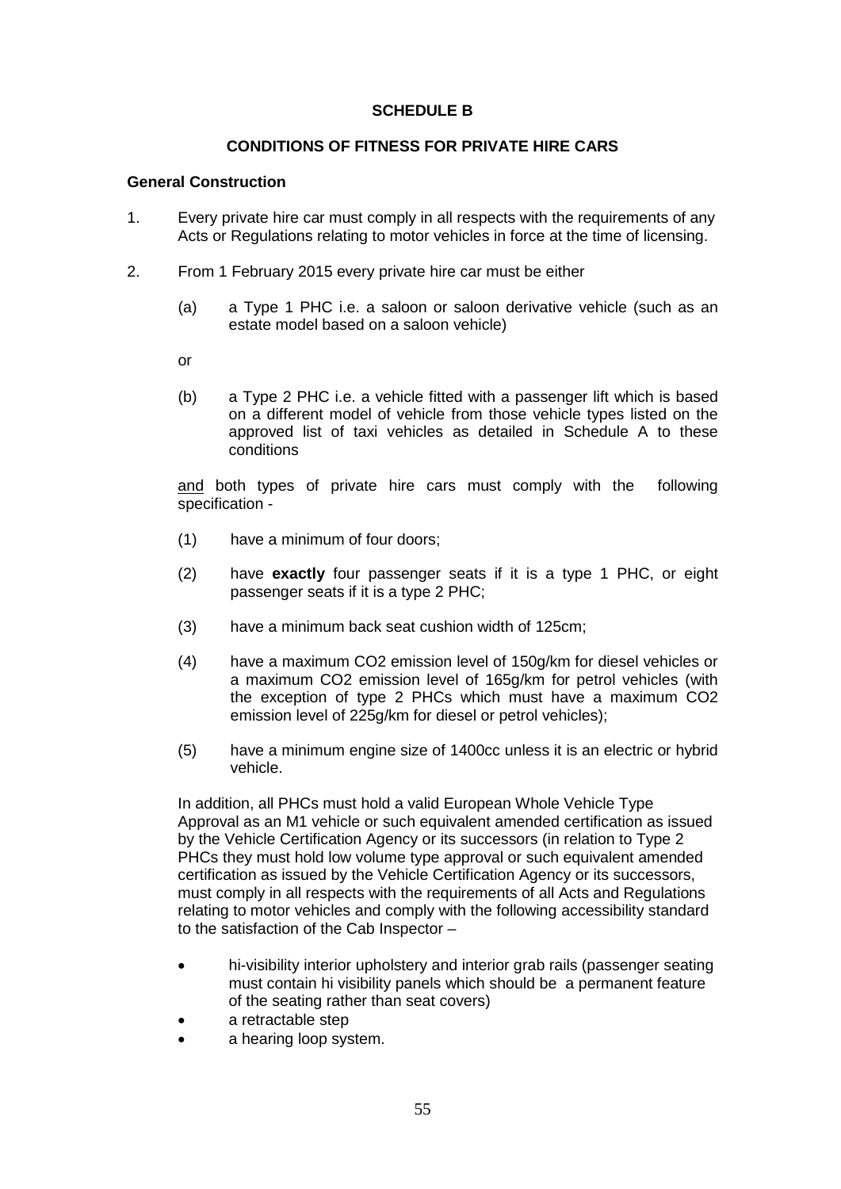## SCHEDULE B

## CONDITIONS OF FITNESS FOR PRIVATE HIRE CARS

### General Construction

1. Every private hire car must comply in all respects with the requirements of any Acts or Regulations relating to motor vehicles in force at the time of licensing.

2. From 1 February 2015 every private hire car must be either

   (a) a Type 1 PHC i.e. a saloon or saloon derivative vehicle (such as an estate model based on a saloon vehicle)

   or

   (b) a Type 2 PHC i.e. a vehicle fitted with a passenger lift which is based on a different model of vehicle from those vehicle types listed on the approved list of taxi vehicles as detailed in Schedule A to these conditions

   and both types of private hire cars must comply with the following specification -

   (1) have a minimum of four doors;

   (2) have **exactly** four passenger seats if it is a type 1 PHC, or eight passenger seats if it is a type 2 PHC;

   (3) have a minimum back seat cushion width of 125cm;

   (4) have a maximum $CO_2$ emission level of 150g/km for diesel vehicles or a maximum $CO_2$ emission level of 165g/km for petrol vehicles (with the exception of type 2 PHCs which must have a maximum $CO_2$ emission level of 225g/km for diesel or petrol vehicles);

   (5) have a minimum engine size of 1400cc unless it is an electric or hybrid vehicle.

   In addition, all PHCs must hold a valid European Whole Vehicle Type Approval as an M1 vehicle or such equivalent amended certification as issued by the Vehicle Certification Agency or its successors (in relation to Type 2 PHCs they must hold low volume type approval or such equivalent amended certification as issued by the Vehicle Certification Agency or its successors, must comply in all respects with the requirements of all Acts and Regulations relating to motor vehicles and comply with the following accessibility standard to the satisfaction of the Cab Inspector –

   - hi-visibility interior upholstery and interior grab rails (passenger seating must contain hi visibility panels which should be a permanent feature of the seating rather than seat covers)
   - a retractable step
   - a hearing loop system.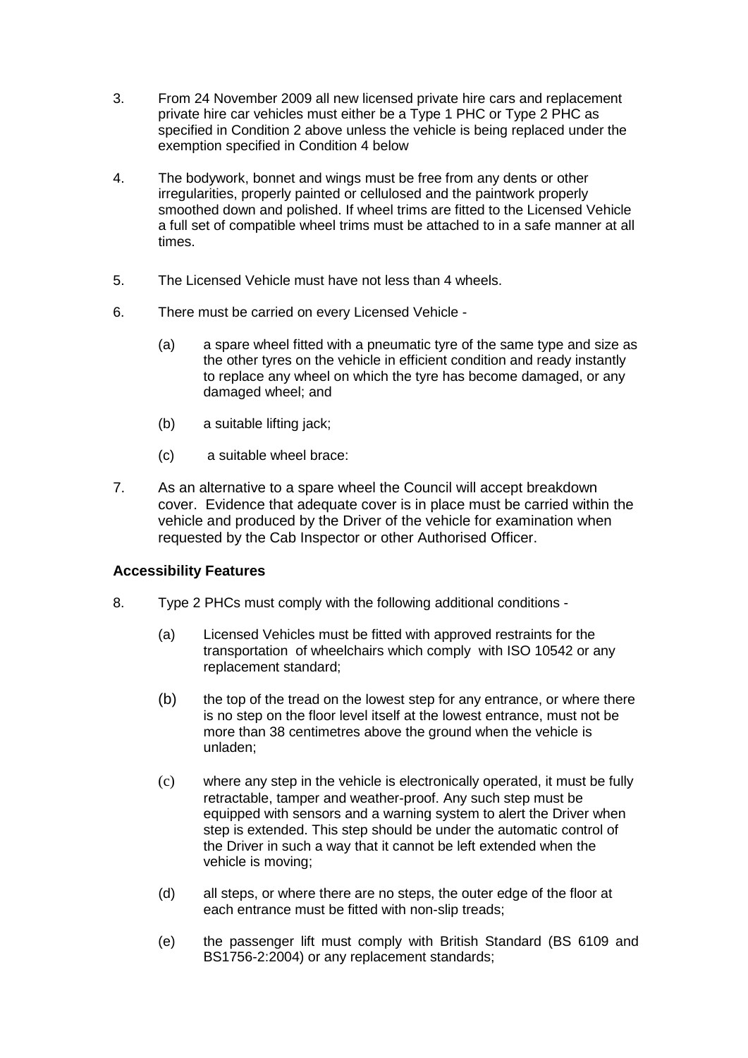3. From 24 November 2009 all new licensed private hire cars and replacement private hire car vehicles must either be a Type 1 PHC or Type 2 PHC as specified in Condition 2 above unless the vehicle is being replaced under the exemption specified in Condition 4 below

4. The bodywork, bonnet and wings must be free from any dents or other irregularities, properly painted or cellulosed and the paintwork properly smoothed down and polished. If wheel trims are fitted to the Licensed Vehicle a full set of compatible wheel trims must be attached to in a safe manner at all times.

5. The Licensed Vehicle must have not less than 4 wheels.

6. There must be carried on every Licensed Vehicle -

   (a) a spare wheel fitted with a pneumatic tyre of the same type and size as the other tyres on the vehicle in efficient condition and ready instantly to replace any wheel on which the tyre has become damaged, or any damaged wheel; and

   (b) a suitable lifting jack;

   (c) a suitable wheel brace:

7. As an alternative to a spare wheel the Council will accept breakdown cover. Evidence that adequate cover is in place must be carried within the vehicle and produced by the Driver of the vehicle for examination when requested by the Cab Inspector or other Authorised Officer.

**Accessibility Features**

8. Type 2 PHCs must comply with the following additional conditions -

   (a) Licensed Vehicles must be fitted with approved restraints for the transportation of wheelchairs which comply with ISO 10542 or any replacement standard;

   (b) the top of the tread on the lowest step for any entrance, or where there is no step on the floor level itself at the lowest entrance, must not be more than 38 centimetres above the ground when the vehicle is unladen;

   (c) where any step in the vehicle is electronically operated, it must be fully retractable, tamper and weather-proof. Any such step must be equipped with sensors and a warning system to alert the Driver when step is extended. This step should be under the automatic control of the Driver in such a way that it cannot be left extended when the vehicle is moving;

   (d) all steps, or where there are no steps, the outer edge of the floor at each entrance must be fitted with non-slip treads;

   (e) the passenger lift must comply with British Standard (BS 6109 and BS1756-2:2004) or any replacement standards;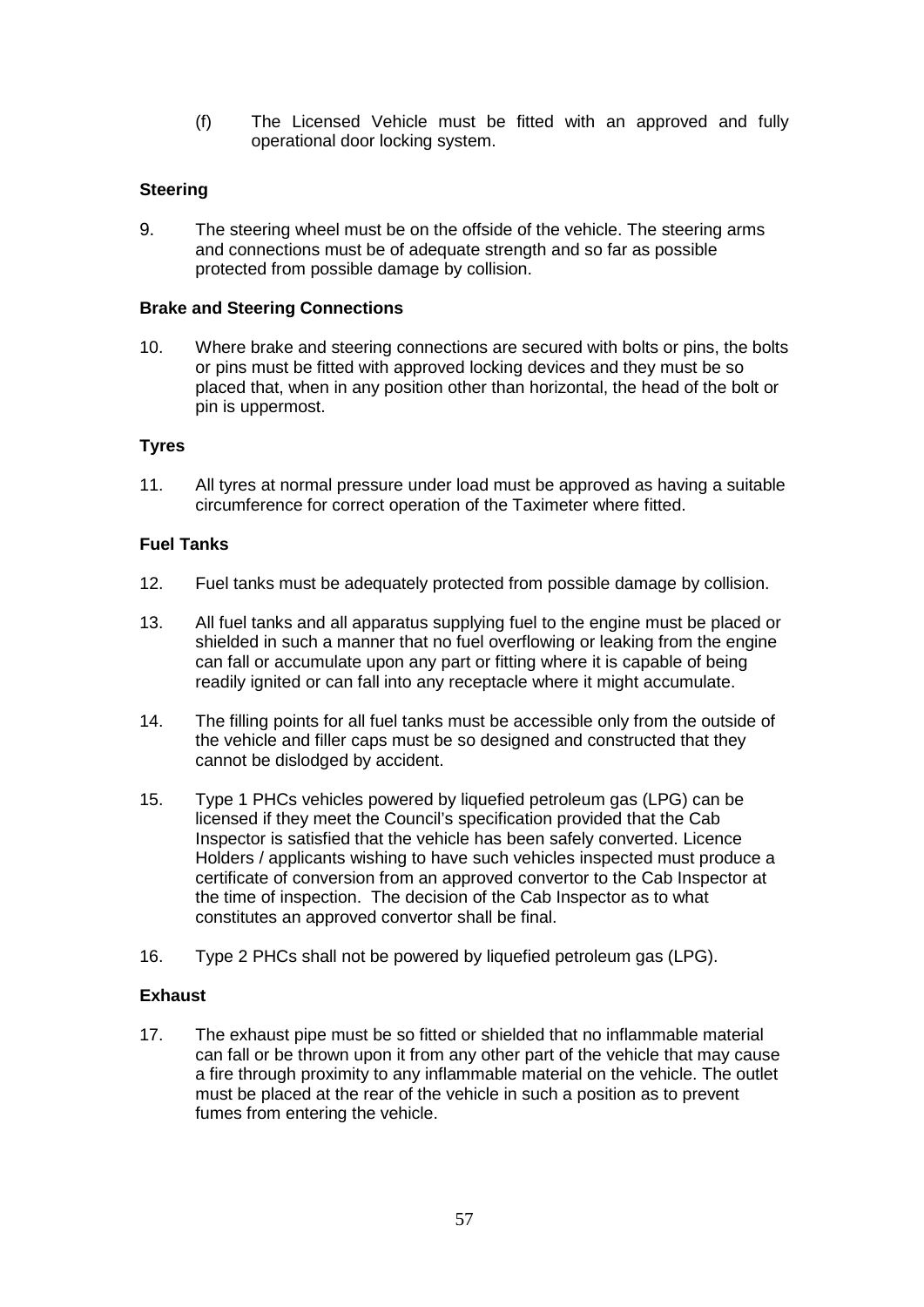(f) The Licensed Vehicle must be fitted with an approved and fully operational door locking system.

**Steering**

9. The steering wheel must be on the offside of the vehicle. The steering arms and connections must be of adequate strength and so far as possible protected from possible damage by collision.

**Brake and Steering Connections**

10. Where brake and steering connections are secured with bolts or pins, the bolts or pins must be fitted with approved locking devices and they must be so placed that, when in any position other than horizontal, the head of the bolt or pin is uppermost.

**Tyres**

11. All tyres at normal pressure under load must be approved as having a suitable circumference for correct operation of the Taximeter where fitted.

**Fuel Tanks**

12. Fuel tanks must be adequately protected from possible damage by collision.

13. All fuel tanks and all apparatus supplying fuel to the engine must be placed or shielded in such a manner that no fuel overflowing or leaking from the engine can fall or accumulate upon any part or fitting where it is capable of being readily ignited or can fall into any receptacle where it might accumulate.

14. The filling points for all fuel tanks must be accessible only from the outside of the vehicle and filler caps must be so designed and constructed that they cannot be dislodged by accident.

15. Type 1 PHCs vehicles powered by liquefied petroleum gas (LPG) can be licensed if they meet the Council's specification provided that the Cab Inspector is satisfied that the vehicle has been safely converted. Licence Holders / applicants wishing to have such vehicles inspected must produce a certificate of conversion from an approved convertor to the Cab Inspector at the time of inspection. The decision of the Cab Inspector as to what constitutes an approved convertor shall be final.

16. Type 2 PHCs shall not be powered by liquefied petroleum gas (LPG).

**Exhaust**

17. The exhaust pipe must be so fitted or shielded that no inflammable material can fall or be thrown upon it from any other part of the vehicle that may cause a fire through proximity to any inflammable material on the vehicle. The outlet must be placed at the rear of the vehicle in such a position as to prevent fumes from entering the vehicle.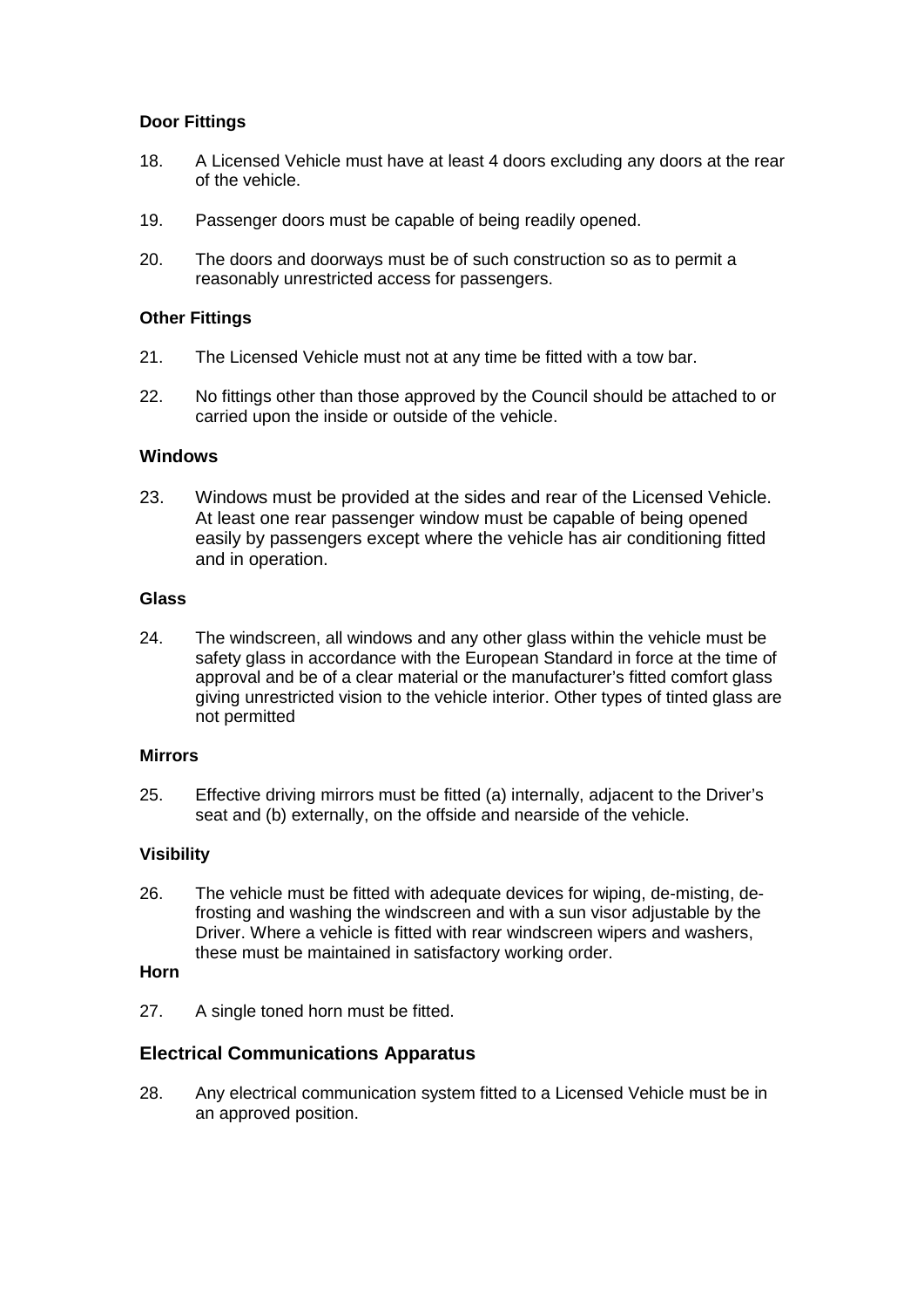### Door Fittings

18. A Licensed Vehicle must have at least 4 doors excluding any doors at the rear of the vehicle.

19. Passenger doors must be capable of being readily opened.

20. The doors and doorways must be of such construction so as to permit a reasonably unrestricted access for passengers.

### Other Fittings

21. The Licensed Vehicle must not at any time be fitted with a tow bar.

22. No fittings other than those approved by the Council should be attached to or carried upon the inside or outside of the vehicle.

### Windows

23. Windows must be provided at the sides and rear of the Licensed Vehicle. At least one rear passenger window must be capable of being opened easily by passengers except where the vehicle has air conditioning fitted and in operation.

### Glass

24. The windscreen, all windows and any other glass within the vehicle must be safety glass in accordance with the European Standard in force at the time of approval and be of a clear material or the manufacturer's fitted comfort glass giving unrestricted vision to the vehicle interior. Other types of tinted glass are not permitted

### Mirrors

25. Effective driving mirrors must be fitted (a) internally, adjacent to the Driver's seat and (b) externally, on the offside and nearside of the vehicle.

### Visibility

26. The vehicle must be fitted with adequate devices for wiping, de-misting, de-frosting and washing the windscreen and with a sun visor adjustable by the Driver. Where a vehicle is fitted with rear windscreen wipers and washers, these must be maintained in satisfactory working order.

### Horn

27. A single toned horn must be fitted.

## Electrical Communications Apparatus

28. Any electrical communication system fitted to a Licensed Vehicle must be in an approved position.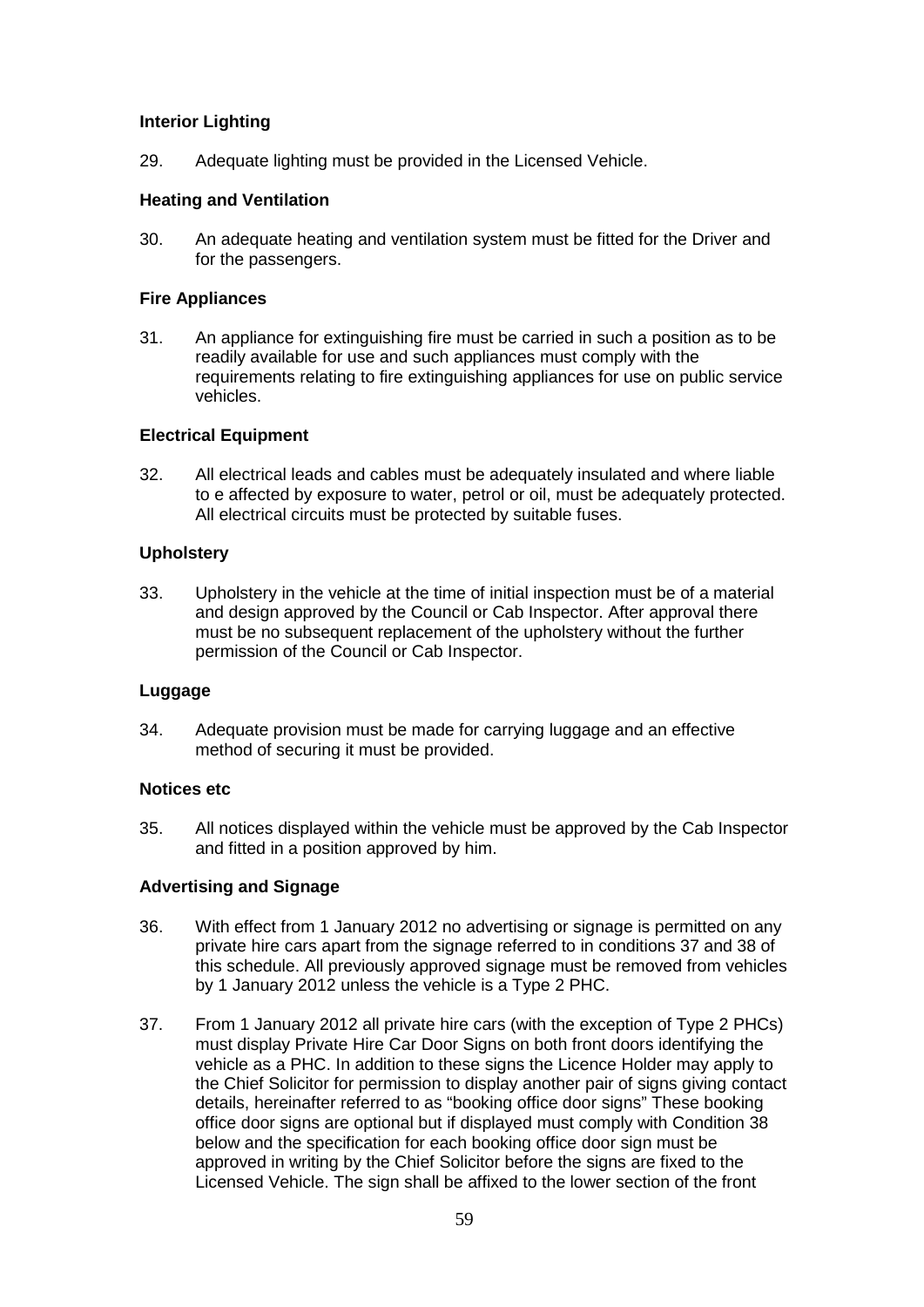### Interior Lighting

29. Adequate lighting must be provided in the Licensed Vehicle.

### Heating and Ventilation

30. An adequate heating and ventilation system must be fitted for the Driver and for the passengers.

### Fire Appliances

31. An appliance for extinguishing fire must be carried in such a position as to be readily available for use and such appliances must comply with the requirements relating to fire extinguishing appliances for use on public service vehicles.

### Electrical Equipment

32. All electrical leads and cables must be adequately insulated and where liable to e affected by exposure to water, petrol or oil, must be adequately protected. All electrical circuits must be protected by suitable fuses.

### Upholstery

33. Upholstery in the vehicle at the time of initial inspection must be of a material and design approved by the Council or Cab Inspector. After approval there must be no subsequent replacement of the upholstery without the further permission of the Council or Cab Inspector.

### Luggage

34. Adequate provision must be made for carrying luggage and an effective method of securing it must be provided.

### Notices etc

35. All notices displayed within the vehicle must be approved by the Cab Inspector and fitted in a position approved by him.

### Advertising and Signage

36. With effect from 1 January 2012 no advertising or signage is permitted on any private hire cars apart from the signage referred to in conditions 37 and 38 of this schedule. All previously approved signage must be removed from vehicles by 1 January 2012 unless the vehicle is a Type 2 PHC.

37. From 1 January 2012 all private hire cars (with the exception of Type 2 PHCs) must display Private Hire Car Door Signs on both front doors identifying the vehicle as a PHC. In addition to these signs the Licence Holder may apply to the Chief Solicitor for permission to display another pair of signs giving contact details, hereinafter referred to as "booking office door signs" These booking office door signs are optional but if displayed must comply with Condition 38 below and the specification for each booking office door sign must be approved in writing by the Chief Solicitor before the signs are fixed to the Licensed Vehicle. The sign shall be affixed to the lower section of the front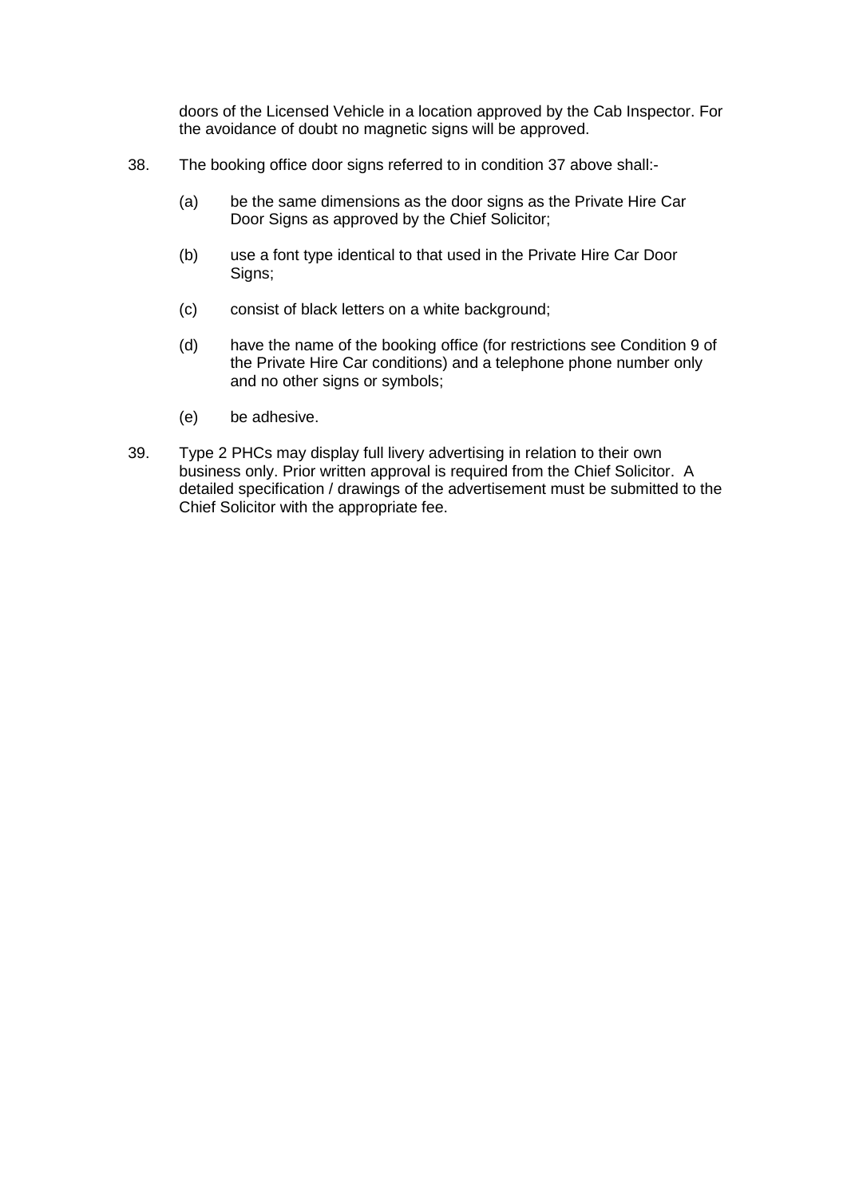doors of the Licensed Vehicle in a location approved by the Cab Inspector. For the avoidance of doubt no magnetic signs will be approved.

38. The booking office door signs referred to in condition 37 above shall:-

    (a) be the same dimensions as the door signs as the Private Hire Car Door Signs as approved by the Chief Solicitor;

    (b) use a font type identical to that used in the Private Hire Car Door Signs;

    (c) consist of black letters on a white background;

    (d) have the name of the booking office (for restrictions see Condition 9 of the Private Hire Car conditions) and a telephone phone number only and no other signs or symbols;

    (e) be adhesive.

39. Type 2 PHCs may display full livery advertising in relation to their own business only. Prior written approval is required from the Chief Solicitor. A detailed specification / drawings of the advertisement must be submitted to the Chief Solicitor with the appropriate fee.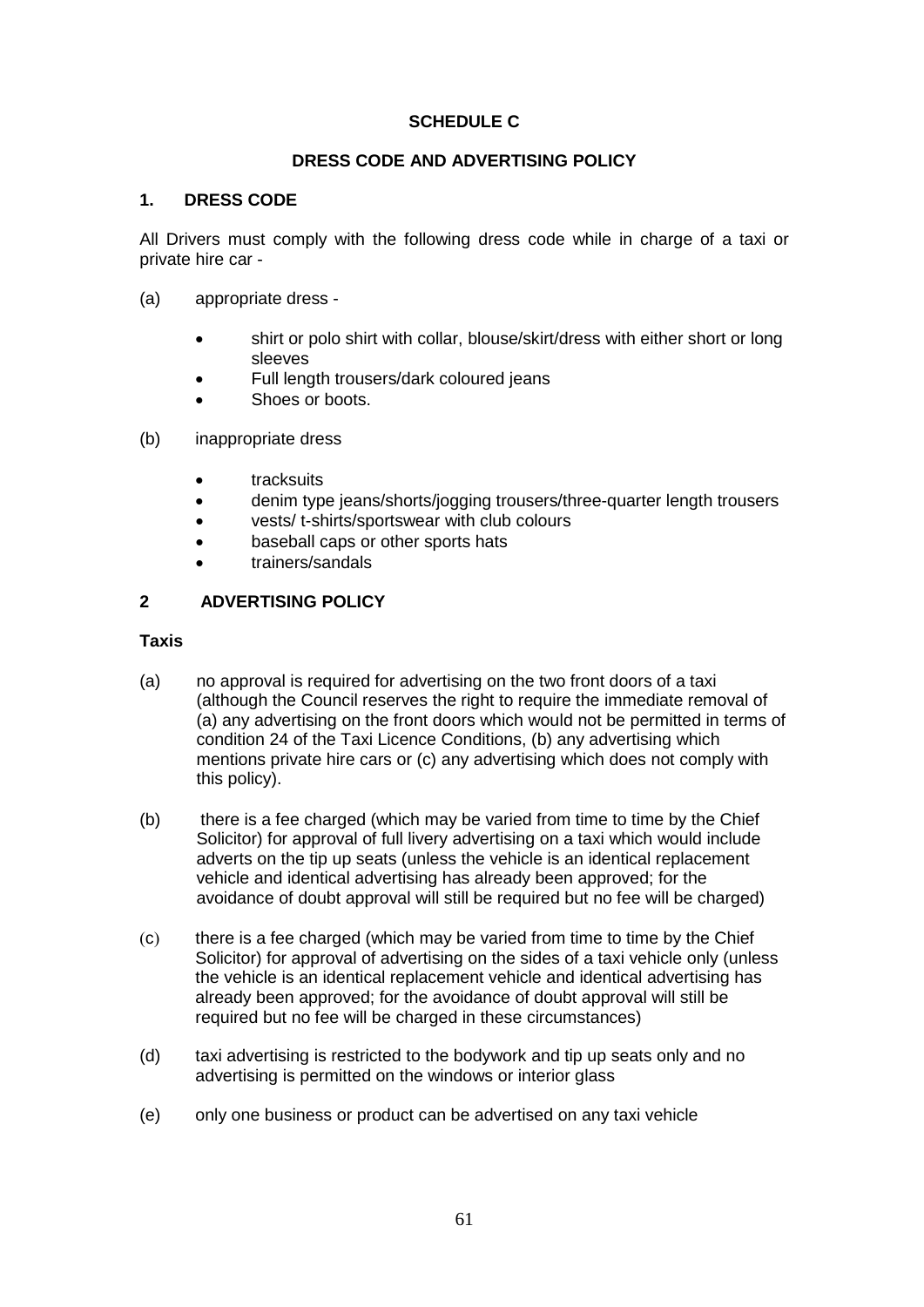## SCHEDULE C

## DRESS CODE AND ADVERTISING POLICY

### 1. DRESS CODE

All Drivers must comply with the following dress code while in charge of a taxi or private hire car -

(a) appropriate dress -

- shirt or polo shirt with collar, blouse/skirt/dress with either short or long sleeves
- Full length trousers/dark coloured jeans
- Shoes or boots.

(b) inappropriate dress

- tracksuits
- denim type jeans/shorts/jogging trousers/three-quarter length trousers
- vests/ t-shirts/sportswear with club colours
- baseball caps or other sports hats
- trainers/sandals

### 2 ADVERTISING POLICY

**Taxis**

(a) no approval is required for advertising on the two front doors of a taxi (although the Council reserves the right to require the immediate removal of (a) any advertising on the front doors which would not be permitted in terms of condition 24 of the Taxi Licence Conditions, (b) any advertising which mentions private hire cars or (c) any advertising which does not comply with this policy).

(b) there is a fee charged (which may be varied from time to time by the Chief Solicitor) for approval of full livery advertising on a taxi which would include adverts on the tip up seats (unless the vehicle is an identical replacement vehicle and identical advertising has already been approved; for the avoidance of doubt approval will still be required but no fee will be charged)

(c) there is a fee charged (which may be varied from time to time by the Chief Solicitor) for approval of advertising on the sides of a taxi vehicle only (unless the vehicle is an identical replacement vehicle and identical advertising has already been approved; for the avoidance of doubt approval will still be required but no fee will be charged in these circumstances)

(d) taxi advertising is restricted to the bodywork and tip up seats only and no advertising is permitted on the windows or interior glass

(e) only one business or product can be advertised on any taxi vehicle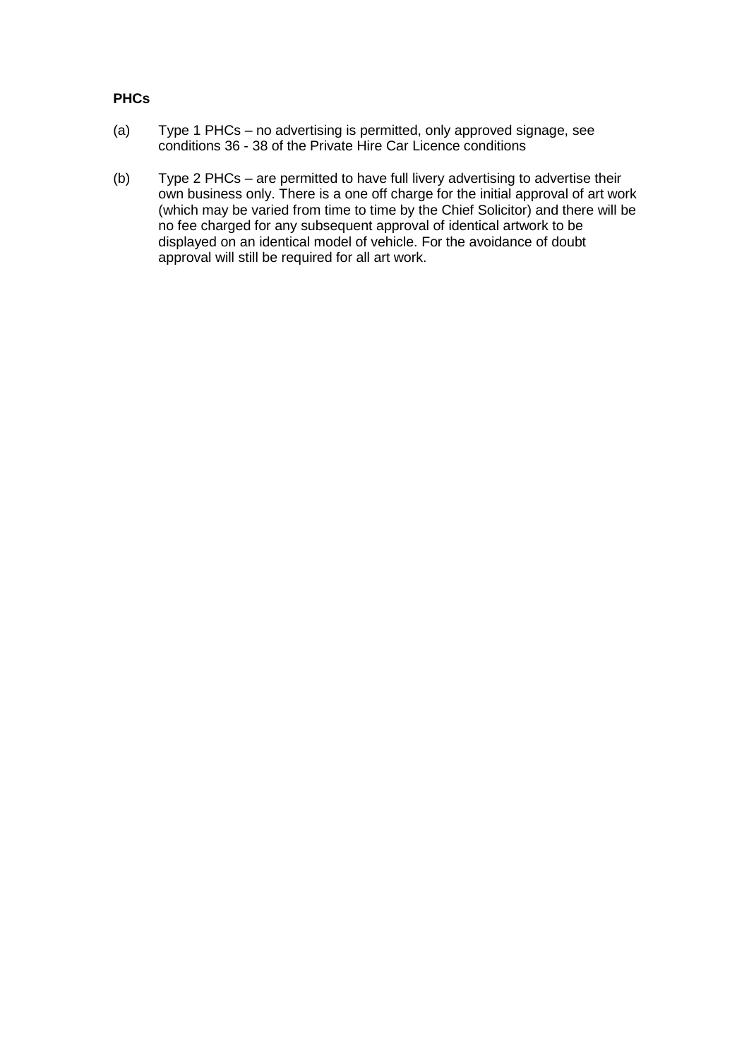**PHCs**

(a) Type 1 PHCs – no advertising is permitted, only approved signage, see conditions 36 - 38 of the Private Hire Car Licence conditions

(b) Type 2 PHCs – are permitted to have full livery advertising to advertise their own business only. There is a one off charge for the initial approval of art work (which may be varied from time to time by the Chief Solicitor) and there will be no fee charged for any subsequent approval of identical artwork to be displayed on an identical model of vehicle. For the avoidance of doubt approval will still be required for all art work.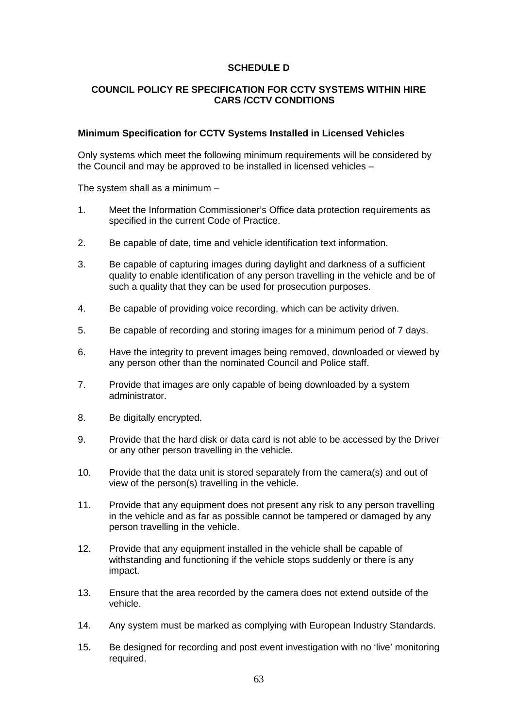## SCHEDULE D

## COUNCIL POLICY RE SPECIFICATION FOR CCTV SYSTEMS WITHIN HIRE CARS /CCTV CONDITIONS

### Minimum Specification for CCTV Systems Installed in Licensed Vehicles

Only systems which meet the following minimum requirements will be considered by the Council and may be approved to be installed in licensed vehicles –

The system shall as a minimum –

1. Meet the Information Commissioner's Office data protection requirements as specified in the current Code of Practice.

2. Be capable of date, time and vehicle identification text information.

3. Be capable of capturing images during daylight and darkness of a sufficient quality to enable identification of any person travelling in the vehicle and be of such a quality that they can be used for prosecution purposes.

4. Be capable of providing voice recording, which can be activity driven.

5. Be capable of recording and storing images for a minimum period of 7 days.

6. Have the integrity to prevent images being removed, downloaded or viewed by any person other than the nominated Council and Police staff.

7. Provide that images are only capable of being downloaded by a system administrator.

8. Be digitally encrypted.

9. Provide that the hard disk or data card is not able to be accessed by the Driver or any other person travelling in the vehicle.

10. Provide that the data unit is stored separately from the camera(s) and out of view of the person(s) travelling in the vehicle.

11. Provide that any equipment does not present any risk to any person travelling in the vehicle and as far as possible cannot be tampered or damaged by any person travelling in the vehicle.

12. Provide that any equipment installed in the vehicle shall be capable of withstanding and functioning if the vehicle stops suddenly or there is any impact.

13. Ensure that the area recorded by the camera does not extend outside of the vehicle.

14. Any system must be marked as complying with European Industry Standards.

15. Be designed for recording and post event investigation with no 'live' monitoring required.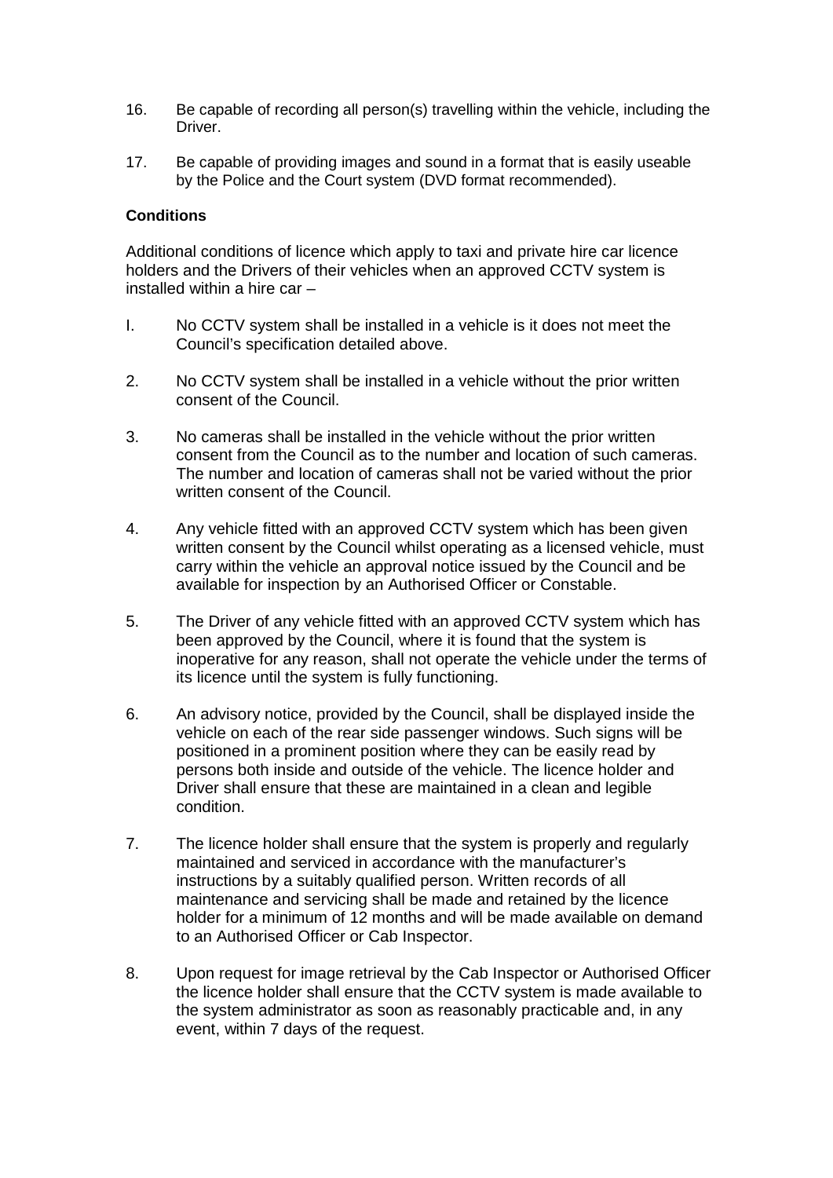16. Be capable of recording all person(s) travelling within the vehicle, including the Driver.

17. Be capable of providing images and sound in a format that is easily useable by the Police and the Court system (DVD format recommended).

**Conditions**

Additional conditions of licence which apply to taxi and private hire car licence holders and the Drivers of their vehicles when an approved CCTV system is installed within a hire car –

I. No CCTV system shall be installed in a vehicle is it does not meet the Council's specification detailed above.

2. No CCTV system shall be installed in a vehicle without the prior written consent of the Council.

3. No cameras shall be installed in the vehicle without the prior written consent from the Council as to the number and location of such cameras. The number and location of cameras shall not be varied without the prior written consent of the Council.

4. Any vehicle fitted with an approved CCTV system which has been given written consent by the Council whilst operating as a licensed vehicle, must carry within the vehicle an approval notice issued by the Council and be available for inspection by an Authorised Officer or Constable.

5. The Driver of any vehicle fitted with an approved CCTV system which has been approved by the Council, where it is found that the system is inoperative for any reason, shall not operate the vehicle under the terms of its licence until the system is fully functioning.

6. An advisory notice, provided by the Council, shall be displayed inside the vehicle on each of the rear side passenger windows. Such signs will be positioned in a prominent position where they can be easily read by persons both inside and outside of the vehicle. The licence holder and Driver shall ensure that these are maintained in a clean and legible condition.

7. The licence holder shall ensure that the system is properly and regularly maintained and serviced in accordance with the manufacturer's instructions by a suitably qualified person. Written records of all maintenance and servicing shall be made and retained by the licence holder for a minimum of 12 months and will be made available on demand to an Authorised Officer or Cab Inspector.

8. Upon request for image retrieval by the Cab Inspector or Authorised Officer the licence holder shall ensure that the CCTV system is made available to the system administrator as soon as reasonably practicable and, in any event, within 7 days of the request.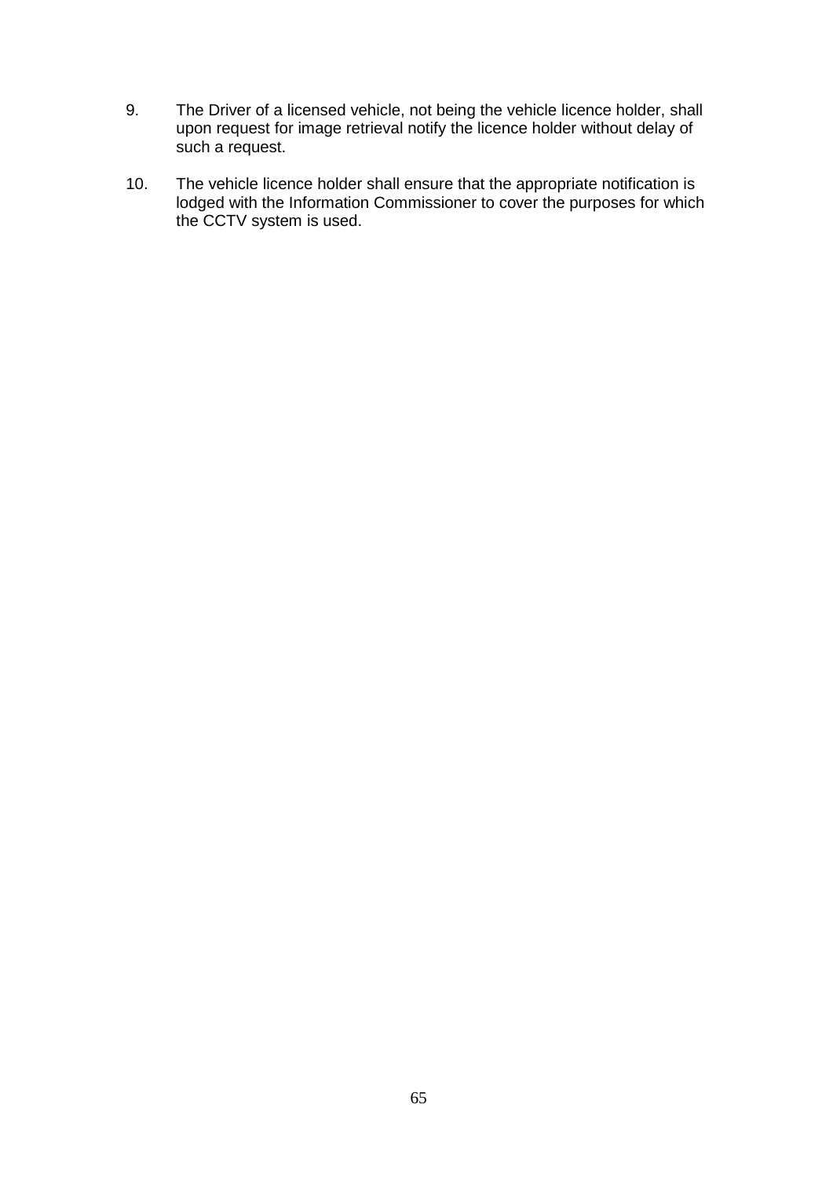9. The Driver of a licensed vehicle, not being the vehicle licence holder, shall upon request for image retrieval notify the licence holder without delay of such a request.

10. The vehicle licence holder shall ensure that the appropriate notification is lodged with the Information Commissioner to cover the purposes for which the CCTV system is used.